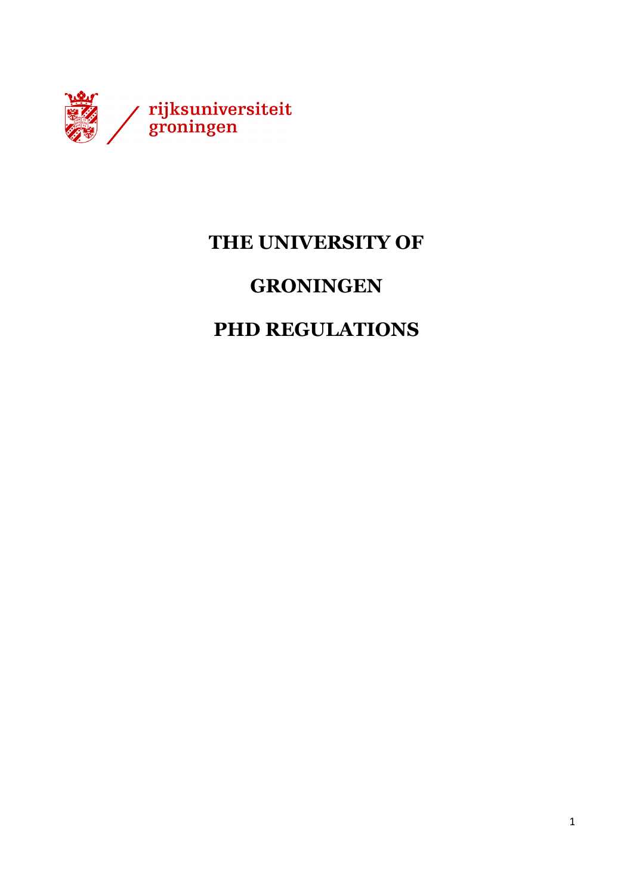rijksuniversiteit groningen

# THE UNIVERSITY OF

# GRONINGEN

# PHD REGULATIONS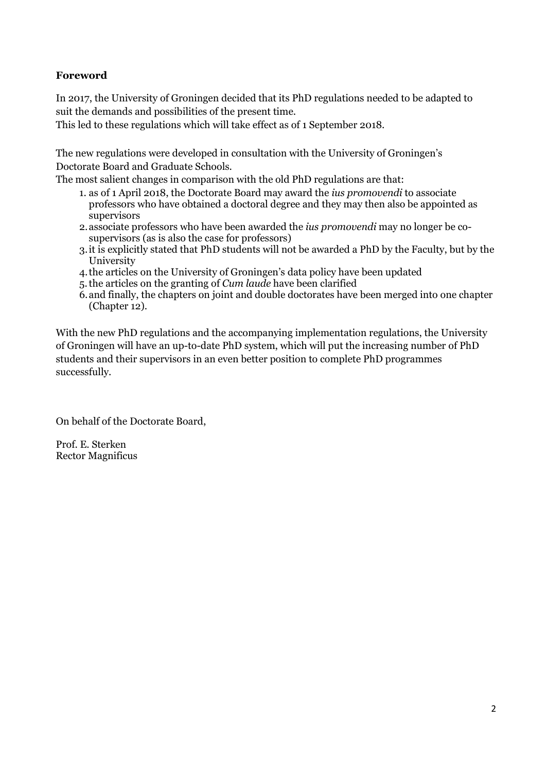**Foreword**

In 2017, the University of Groningen decided that its PhD regulations needed to be adapted to suit the demands and possibilities of the present time.
This led to these regulations which will take effect as of 1 September 2018.

The new regulations were developed in consultation with the University of Groningen's Doctorate Board and Graduate Schools.
The most salient changes in comparison with the old PhD regulations are that:

1. as of 1 April 2018, the Doctorate Board may award the *ius promovendi* to associate professors who have obtained a doctoral degree and they may then also be appointed as supervisors
2. associate professors who have been awarded the *ius promovendi* may no longer be co-supervisors (as is also the case for professors)
3. it is explicitly stated that PhD students will not be awarded a PhD by the Faculty, but by the University
4. the articles on the University of Groningen's data policy have been updated
5. the articles on the granting of *Cum laude* have been clarified
6. and finally, the chapters on joint and double doctorates have been merged into one chapter (Chapter 12).

With the new PhD regulations and the accompanying implementation regulations, the University of Groningen will have an up-to-date PhD system, which will put the increasing number of PhD students and their supervisors in an even better position to complete PhD programmes successfully.

On behalf of the Doctorate Board,

Prof. E. Sterken
Rector Magnificus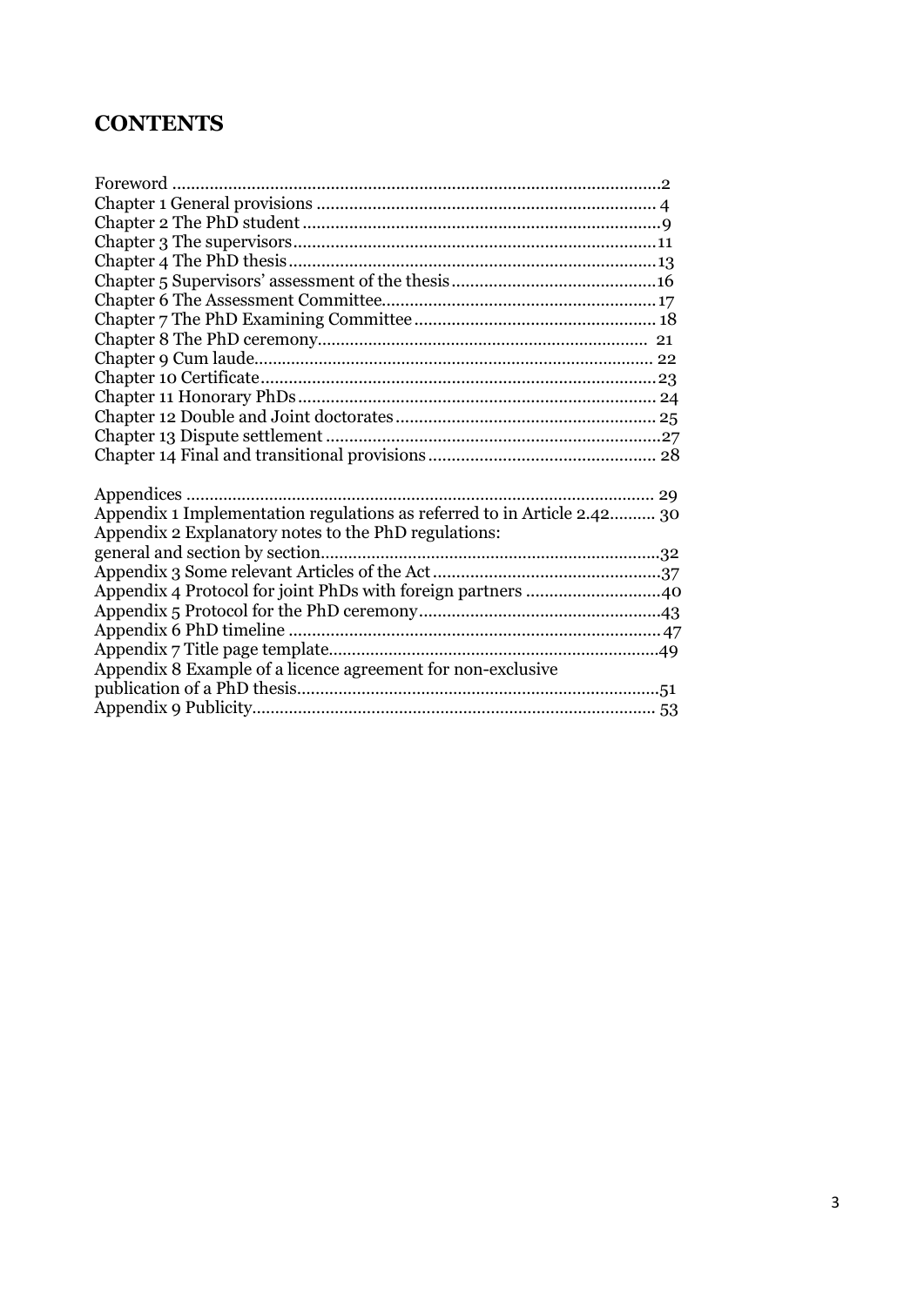# CONTENTS

Foreword ........................................................................................................2
Chapter 1 General provisions ......................................................................... 4
Chapter 2 The PhD student ............................................................................9
Chapter 3 The supervisors.............................................................................11
Chapter 4 The PhD thesis..............................................................................13
Chapter 5 Supervisors' assessment of the thesis...........................................16
Chapter 6 The Assessment Committee..........................................................17
Chapter 7 The PhD Examining Committee ................................................... 18
Chapter 8 The PhD ceremony....................................................................... 21
Chapter 9 Cum laude..................................................................................... 22
Chapter 10 Certificate....................................................................................23
Chapter 11 Honorary PhDs............................................................................ 24
Chapter 12 Double and Joint doctorates........................................................ 25
Chapter 13 Dispute settlement .......................................................................27
Chapter 14 Final and transitional provisions................................................. 28

Appendices .................................................................................................... 29
Appendix 1 Implementation regulations as referred to in Article 2.42.......... 30
Appendix 2 Explanatory notes to the PhD regulations:
general and section by section.........................................................................32
Appendix 3 Some relevant Articles of the Act.................................................37
Appendix 4 Protocol for joint PhDs with foreign partners .............................40
Appendix 5 Protocol for the PhD ceremony....................................................43
Appendix 6 PhD timeline ................................................................................47
Appendix 7 Title page template.......................................................................49
Appendix 8 Example of a licence agreement for non-exclusive
publication of a PhD thesis..............................................................................51
Appendix 9 Publicity...................................................................................... 53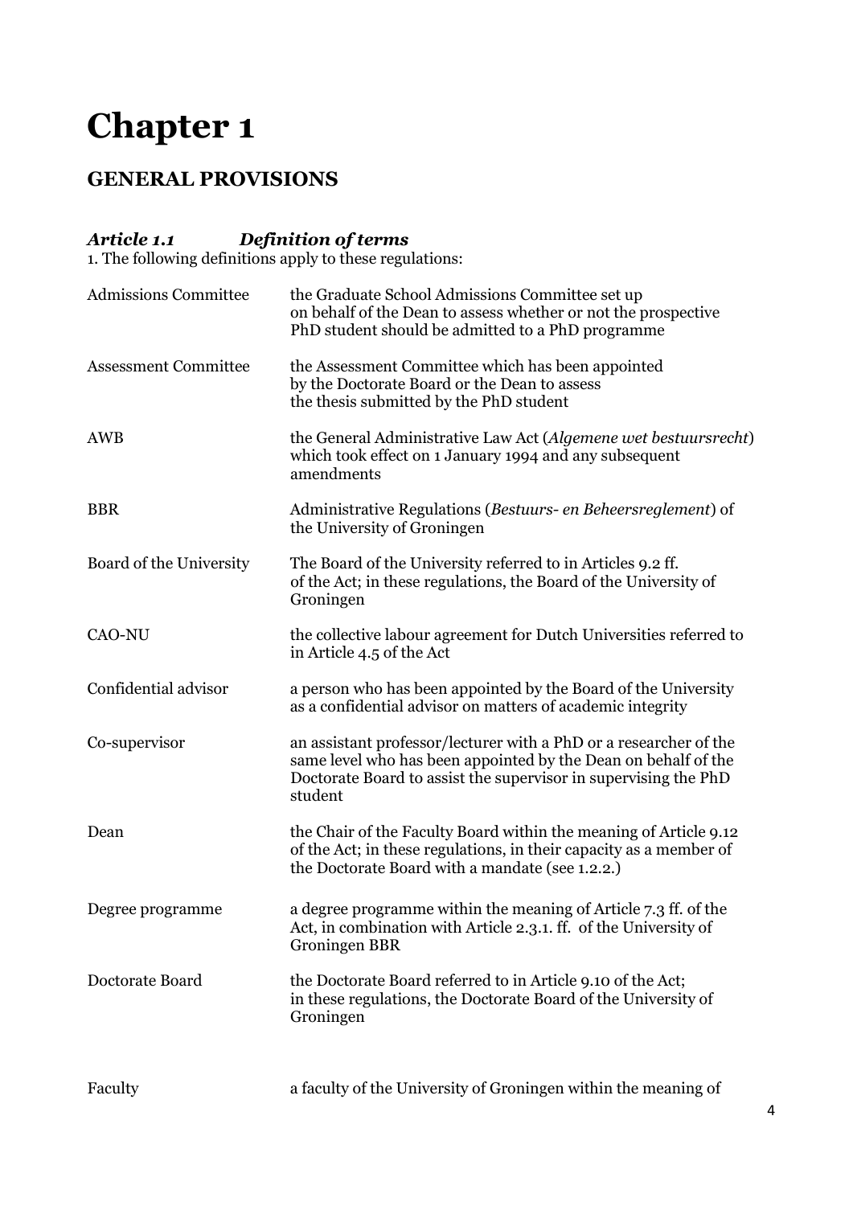# Chapter 1

## GENERAL PROVISIONS

### *Article 1.1 Definition of terms*

1. The following definitions apply to these regulations:

| | |
|---|---|
| Admissions Committee | the Graduate School Admissions Committee set up on behalf of the Dean to assess whether or not the prospective PhD student should be admitted to a PhD programme |
| Assessment Committee | the Assessment Committee which has been appointed by the Doctorate Board or the Dean to assess the thesis submitted by the PhD student |
| AWB | the General Administrative Law Act (*Algemene wet bestuursrecht*) which took effect on 1 January 1994 and any subsequent amendments |
| BBR | Administrative Regulations (*Bestuurs- en Beheersreglement*) of the University of Groningen |
| Board of the University | The Board of the University referred to in Articles 9.2 ff. of the Act; in these regulations, the Board of the University of Groningen |
| CAO-NU | the collective labour agreement for Dutch Universities referred to in Article 4.5 of the Act |
| Confidential advisor | a person who has been appointed by the Board of the University as a confidential advisor on matters of academic integrity |
| Co-supervisor | an assistant professor/lecturer with a PhD or a researcher of the same level who has been appointed by the Dean on behalf of the Doctorate Board to assist the supervisor in supervising the PhD student |
| Dean | the Chair of the Faculty Board within the meaning of Article 9.12 of the Act; in these regulations, in their capacity as a member of the Doctorate Board with a mandate (see 1.2.2.) |
| Degree programme | a degree programme within the meaning of Article 7.3 ff. of the Act, in combination with Article 2.3.1. ff. of the University of Groningen BBR |
| Doctorate Board | the Doctorate Board referred to in Article 9.10 of the Act; in these regulations, the Doctorate Board of the University of Groningen |
| Faculty | a faculty of the University of Groningen within the meaning of |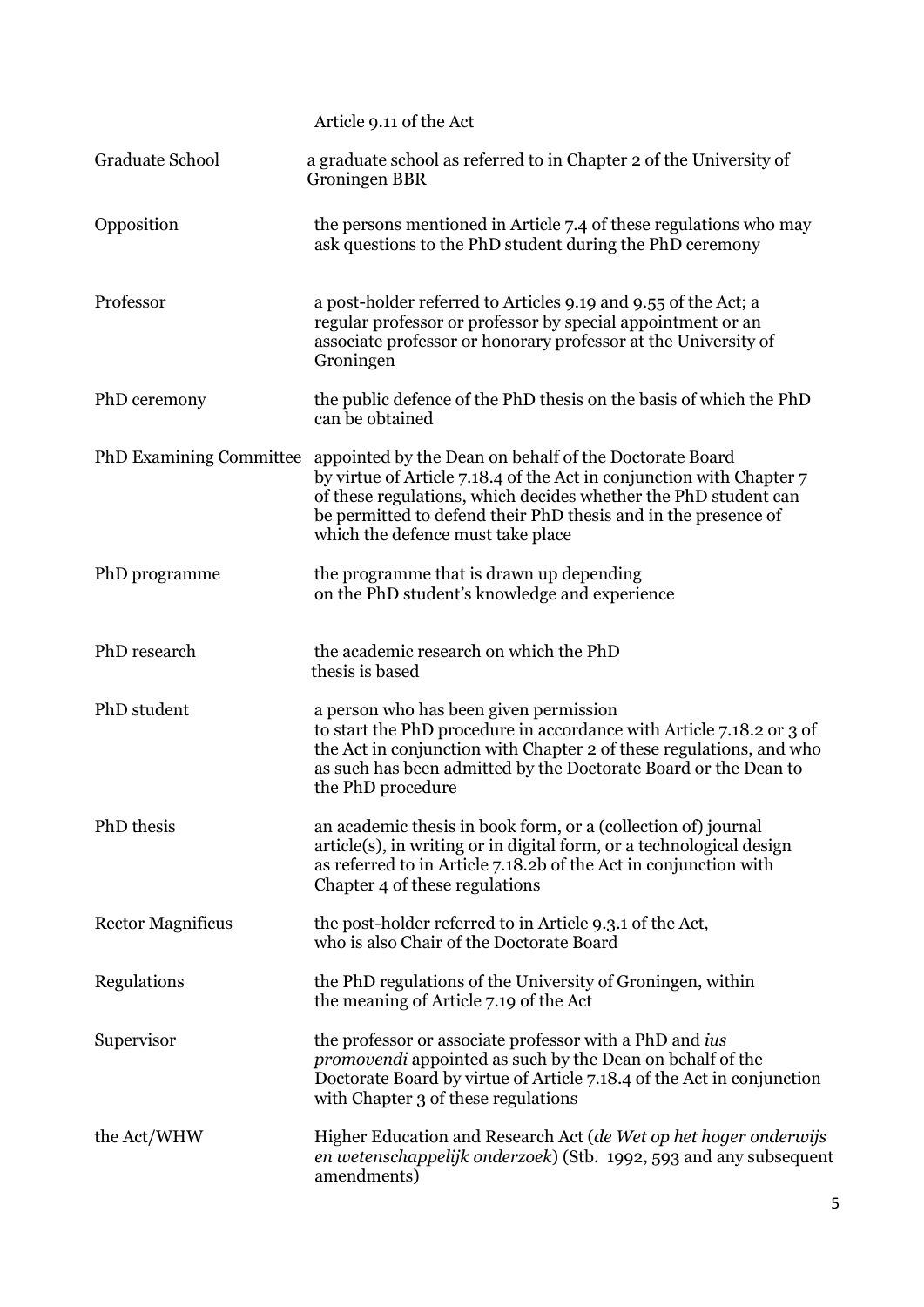| | Article 9.11 of the Act |
|---|---|
| Graduate School | a graduate school as referred to in Chapter 2 of the University of Groningen BBR |
| Opposition | the persons mentioned in Article 7.4 of these regulations who may ask questions to the PhD student during the PhD ceremony |
| Professor | a post-holder referred to Articles 9.19 and 9.55 of the Act; a regular professor or professor by special appointment or an associate professor or honorary professor at the University of Groningen |
| PhD ceremony | the public defence of the PhD thesis on the basis of which the PhD can be obtained |
| PhD Examining Committee | appointed by the Dean on behalf of the Doctorate Board by virtue of Article 7.18.4 of the Act in conjunction with Chapter 7 of these regulations, which decides whether the PhD student can be permitted to defend their PhD thesis and in the presence of which the defence must take place |
| PhD programme | the programme that is drawn up depending on the PhD student's knowledge and experience |
| PhD research | the academic research on which the PhD thesis is based |
| PhD student | a person who has been given permission to start the PhD procedure in accordance with Article 7.18.2 or 3 of the Act in conjunction with Chapter 2 of these regulations, and who as such has been admitted by the Doctorate Board or the Dean to the PhD procedure |
| PhD thesis | an academic thesis in book form, or a (collection of) journal article(s), in writing or in digital form, or a technological design as referred to in Article 7.18.2b of the Act in conjunction with Chapter 4 of these regulations |
| Rector Magnificus | the post-holder referred to in Article 9.3.1 of the Act, who is also Chair of the Doctorate Board |
| Regulations | the PhD regulations of the University of Groningen, within the meaning of Article 7.19 of the Act |
| Supervisor | the professor or associate professor with a PhD and *ius promovendi* appointed as such by the Dean on behalf of the Doctorate Board by virtue of Article 7.18.4 of the Act in conjunction with Chapter 3 of these regulations |
| the Act/WHW | Higher Education and Research Act (*de Wet op het hoger onderwijs en wetenschappelijk onderzoek*) (Stb. 1992, 593 and any subsequent amendments) |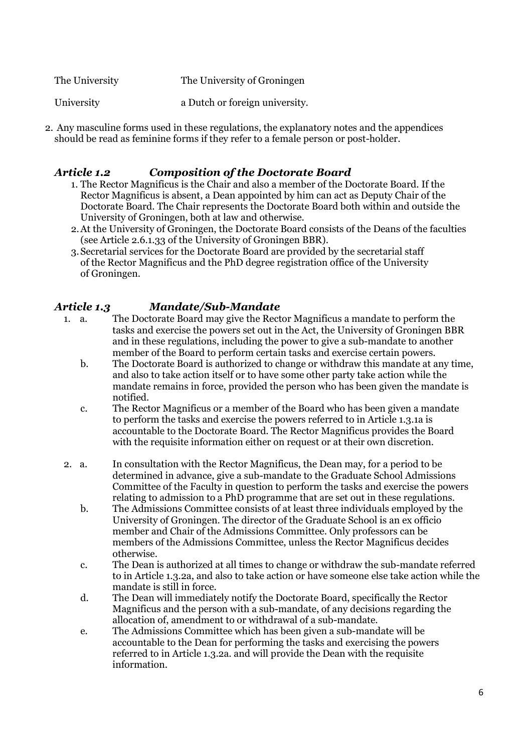| | |
|---|---|
| The University | The University of Groningen |
| University | a Dutch or foreign university. |

2. Any masculine forms used in these regulations, the explanatory notes and the appendices should be read as feminine forms if they refer to a female person or post-holder.

### *Article 1.2 Composition of the Doctorate Board*

1. The Rector Magnificus is the Chair and also a member of the Doctorate Board. If the Rector Magnificus is absent, a Dean appointed by him can act as Deputy Chair of the Doctorate Board. The Chair represents the Doctorate Board both within and outside the University of Groningen, both at law and otherwise.
2. At the University of Groningen, the Doctorate Board consists of the Deans of the faculties (see Article 2.6.1.33 of the University of Groningen BBR).
3. Secretarial services for the Doctorate Board are provided by the secretarial staff of the Rector Magnificus and the PhD degree registration office of the University of Groningen.

### *Article 1.3 Mandate/Sub-Mandate*

1. a. The Doctorate Board may give the Rector Magnificus a mandate to perform the tasks and exercise the powers set out in the Act, the University of Groningen BBR and in these regulations, including the power to give a sub-mandate to another member of the Board to perform certain tasks and exercise certain powers.
   b. The Doctorate Board is authorized to change or withdraw this mandate at any time, and also to take action itself or to have some other party take action while the mandate remains in force, provided the person who has been given the mandate is notified.
   c. The Rector Magnificus or a member of the Board who has been given a mandate to perform the tasks and exercise the powers referred to in Article 1.3.1a is accountable to the Doctorate Board. The Rector Magnificus provides the Board with the requisite information either on request or at their own discretion.

2. a. In consultation with the Rector Magnificus, the Dean may, for a period to be determined in advance, give a sub-mandate to the Graduate School Admissions Committee of the Faculty in question to perform the tasks and exercise the powers relating to admission to a PhD programme that are set out in these regulations.
   b. The Admissions Committee consists of at least three individuals employed by the University of Groningen. The director of the Graduate School is an ex officio member and Chair of the Admissions Committee. Only professors can be members of the Admissions Committee, unless the Rector Magnificus decides otherwise.
   c. The Dean is authorized at all times to change or withdraw the sub-mandate referred to in Article 1.3.2a, and also to take action or have someone else take action while the mandate is still in force.
   d. The Dean will immediately notify the Doctorate Board, specifically the Rector Magnificus and the person with a sub-mandate, of any decisions regarding the allocation of, amendment to or withdrawal of a sub-mandate.
   e. The Admissions Committee which has been given a sub-mandate will be accountable to the Dean for performing the tasks and exercising the powers referred to in Article 1.3.2a. and will provide the Dean with the requisite information.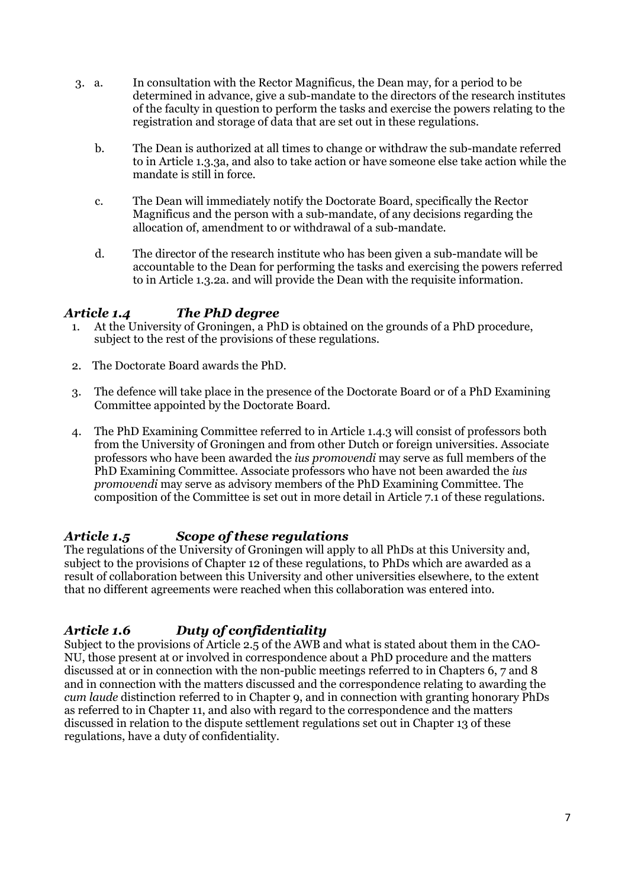3. a. In consultation with the Rector Magnificus, the Dean may, for a period to be determined in advance, give a sub-mandate to the directors of the research institutes of the faculty in question to perform the tasks and exercise the powers relating to the registration and storage of data that are set out in these regulations.

   b. The Dean is authorized at all times to change or withdraw the sub-mandate referred to in Article 1.3.3a, and also to take action or have someone else take action while the mandate is still in force.

   c. The Dean will immediately notify the Doctorate Board, specifically the Rector Magnificus and the person with a sub-mandate, of any decisions regarding the allocation of, amendment to or withdrawal of a sub-mandate.

   d. The director of the research institute who has been given a sub-mandate will be accountable to the Dean for performing the tasks and exercising the powers referred to in Article 1.3.2a. and will provide the Dean with the requisite information.

### *Article 1.4 The PhD degree*

1. At the University of Groningen, a PhD is obtained on the grounds of a PhD procedure, subject to the rest of the provisions of these regulations.

2. The Doctorate Board awards the PhD.

3. The defence will take place in the presence of the Doctorate Board or of a PhD Examining Committee appointed by the Doctorate Board.

4. The PhD Examining Committee referred to in Article 1.4.3 will consist of professors both from the University of Groningen and from other Dutch or foreign universities. Associate professors who have been awarded the *ius promovendi* may serve as full members of the PhD Examining Committee. Associate professors who have not been awarded the *ius promovendi* may serve as advisory members of the PhD Examining Committee. The composition of the Committee is set out in more detail in Article 7.1 of these regulations.

### *Article 1.5 Scope of these regulations*

The regulations of the University of Groningen will apply to all PhDs at this University and, subject to the provisions of Chapter 12 of these regulations, to PhDs which are awarded as a result of collaboration between this University and other universities elsewhere, to the extent that no different agreements were reached when this collaboration was entered into.

### *Article 1.6 Duty of confidentiality*

Subject to the provisions of Article 2.5 of the AWB and what is stated about them in the CAO-NU, those present at or involved in correspondence about a PhD procedure and the matters discussed at or in connection with the non-public meetings referred to in Chapters 6, 7 and 8 and in connection with the matters discussed and the correspondence relating to awarding the *cum laude* distinction referred to in Chapter 9, and in connection with granting honorary PhDs as referred to in Chapter 11, and also with regard to the correspondence and the matters discussed in relation to the dispute settlement regulations set out in Chapter 13 of these regulations, have a duty of confidentiality.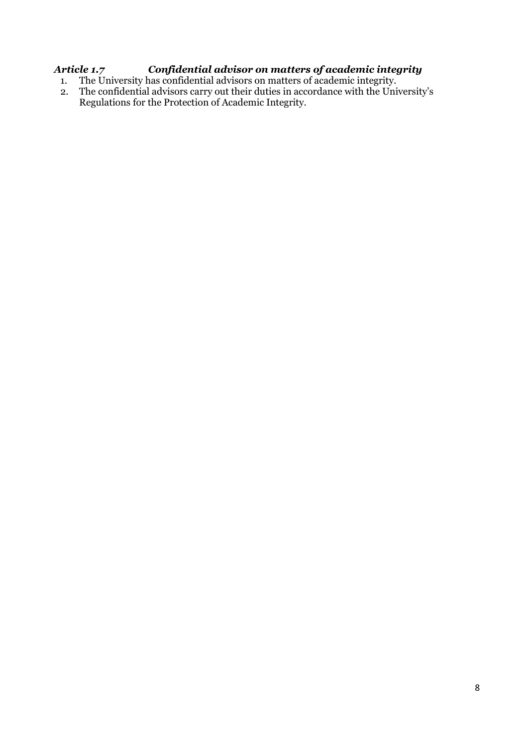### *Article 1.7 Confidential advisor on matters of academic integrity*

1. The University has confidential advisors on matters of academic integrity.
2. The confidential advisors carry out their duties in accordance with the University's Regulations for the Protection of Academic Integrity.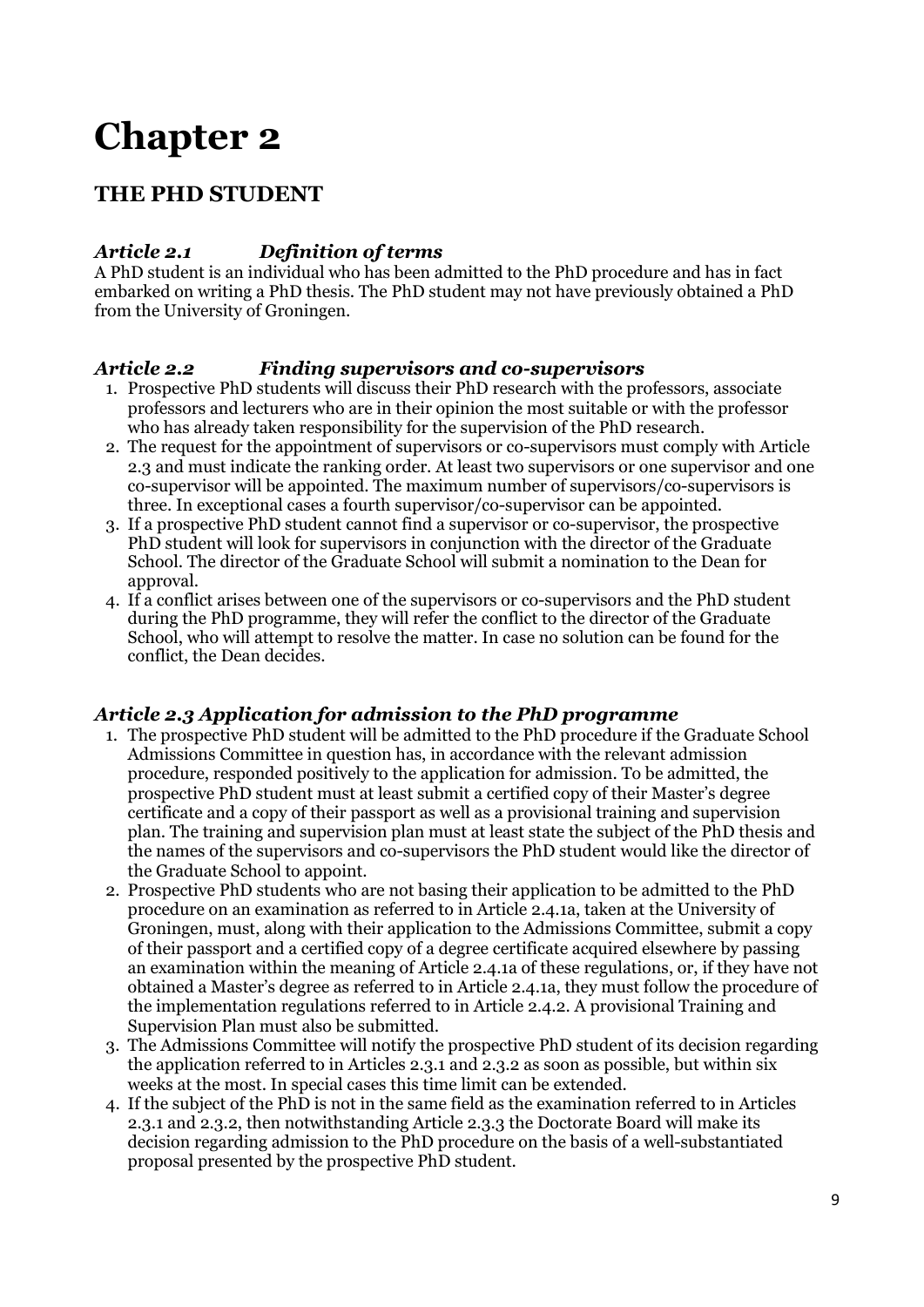# Chapter 2

## THE PHD STUDENT

### *Article 2.1 Definition of terms*

A PhD student is an individual who has been admitted to the PhD procedure and has in fact embarked on writing a PhD thesis. The PhD student may not have previously obtained a PhD from the University of Groningen.

### *Article 2.2 Finding supervisors and co-supervisors*

1. Prospective PhD students will discuss their PhD research with the professors, associate professors and lecturers who are in their opinion the most suitable or with the professor who has already taken responsibility for the supervision of the PhD research.
2. The request for the appointment of supervisors or co-supervisors must comply with Article 2.3 and must indicate the ranking order. At least two supervisors or one supervisor and one co-supervisor will be appointed. The maximum number of supervisors/co-supervisors is three. In exceptional cases a fourth supervisor/co-supervisor can be appointed.
3. If a prospective PhD student cannot find a supervisor or co-supervisor, the prospective PhD student will look for supervisors in conjunction with the director of the Graduate School. The director of the Graduate School will submit a nomination to the Dean for approval.
4. If a conflict arises between one of the supervisors or co-supervisors and the PhD student during the PhD programme, they will refer the conflict to the director of the Graduate School, who will attempt to resolve the matter. In case no solution can be found for the conflict, the Dean decides.

### *Article 2.3 Application for admission to the PhD programme*

1. The prospective PhD student will be admitted to the PhD procedure if the Graduate School Admissions Committee in question has, in accordance with the relevant admission procedure, responded positively to the application for admission. To be admitted, the prospective PhD student must at least submit a certified copy of their Master's degree certificate and a copy of their passport as well as a provisional training and supervision plan. The training and supervision plan must at least state the subject of the PhD thesis and the names of the supervisors and co-supervisors the PhD student would like the director of the Graduate School to appoint.
2. Prospective PhD students who are not basing their application to be admitted to the PhD procedure on an examination as referred to in Article 2.4.1a, taken at the University of Groningen, must, along with their application to the Admissions Committee, submit a copy of their passport and a certified copy of a degree certificate acquired elsewhere by passing an examination within the meaning of Article 2.4.1a of these regulations, or, if they have not obtained a Master's degree as referred to in Article 2.4.1a, they must follow the procedure of the implementation regulations referred to in Article 2.4.2. A provisional Training and Supervision Plan must also be submitted.
3. The Admissions Committee will notify the prospective PhD student of its decision regarding the application referred to in Articles 2.3.1 and 2.3.2 as soon as possible, but within six weeks at the most. In special cases this time limit can be extended.
4. If the subject of the PhD is not in the same field as the examination referred to in Articles 2.3.1 and 2.3.2, then notwithstanding Article 2.3.3 the Doctorate Board will make its decision regarding admission to the PhD procedure on the basis of a well-substantiated proposal presented by the prospective PhD student.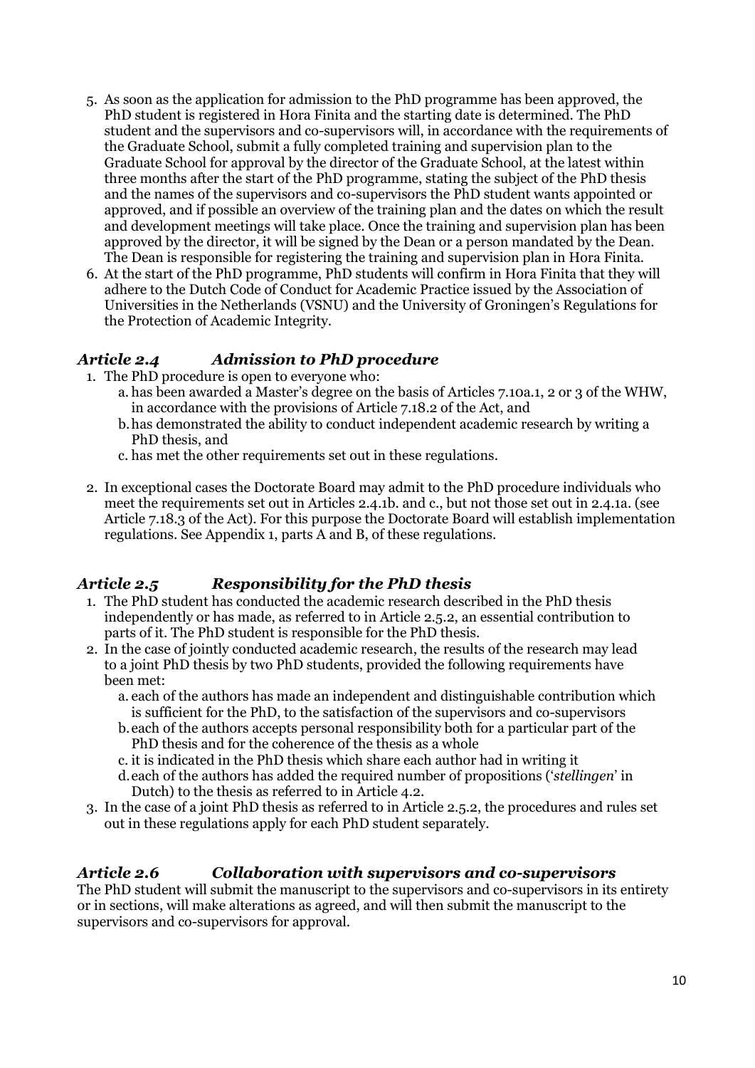5. As soon as the application for admission to the PhD programme has been approved, the PhD student is registered in Hora Finita and the starting date is determined. The PhD student and the supervisors and co-supervisors will, in accordance with the requirements of the Graduate School, submit a fully completed training and supervision plan to the Graduate School for approval by the director of the Graduate School, at the latest within three months after the start of the PhD programme, stating the subject of the PhD thesis and the names of the supervisors and co-supervisors the PhD student wants appointed or approved, and if possible an overview of the training plan and the dates on which the result and development meetings will take place. Once the training and supervision plan has been approved by the director, it will be signed by the Dean or a person mandated by the Dean. The Dean is responsible for registering the training and supervision plan in Hora Finita.
6. At the start of the PhD programme, PhD students will confirm in Hora Finita that they will adhere to the Dutch Code of Conduct for Academic Practice issued by the Association of Universities in the Netherlands (VSNU) and the University of Groningen's Regulations for the Protection of Academic Integrity.

### *Article 2.4 Admission to PhD procedure*

1. The PhD procedure is open to everyone who:
   a. has been awarded a Master's degree on the basis of Articles 7.10a.1, 2 or 3 of the WHW, in accordance with the provisions of Article 7.18.2 of the Act, and
   b. has demonstrated the ability to conduct independent academic research by writing a PhD thesis, and
   c. has met the other requirements set out in these regulations.

2. In exceptional cases the Doctorate Board may admit to the PhD procedure individuals who meet the requirements set out in Articles 2.4.1b. and c., but not those set out in 2.4.1a. (see Article 7.18.3 of the Act). For this purpose the Doctorate Board will establish implementation regulations. See Appendix 1, parts A and B, of these regulations.

### *Article 2.5 Responsibility for the PhD thesis*

1. The PhD student has conducted the academic research described in the PhD thesis independently or has made, as referred to in Article 2.5.2, an essential contribution to parts of it. The PhD student is responsible for the PhD thesis.
2. In the case of jointly conducted academic research, the results of the research may lead to a joint PhD thesis by two PhD students, provided the following requirements have been met:
   a. each of the authors has made an independent and distinguishable contribution which is sufficient for the PhD, to the satisfaction of the supervisors and co-supervisors
   b. each of the authors accepts personal responsibility both for a particular part of the PhD thesis and for the coherence of the thesis as a whole
   c. it is indicated in the PhD thesis which share each author had in writing it
   d. each of the authors has added the required number of propositions ('*stellingen*' in Dutch) to the thesis as referred to in Article 4.2.
3. In the case of a joint PhD thesis as referred to in Article 2.5.2, the procedures and rules set out in these regulations apply for each PhD student separately.

### *Article 2.6 Collaboration with supervisors and co-supervisors*

The PhD student will submit the manuscript to the supervisors and co-supervisors in its entirety or in sections, will make alterations as agreed, and will then submit the manuscript to the supervisors and co-supervisors for approval.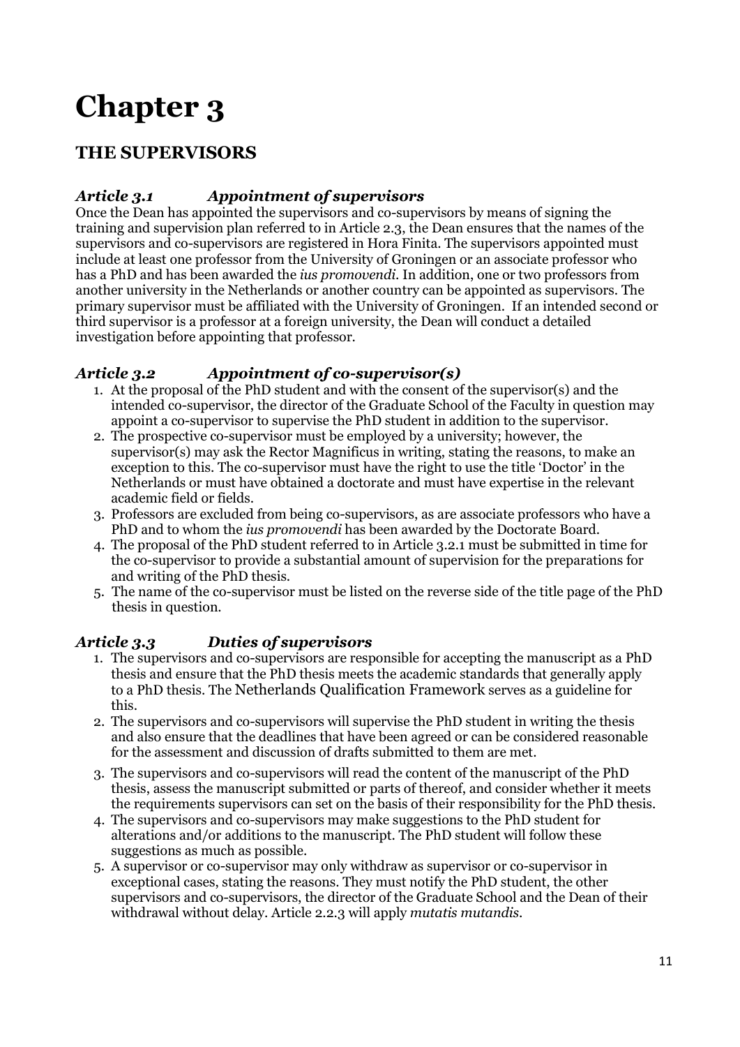# Chapter 3

## THE SUPERVISORS

### *Article 3.1 Appointment of supervisors*

Once the Dean has appointed the supervisors and co-supervisors by means of signing the training and supervision plan referred to in Article 2.3, the Dean ensures that the names of the supervisors and co-supervisors are registered in Hora Finita. The supervisors appointed must include at least one professor from the University of Groningen or an associate professor who has a PhD and has been awarded the *ius promovendi*. In addition, one or two professors from another university in the Netherlands or another country can be appointed as supervisors. The primary supervisor must be affiliated with the University of Groningen. If an intended second or third supervisor is a professor at a foreign university, the Dean will conduct a detailed investigation before appointing that professor.

### *Article 3.2 Appointment of co-supervisor(s)*

1. At the proposal of the PhD student and with the consent of the supervisor(s) and the intended co-supervisor, the director of the Graduate School of the Faculty in question may appoint a co-supervisor to supervise the PhD student in addition to the supervisor.
2. The prospective co-supervisor must be employed by a university; however, the supervisor(s) may ask the Rector Magnificus in writing, stating the reasons, to make an exception to this. The co-supervisor must have the right to use the title 'Doctor' in the Netherlands or must have obtained a doctorate and must have expertise in the relevant academic field or fields.
3. Professors are excluded from being co-supervisors, as are associate professors who have a PhD and to whom the *ius promovendi* has been awarded by the Doctorate Board.
4. The proposal of the PhD student referred to in Article 3.2.1 must be submitted in time for the co-supervisor to provide a substantial amount of supervision for the preparations for and writing of the PhD thesis.
5. The name of the co-supervisor must be listed on the reverse side of the title page of the PhD thesis in question.

### *Article 3.3 Duties of supervisors*

1. The supervisors and co-supervisors are responsible for accepting the manuscript as a PhD thesis and ensure that the PhD thesis meets the academic standards that generally apply to a PhD thesis. The Netherlands Qualification Framework serves as a guideline for this.
2. The supervisors and co-supervisors will supervise the PhD student in writing the thesis and also ensure that the deadlines that have been agreed or can be considered reasonable for the assessment and discussion of drafts submitted to them are met.
3. The supervisors and co-supervisors will read the content of the manuscript of the PhD thesis, assess the manuscript submitted or parts of thereof, and consider whether it meets the requirements supervisors can set on the basis of their responsibility for the PhD thesis.
4. The supervisors and co-supervisors may make suggestions to the PhD student for alterations and/or additions to the manuscript. The PhD student will follow these suggestions as much as possible.
5. A supervisor or co-supervisor may only withdraw as supervisor or co-supervisor in exceptional cases, stating the reasons. They must notify the PhD student, the other supervisors and co-supervisors, the director of the Graduate School and the Dean of their withdrawal without delay. Article 2.2.3 will apply *mutatis mutandis*.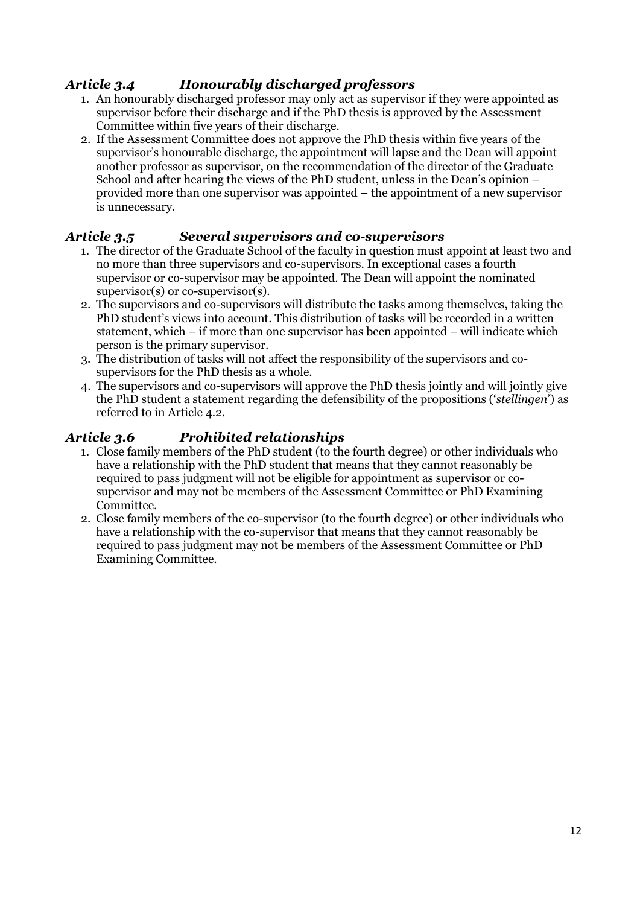### *Article 3.4 Honourably discharged professors*

1. An honourably discharged professor may only act as supervisor if they were appointed as supervisor before their discharge and if the PhD thesis is approved by the Assessment Committee within five years of their discharge.
2. If the Assessment Committee does not approve the PhD thesis within five years of the supervisor's honourable discharge, the appointment will lapse and the Dean will appoint another professor as supervisor, on the recommendation of the director of the Graduate School and after hearing the views of the PhD student, unless in the Dean's opinion – provided more than one supervisor was appointed – the appointment of a new supervisor is unnecessary.

### *Article 3.5 Several supervisors and co-supervisors*

1. The director of the Graduate School of the faculty in question must appoint at least two and no more than three supervisors and co-supervisors. In exceptional cases a fourth supervisor or co-supervisor may be appointed. The Dean will appoint the nominated supervisor(s) or co-supervisor(s).
2. The supervisors and co-supervisors will distribute the tasks among themselves, taking the PhD student's views into account. This distribution of tasks will be recorded in a written statement, which – if more than one supervisor has been appointed – will indicate which person is the primary supervisor.
3. The distribution of tasks will not affect the responsibility of the supervisors and co-supervisors for the PhD thesis as a whole.
4. The supervisors and co-supervisors will approve the PhD thesis jointly and will jointly give the PhD student a statement regarding the defensibility of the propositions ('*stellingen*') as referred to in Article 4.2.

### *Article 3.6 Prohibited relationships*

1. Close family members of the PhD student (to the fourth degree) or other individuals who have a relationship with the PhD student that means that they cannot reasonably be required to pass judgment will not be eligible for appointment as supervisor or co-supervisor and may not be members of the Assessment Committee or PhD Examining Committee.
2. Close family members of the co-supervisor (to the fourth degree) or other individuals who have a relationship with the co-supervisor that means that they cannot reasonably be required to pass judgment may not be members of the Assessment Committee or PhD Examining Committee.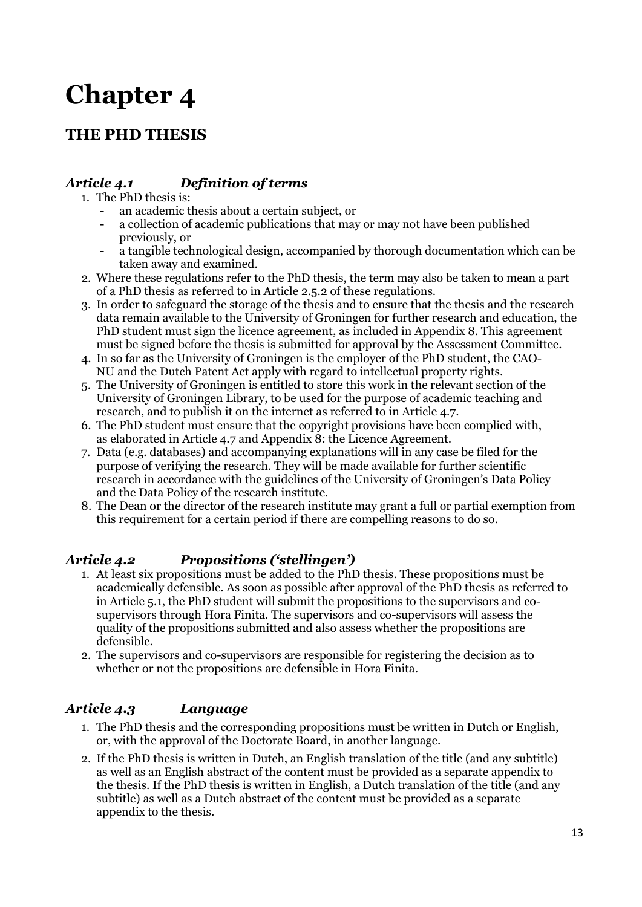# Chapter 4

## THE PHD THESIS

### *Article 4.1 Definition of terms*

1. The PhD thesis is:
   - an academic thesis about a certain subject, or
   - a collection of academic publications that may or may not have been published previously, or
   - a tangible technological design, accompanied by thorough documentation which can be taken away and examined.
2. Where these regulations refer to the PhD thesis, the term may also be taken to mean a part of a PhD thesis as referred to in Article 2.5.2 of these regulations.
3. In order to safeguard the storage of the thesis and to ensure that the thesis and the research data remain available to the University of Groningen for further research and education, the PhD student must sign the licence agreement, as included in Appendix 8. This agreement must be signed before the thesis is submitted for approval by the Assessment Committee.
4. In so far as the University of Groningen is the employer of the PhD student, the CAO-NU and the Dutch Patent Act apply with regard to intellectual property rights.
5. The University of Groningen is entitled to store this work in the relevant section of the University of Groningen Library, to be used for the purpose of academic teaching and research, and to publish it on the internet as referred to in Article 4.7.
6. The PhD student must ensure that the copyright provisions have been complied with, as elaborated in Article 4.7 and Appendix 8: the Licence Agreement.
7. Data (e.g. databases) and accompanying explanations will in any case be filed for the purpose of verifying the research. They will be made available for further scientific research in accordance with the guidelines of the University of Groningen's Data Policy and the Data Policy of the research institute.
8. The Dean or the director of the research institute may grant a full or partial exemption from this requirement for a certain period if there are compelling reasons to do so.

### *Article 4.2 Propositions ('stellingen')*

1. At least six propositions must be added to the PhD thesis. These propositions must be academically defensible. As soon as possible after approval of the PhD thesis as referred to in Article 5.1, the PhD student will submit the propositions to the supervisors and co-supervisors through Hora Finita. The supervisors and co-supervisors will assess the quality of the propositions submitted and also assess whether the propositions are defensible.
2. The supervisors and co-supervisors are responsible for registering the decision as to whether or not the propositions are defensible in Hora Finita.

### *Article 4.3 Language*

1. The PhD thesis and the corresponding propositions must be written in Dutch or English, or, with the approval of the Doctorate Board, in another language.
2. If the PhD thesis is written in Dutch, an English translation of the title (and any subtitle) as well as an English abstract of the content must be provided as a separate appendix to the thesis. If the PhD thesis is written in English, a Dutch translation of the title (and any subtitle) as well as a Dutch abstract of the content must be provided as a separate appendix to the thesis.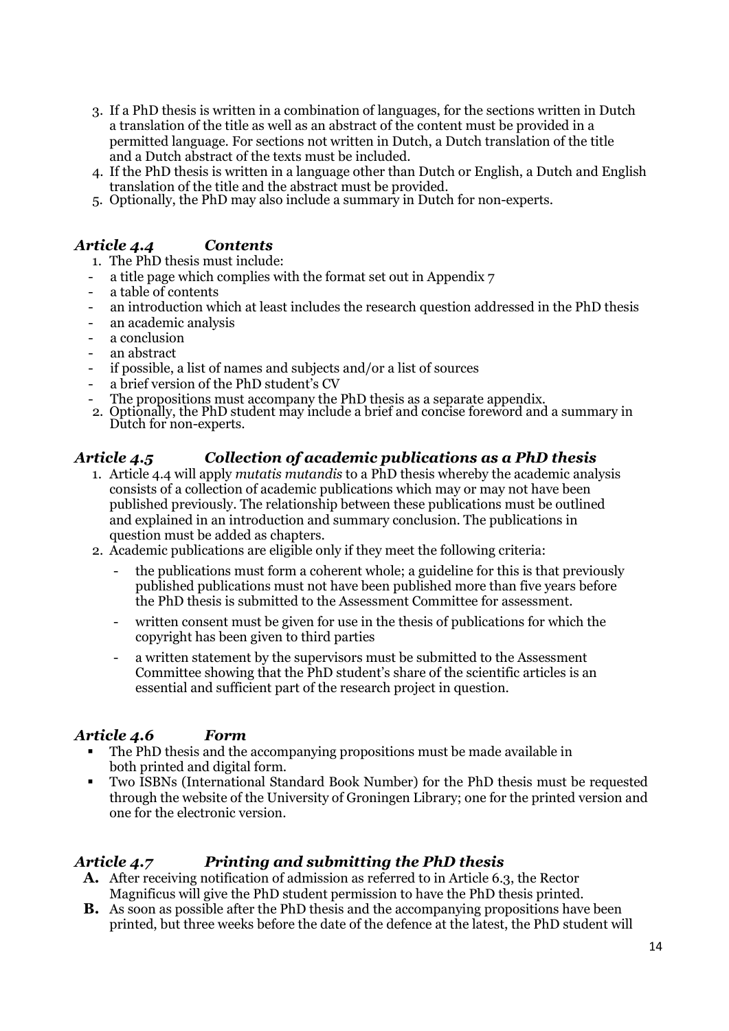3. If a PhD thesis is written in a combination of languages, for the sections written in Dutch a translation of the title as well as an abstract of the content must be provided in a permitted language. For sections not written in Dutch, a Dutch translation of the title and a Dutch abstract of the texts must be included.
4. If the PhD thesis is written in a language other than Dutch or English, a Dutch and English translation of the title and the abstract must be provided.
5. Optionally, the PhD may also include a summary in Dutch for non-experts.

### *Article 4.4 Contents*

1. The PhD thesis must include:
   - a title page which complies with the format set out in Appendix 7
   - a table of contents
   - an introduction which at least includes the research question addressed in the PhD thesis
   - an academic analysis
   - a conclusion
   - an abstract
   - if possible, a list of names and subjects and/or a list of sources
   - a brief version of the PhD student's CV
   - The propositions must accompany the PhD thesis as a separate appendix.
2. Optionally, the PhD student may include a brief and concise foreword and a summary in Dutch for non-experts.

### *Article 4.5 Collection of academic publications as a PhD thesis*

1. Article 4.4 will apply *mutatis mutandis* to a PhD thesis whereby the academic analysis consists of a collection of academic publications which may or may not have been published previously. The relationship between these publications must be outlined and explained in an introduction and summary conclusion. The publications in question must be added as chapters.
2. Academic publications are eligible only if they meet the following criteria:
   - the publications must form a coherent whole; a guideline for this is that previously published publications must not have been published more than five years before the PhD thesis is submitted to the Assessment Committee for assessment.
   - written consent must be given for use in the thesis of publications for which the copyright has been given to third parties
   - a written statement by the supervisors must be submitted to the Assessment Committee showing that the PhD student's share of the scientific articles is an essential and sufficient part of the research project in question.

### *Article 4.6 Form*

- The PhD thesis and the accompanying propositions must be made available in both printed and digital form.
- Two ISBNs (International Standard Book Number) for the PhD thesis must be requested through the website of the University of Groningen Library; one for the printed version and one for the electronic version.

### *Article 4.7 Printing and submitting the PhD thesis*

**A.** After receiving notification of admission as referred to in Article 6.3, the Rector Magnificus will give the PhD student permission to have the PhD thesis printed.

**B.** As soon as possible after the PhD thesis and the accompanying propositions have been printed, but three weeks before the date of the defence at the latest, the PhD student will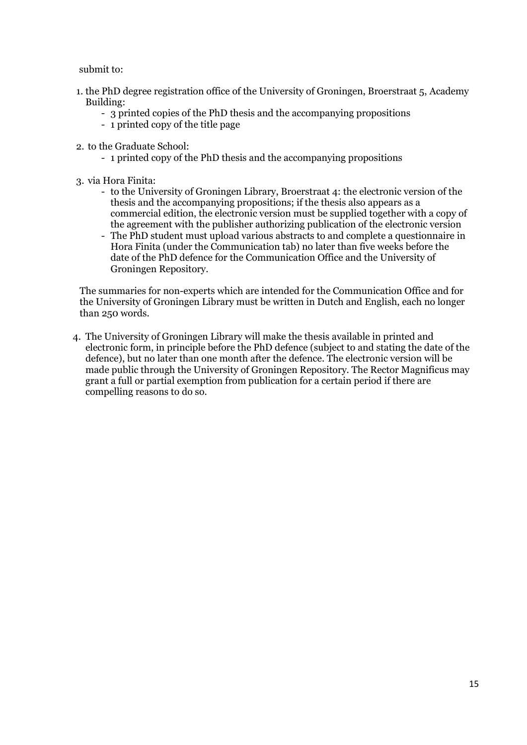submit to:

1. the PhD degree registration office of the University of Groningen, Broerstraat 5, Academy Building:
   - 3 printed copies of the PhD thesis and the accompanying propositions
   - 1 printed copy of the title page

2. to the Graduate School:
   - 1 printed copy of the PhD thesis and the accompanying propositions

3. via Hora Finita:
   - to the University of Groningen Library, Broerstraat 4: the electronic version of the thesis and the accompanying propositions; if the thesis also appears as a commercial edition, the electronic version must be supplied together with a copy of the agreement with the publisher authorizing publication of the electronic version
   - The PhD student must upload various abstracts to and complete a questionnaire in Hora Finita (under the Communication tab) no later than five weeks before the date of the PhD defence for the Communication Office and the University of Groningen Repository.

   The summaries for non-experts which are intended for the Communication Office and for the University of Groningen Library must be written in Dutch and English, each no longer than 250 words.

4. The University of Groningen Library will make the thesis available in printed and electronic form, in principle before the PhD defence (subject to and stating the date of the defence), but no later than one month after the defence. The electronic version will be made public through the University of Groningen Repository. The Rector Magnificus may grant a full or partial exemption from publication for a certain period if there are compelling reasons to do so.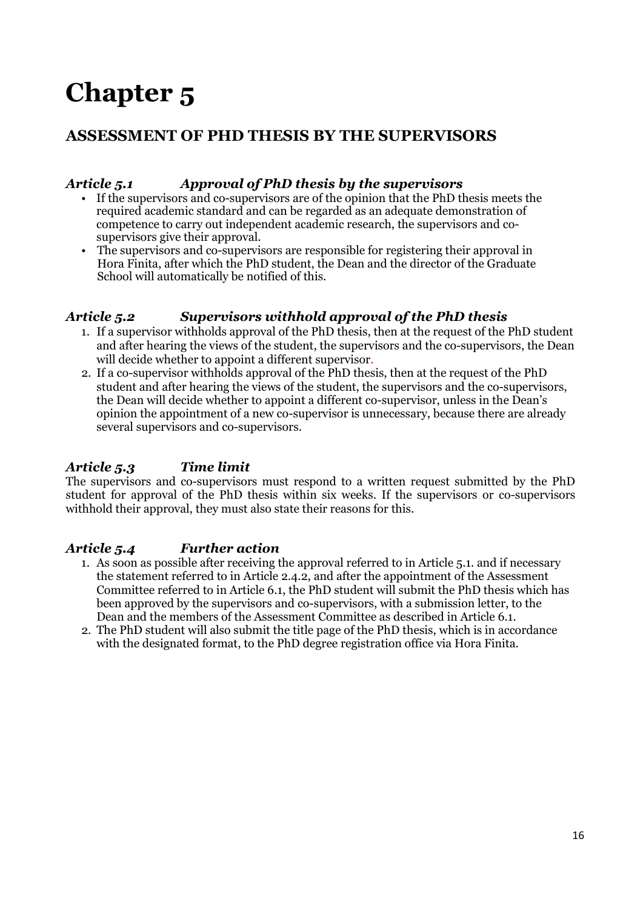# Chapter 5

## ASSESSMENT OF PHD THESIS BY THE SUPERVISORS

### *Article 5.1 Approval of PhD thesis by the supervisors*

- If the supervisors and co-supervisors are of the opinion that the PhD thesis meets the required academic standard and can be regarded as an adequate demonstration of competence to carry out independent academic research, the supervisors and co-supervisors give their approval.
- The supervisors and co-supervisors are responsible for registering their approval in Hora Finita, after which the PhD student, the Dean and the director of the Graduate School will automatically be notified of this.

### *Article 5.2 Supervisors withhold approval of the PhD thesis*

1. If a supervisor withholds approval of the PhD thesis, then at the request of the PhD student and after hearing the views of the student, the supervisors and the co-supervisors, the Dean will decide whether to appoint a different supervisor.
2. If a co-supervisor withholds approval of the PhD thesis, then at the request of the PhD student and after hearing the views of the student, the supervisors and the co-supervisors, the Dean will decide whether to appoint a different co-supervisor, unless in the Dean's opinion the appointment of a new co-supervisor is unnecessary, because there are already several supervisors and co-supervisors.

### *Article 5.3 Time limit*

The supervisors and co-supervisors must respond to a written request submitted by the PhD student for approval of the PhD thesis within six weeks. If the supervisors or co-supervisors withhold their approval, they must also state their reasons for this.

### *Article 5.4 Further action*

1. As soon as possible after receiving the approval referred to in Article 5.1. and if necessary the statement referred to in Article 2.4.2, and after the appointment of the Assessment Committee referred to in Article 6.1, the PhD student will submit the PhD thesis which has been approved by the supervisors and co-supervisors, with a submission letter, to the Dean and the members of the Assessment Committee as described in Article 6.1.
2. The PhD student will also submit the title page of the PhD thesis, which is in accordance with the designated format, to the PhD degree registration office via Hora Finita.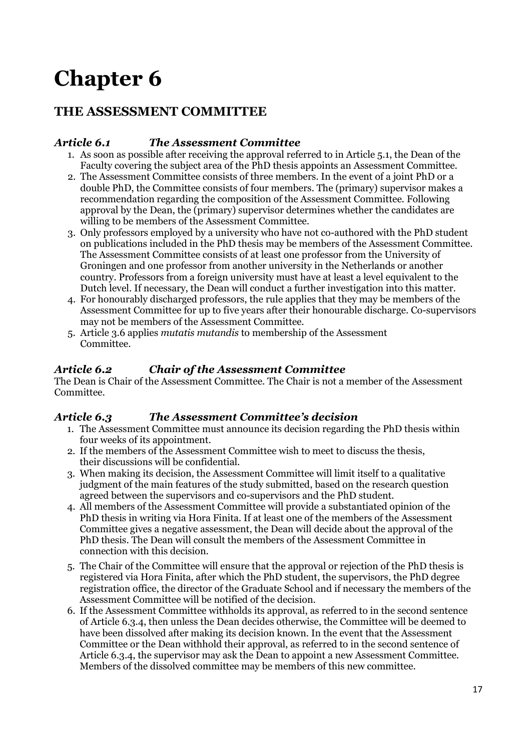# Chapter 6

## THE ASSESSMENT COMMITTEE

### *Article 6.1 The Assessment Committee*

1. As soon as possible after receiving the approval referred to in Article 5.1, the Dean of the Faculty covering the subject area of the PhD thesis appoints an Assessment Committee.
2. The Assessment Committee consists of three members. In the event of a joint PhD or a double PhD, the Committee consists of four members. The (primary) supervisor makes a recommendation regarding the composition of the Assessment Committee. Following approval by the Dean, the (primary) supervisor determines whether the candidates are willing to be members of the Assessment Committee.
3. Only professors employed by a university who have not co-authored with the PhD student on publications included in the PhD thesis may be members of the Assessment Committee. The Assessment Committee consists of at least one professor from the University of Groningen and one professor from another university in the Netherlands or another country. Professors from a foreign university must have at least a level equivalent to the Dutch level. If necessary, the Dean will conduct a further investigation into this matter.
4. For honourably discharged professors, the rule applies that they may be members of the Assessment Committee for up to five years after their honourable discharge. Co-supervisors may not be members of the Assessment Committee.
5. Article 3.6 applies *mutatis mutandis* to membership of the Assessment Committee.

### *Article 6.2 Chair of the Assessment Committee*

The Dean is Chair of the Assessment Committee. The Chair is not a member of the Assessment Committee.

### *Article 6.3 The Assessment Committee's decision*

1. The Assessment Committee must announce its decision regarding the PhD thesis within four weeks of its appointment.
2. If the members of the Assessment Committee wish to meet to discuss the thesis, their discussions will be confidential.
3. When making its decision, the Assessment Committee will limit itself to a qualitative judgment of the main features of the study submitted, based on the research question agreed between the supervisors and co-supervisors and the PhD student.
4. All members of the Assessment Committee will provide a substantiated opinion of the PhD thesis in writing via Hora Finita. If at least one of the members of the Assessment Committee gives a negative assessment, the Dean will decide about the approval of the PhD thesis. The Dean will consult the members of the Assessment Committee in connection with this decision.
5. The Chair of the Committee will ensure that the approval or rejection of the PhD thesis is registered via Hora Finita, after which the PhD student, the supervisors, the PhD degree registration office, the director of the Graduate School and if necessary the members of the Assessment Committee will be notified of the decision.
6. If the Assessment Committee withholds its approval, as referred to in the second sentence of Article 6.3.4, then unless the Dean decides otherwise, the Committee will be deemed to have been dissolved after making its decision known. In the event that the Assessment Committee or the Dean withhold their approval, as referred to in the second sentence of Article 6.3.4, the supervisor may ask the Dean to appoint a new Assessment Committee. Members of the dissolved committee may be members of this new committee.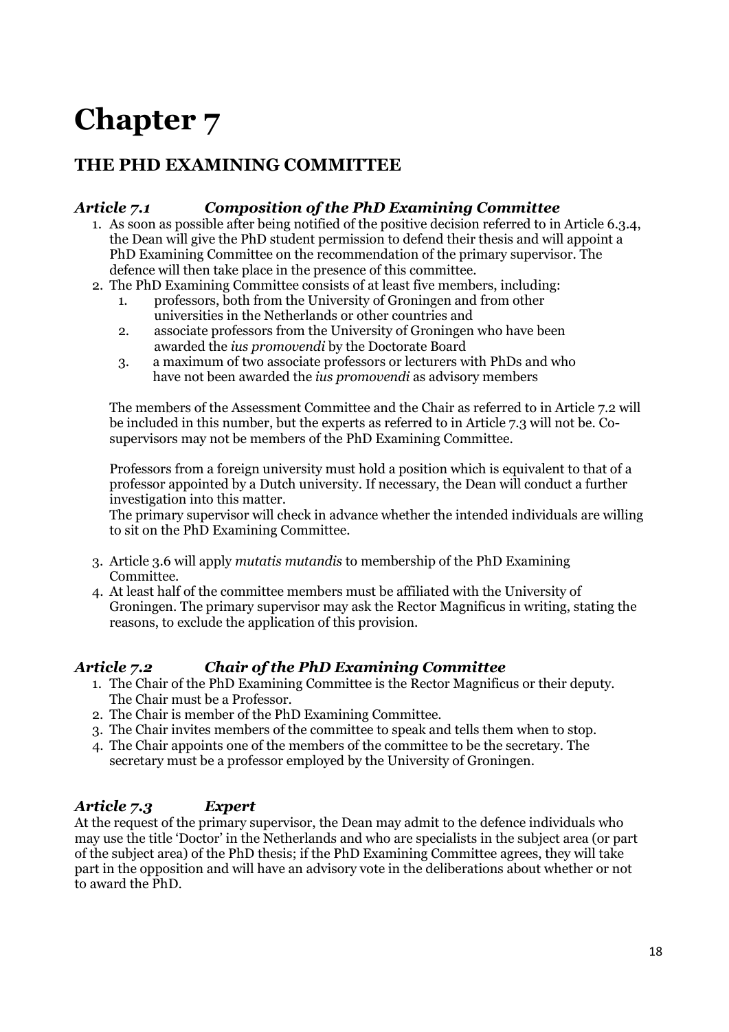# Chapter 7

## THE PHD EXAMINING COMMITTEE

### *Article 7.1 Composition of the PhD Examining Committee*

1. As soon as possible after being notified of the positive decision referred to in Article 6.3.4, the Dean will give the PhD student permission to defend their thesis and will appoint a PhD Examining Committee on the recommendation of the primary supervisor. The defence will then take place in the presence of this committee.
2. The PhD Examining Committee consists of at least five members, including:
   1. professors, both from the University of Groningen and from other universities in the Netherlands or other countries and
   2. associate professors from the University of Groningen who have been awarded the *ius promovendi* by the Doctorate Board
   3. a maximum of two associate professors or lecturers with PhDs and who have not been awarded the *ius promovendi* as advisory members

   The members of the Assessment Committee and the Chair as referred to in Article 7.2 will be included in this number, but the experts as referred to in Article 7.3 will not be. Co-supervisors may not be members of the PhD Examining Committee.

   Professors from a foreign university must hold a position which is equivalent to that of a professor appointed by a Dutch university. If necessary, the Dean will conduct a further investigation into this matter.
   The primary supervisor will check in advance whether the intended individuals are willing to sit on the PhD Examining Committee.

3. Article 3.6 will apply *mutatis mutandis* to membership of the PhD Examining Committee.
4. At least half of the committee members must be affiliated with the University of Groningen. The primary supervisor may ask the Rector Magnificus in writing, stating the reasons, to exclude the application of this provision.

### *Article 7.2 Chair of the PhD Examining Committee*

1. The Chair of the PhD Examining Committee is the Rector Magnificus or their deputy. The Chair must be a Professor.
2. The Chair is member of the PhD Examining Committee.
3. The Chair invites members of the committee to speak and tells them when to stop.
4. The Chair appoints one of the members of the committee to be the secretary. The secretary must be a professor employed by the University of Groningen.

### *Article 7.3 Expert*

At the request of the primary supervisor, the Dean may admit to the defence individuals who may use the title 'Doctor' in the Netherlands and who are specialists in the subject area (or part of the subject area) of the PhD thesis; if the PhD Examining Committee agrees, they will take part in the opposition and will have an advisory vote in the deliberations about whether or not to award the PhD.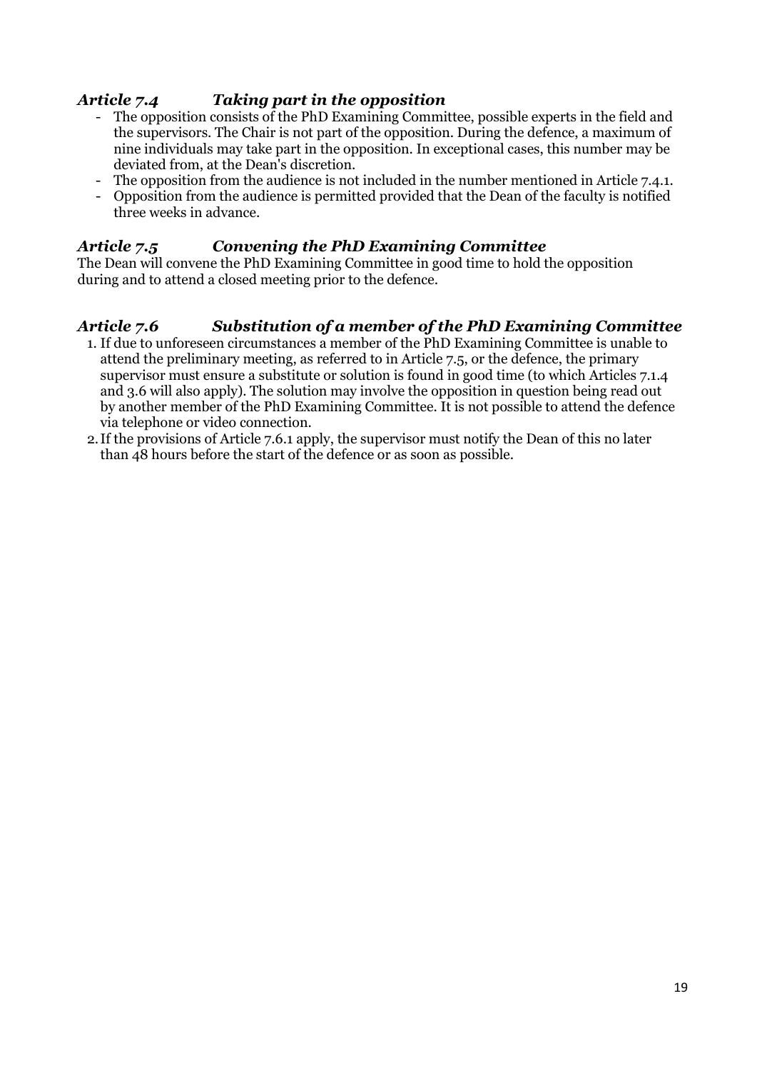### *Article 7.4 Taking part in the opposition*

- The opposition consists of the PhD Examining Committee, possible experts in the field and the supervisors. The Chair is not part of the opposition. During the defence, a maximum of nine individuals may take part in the opposition. In exceptional cases, this number may be deviated from, at the Dean's discretion.
- The opposition from the audience is not included in the number mentioned in Article 7.4.1.
- Opposition from the audience is permitted provided that the Dean of the faculty is notified three weeks in advance.

### *Article 7.5 Convening the PhD Examining Committee*

The Dean will convene the PhD Examining Committee in good time to hold the opposition during and to attend a closed meeting prior to the defence.

### *Article 7.6 Substitution of a member of the PhD Examining Committee*

1. If due to unforeseen circumstances a member of the PhD Examining Committee is unable to attend the preliminary meeting, as referred to in Article 7.5, or the defence, the primary supervisor must ensure a substitute or solution is found in good time (to which Articles 7.1.4 and 3.6 will also apply). The solution may involve the opposition in question being read out by another member of the PhD Examining Committee. It is not possible to attend the defence via telephone or video connection.
2. If the provisions of Article 7.6.1 apply, the supervisor must notify the Dean of this no later than 48 hours before the start of the defence or as soon as possible.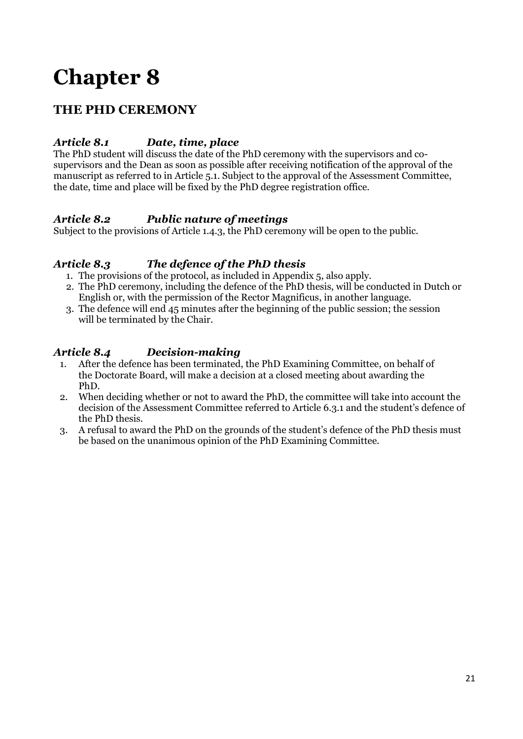# Chapter 8

## THE PHD CEREMONY

### *Article 8.1 Date, time, place*

The PhD student will discuss the date of the PhD ceremony with the supervisors and co-supervisors and the Dean as soon as possible after receiving notification of the approval of the manuscript as referred to in Article 5.1. Subject to the approval of the Assessment Committee, the date, time and place will be fixed by the PhD degree registration office.

### *Article 8.2 Public nature of meetings*

Subject to the provisions of Article 1.4.3, the PhD ceremony will be open to the public.

### *Article 8.3 The defence of the PhD thesis*

1. The provisions of the protocol, as included in Appendix 5, also apply.
2. The PhD ceremony, including the defence of the PhD thesis, will be conducted in Dutch or English or, with the permission of the Rector Magnificus, in another language.
3. The defence will end 45 minutes after the beginning of the public session; the session will be terminated by the Chair.

### *Article 8.4 Decision-making*

1. After the defence has been terminated, the PhD Examining Committee, on behalf of the Doctorate Board, will make a decision at a closed meeting about awarding the PhD.
2. When deciding whether or not to award the PhD, the committee will take into account the decision of the Assessment Committee referred to Article 6.3.1 and the student's defence of the PhD thesis.
3. A refusal to award the PhD on the grounds of the student's defence of the PhD thesis must be based on the unanimous opinion of the PhD Examining Committee.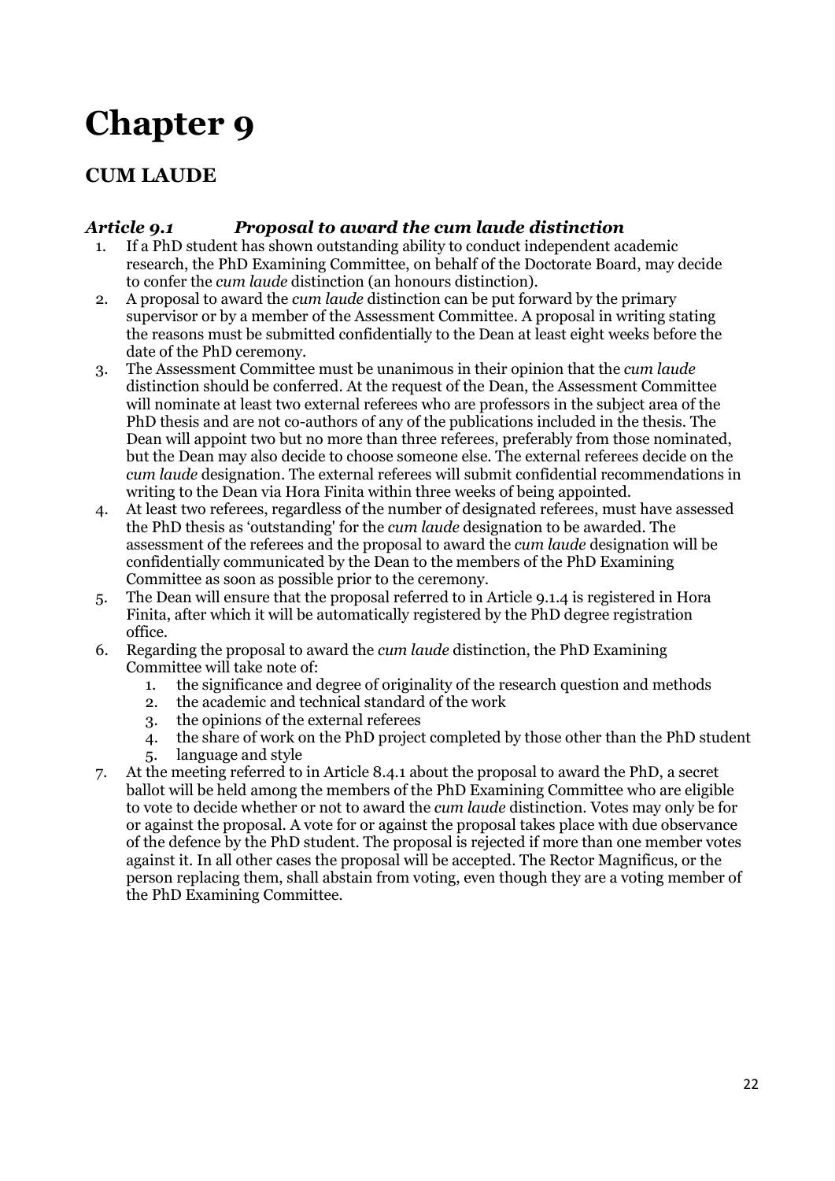# Chapter 9

## CUM LAUDE

### *Article 9.1 Proposal to award the cum laude distinction*

1. If a PhD student has shown outstanding ability to conduct independent academic research, the PhD Examining Committee, on behalf of the Doctorate Board, may decide to confer the *cum laude* distinction (an honours distinction).
2. A proposal to award the *cum laude* distinction can be put forward by the primary supervisor or by a member of the Assessment Committee. A proposal in writing stating the reasons must be submitted confidentially to the Dean at least eight weeks before the date of the PhD ceremony.
3. The Assessment Committee must be unanimous in their opinion that the *cum laude* distinction should be conferred. At the request of the Dean, the Assessment Committee will nominate at least two external referees who are professors in the subject area of the PhD thesis and are not co-authors of any of the publications included in the thesis. The Dean will appoint two but no more than three referees, preferably from those nominated, but the Dean may also decide to choose someone else. The external referees decide on the *cum laude* designation. The external referees will submit confidential recommendations in writing to the Dean via Hora Finita within three weeks of being appointed.
4. At least two referees, regardless of the number of designated referees, must have assessed the PhD thesis as 'outstanding' for the *cum laude* designation to be awarded. The assessment of the referees and the proposal to award the *cum laude* designation will be confidentially communicated by the Dean to the members of the PhD Examining Committee as soon as possible prior to the ceremony.
5. The Dean will ensure that the proposal referred to in Article 9.1.4 is registered in Hora Finita, after which it will be automatically registered by the PhD degree registration office.
6. Regarding the proposal to award the *cum laude* distinction, the PhD Examining Committee will take note of:
   1. the significance and degree of originality of the research question and methods
   2. the academic and technical standard of the work
   3. the opinions of the external referees
   4. the share of work on the PhD project completed by those other than the PhD student
   5. language and style
7. At the meeting referred to in Article 8.4.1 about the proposal to award the PhD, a secret ballot will be held among the members of the PhD Examining Committee who are eligible to vote to decide whether or not to award the *cum laude* distinction. Votes may only be for or against the proposal. A vote for or against the proposal takes place with due observance of the defence by the PhD student. The proposal is rejected if more than one member votes against it. In all other cases the proposal will be accepted. The Rector Magnificus, or the person replacing them, shall abstain from voting, even though they are a voting member of the PhD Examining Committee.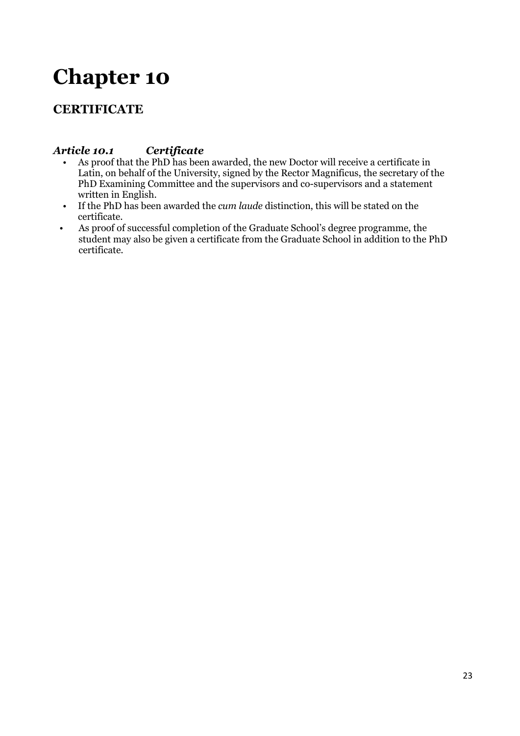# Chapter 10

## CERTIFICATE

### *Article 10.1 Certificate*

- As proof that the PhD has been awarded, the new Doctor will receive a certificate in Latin, on behalf of the University, signed by the Rector Magnificus, the secretary of the PhD Examining Committee and the supervisors and co-supervisors and a statement written in English.
- If the PhD has been awarded the *cum laude* distinction, this will be stated on the certificate.
- As proof of successful completion of the Graduate School's degree programme, the student may also be given a certificate from the Graduate School in addition to the PhD certificate.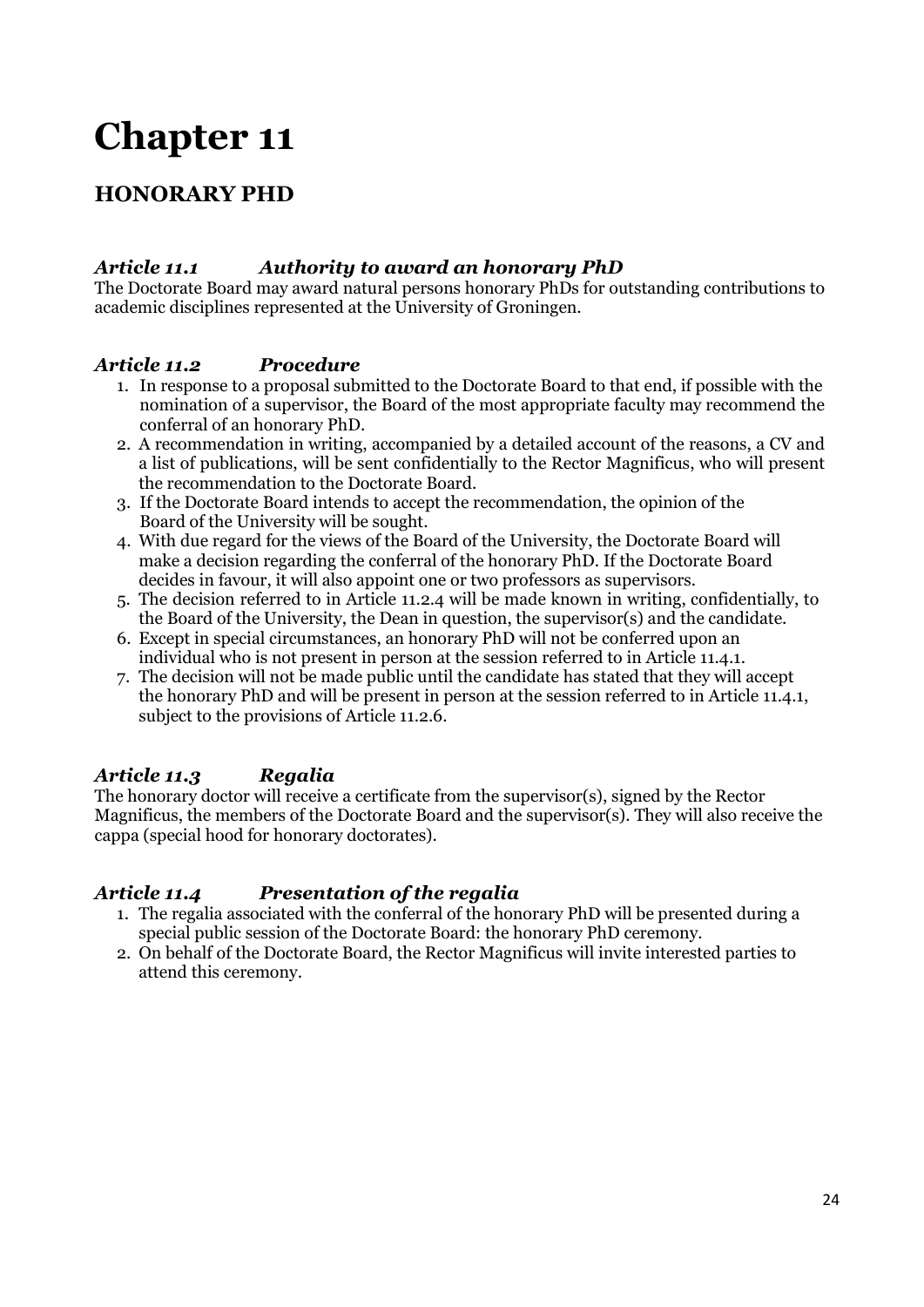# Chapter 11

## HONORARY PHD

### *Article 11.1 Authority to award an honorary PhD*

The Doctorate Board may award natural persons honorary PhDs for outstanding contributions to academic disciplines represented at the University of Groningen.

### *Article 11.2 Procedure*

1. In response to a proposal submitted to the Doctorate Board to that end, if possible with the nomination of a supervisor, the Board of the most appropriate faculty may recommend the conferral of an honorary PhD.
2. A recommendation in writing, accompanied by a detailed account of the reasons, a CV and a list of publications, will be sent confidentially to the Rector Magnificus, who will present the recommendation to the Doctorate Board.
3. If the Doctorate Board intends to accept the recommendation, the opinion of the Board of the University will be sought.
4. With due regard for the views of the Board of the University, the Doctorate Board will make a decision regarding the conferral of the honorary PhD. If the Doctorate Board decides in favour, it will also appoint one or two professors as supervisors.
5. The decision referred to in Article 11.2.4 will be made known in writing, confidentially, to the Board of the University, the Dean in question, the supervisor(s) and the candidate.
6. Except in special circumstances, an honorary PhD will not be conferred upon an individual who is not present in person at the session referred to in Article 11.4.1.
7. The decision will not be made public until the candidate has stated that they will accept the honorary PhD and will be present in person at the session referred to in Article 11.4.1, subject to the provisions of Article 11.2.6.

### *Article 11.3 Regalia*

The honorary doctor will receive a certificate from the supervisor(s), signed by the Rector Magnificus, the members of the Doctorate Board and the supervisor(s). They will also receive the cappa (special hood for honorary doctorates).

### *Article 11.4 Presentation of the regalia*

1. The regalia associated with the conferral of the honorary PhD will be presented during a special public session of the Doctorate Board: the honorary PhD ceremony.
2. On behalf of the Doctorate Board, the Rector Magnificus will invite interested parties to attend this ceremony.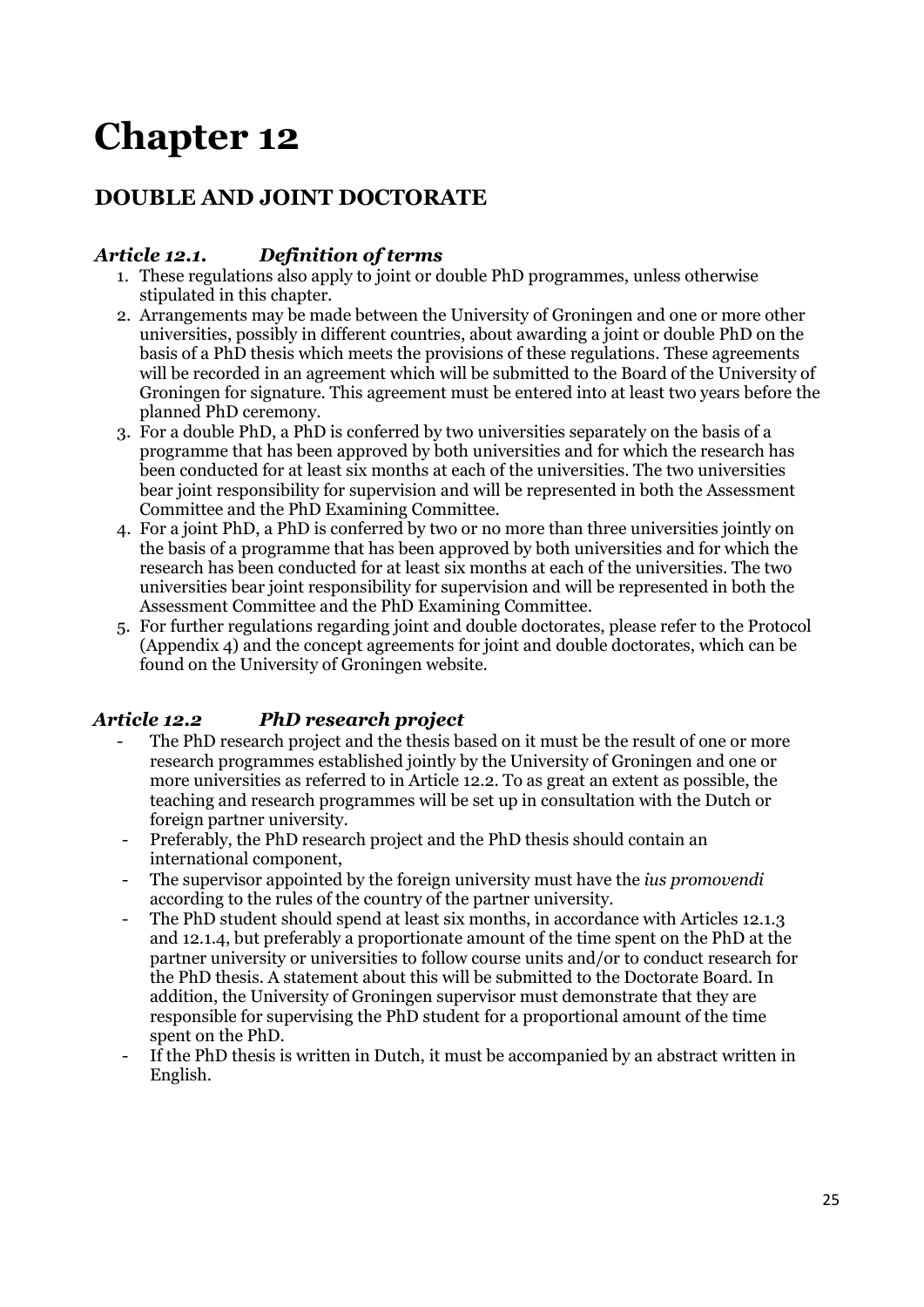# Chapter 12

## DOUBLE AND JOINT DOCTORATE

### *Article 12.1. Definition of terms*

1. These regulations also apply to joint or double PhD programmes, unless otherwise stipulated in this chapter.
2. Arrangements may be made between the University of Groningen and one or more other universities, possibly in different countries, about awarding a joint or double PhD on the basis of a PhD thesis which meets the provisions of these regulations. These agreements will be recorded in an agreement which will be submitted to the Board of the University of Groningen for signature. This agreement must be entered into at least two years before the planned PhD ceremony.
3. For a double PhD, a PhD is conferred by two universities separately on the basis of a programme that has been approved by both universities and for which the research has been conducted for at least six months at each of the universities. The two universities bear joint responsibility for supervision and will be represented in both the Assessment Committee and the PhD Examining Committee.
4. For a joint PhD, a PhD is conferred by two or no more than three universities jointly on the basis of a programme that has been approved by both universities and for which the research has been conducted for at least six months at each of the universities. The two universities bear joint responsibility for supervision and will be represented in both the Assessment Committee and the PhD Examining Committee.
5. For further regulations regarding joint and double doctorates, please refer to the Protocol (Appendix 4) and the concept agreements for joint and double doctorates, which can be found on the University of Groningen website.

### *Article 12.2 PhD research project*

- The PhD research project and the thesis based on it must be the result of one or more research programmes established jointly by the University of Groningen and one or more universities as referred to in Article 12.2. To as great an extent as possible, the teaching and research programmes will be set up in consultation with the Dutch or foreign partner university.
- Preferably, the PhD research project and the PhD thesis should contain an international component,
- The supervisor appointed by the foreign university must have the *ius promovendi* according to the rules of the country of the partner university.
- The PhD student should spend at least six months, in accordance with Articles 12.1.3 and 12.1.4, but preferably a proportionate amount of the time spent on the PhD at the partner university or universities to follow course units and/or to conduct research for the PhD thesis. A statement about this will be submitted to the Doctorate Board. In addition, the University of Groningen supervisor must demonstrate that they are responsible for supervising the PhD student for a proportional amount of the time spent on the PhD.
- If the PhD thesis is written in Dutch, it must be accompanied by an abstract written in English.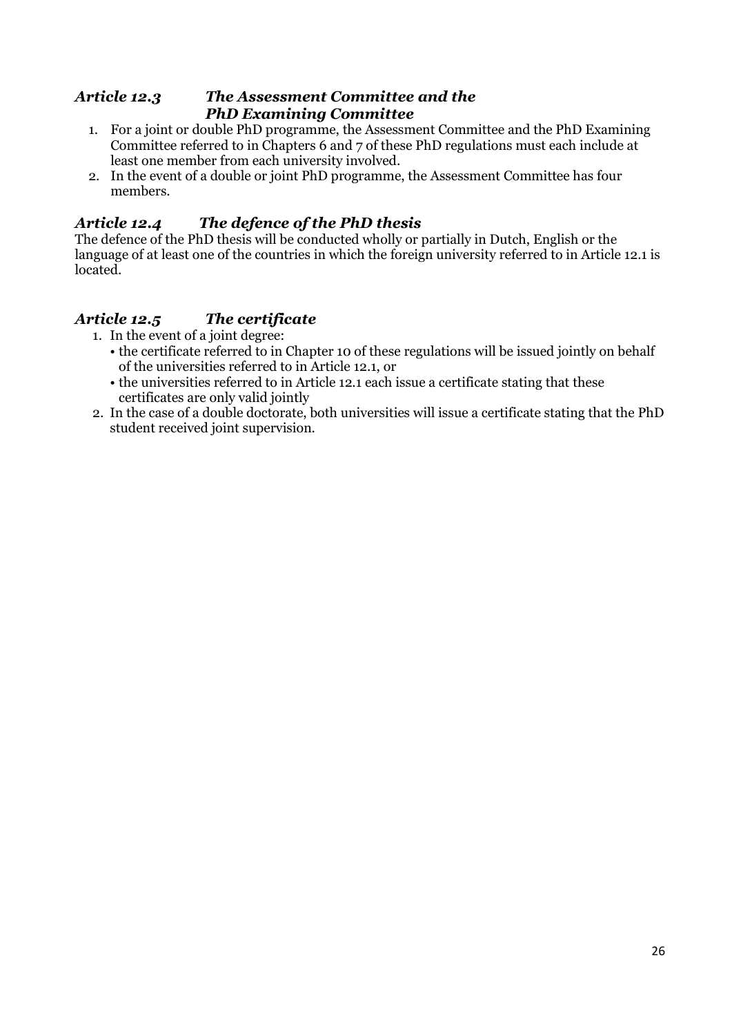### *Article 12.3 The Assessment Committee and the PhD Examining Committee*

1. For a joint or double PhD programme, the Assessment Committee and the PhD Examining Committee referred to in Chapters 6 and 7 of these PhD regulations must each include at least one member from each university involved.
2. In the event of a double or joint PhD programme, the Assessment Committee has four members.

### *Article 12.4 The defence of the PhD thesis*

The defence of the PhD thesis will be conducted wholly or partially in Dutch, English or the language of at least one of the countries in which the foreign university referred to in Article 12.1 is located.

### *Article 12.5 The certificate*

1. In the event of a joint degree:
   - the certificate referred to in Chapter 10 of these regulations will be issued jointly on behalf of the universities referred to in Article 12.1, or
   - the universities referred to in Article 12.1 each issue a certificate stating that these certificates are only valid jointly
2. In the case of a double doctorate, both universities will issue a certificate stating that the PhD student received joint supervision.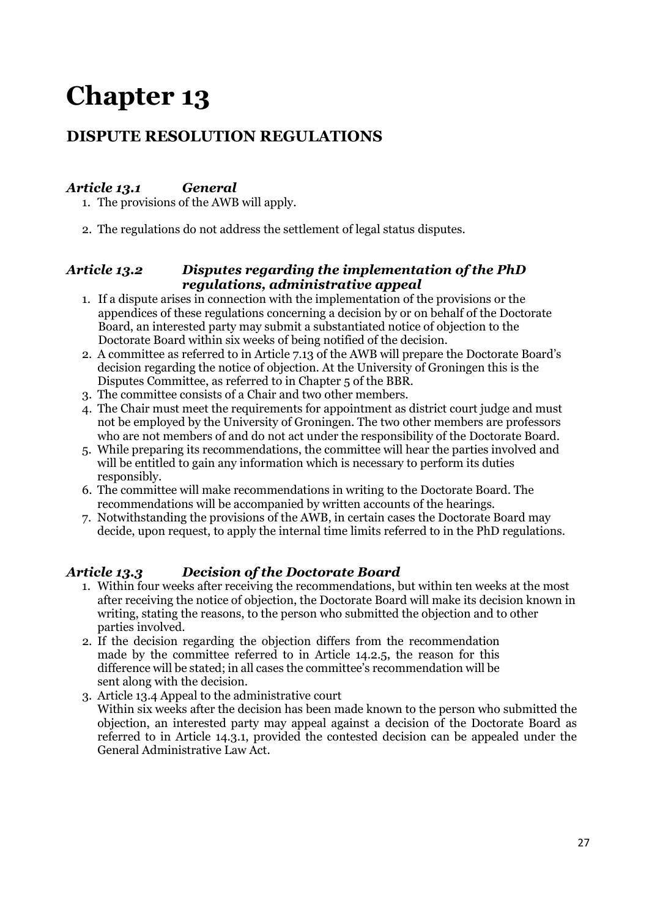# Chapter 13

## DISPUTE RESOLUTION REGULATIONS

### *Article 13.1 General*

1. The provisions of the AWB will apply.

2. The regulations do not address the settlement of legal status disputes.

### *Article 13.2 Disputes regarding the implementation of the PhD regulations, administrative appeal*

1. If a dispute arises in connection with the implementation of the provisions or the appendices of these regulations concerning a decision by or on behalf of the Doctorate Board, an interested party may submit a substantiated notice of objection to the Doctorate Board within six weeks of being notified of the decision.
2. A committee as referred to in Article 7.13 of the AWB will prepare the Doctorate Board's decision regarding the notice of objection. At the University of Groningen this is the Disputes Committee, as referred to in Chapter 5 of the BBR.
3. The committee consists of a Chair and two other members.
4. The Chair must meet the requirements for appointment as district court judge and must not be employed by the University of Groningen. The two other members are professors who are not members of and do not act under the responsibility of the Doctorate Board.
5. While preparing its recommendations, the committee will hear the parties involved and will be entitled to gain any information which is necessary to perform its duties responsibly.
6. The committee will make recommendations in writing to the Doctorate Board. The recommendations will be accompanied by written accounts of the hearings.
7. Notwithstanding the provisions of the AWB, in certain cases the Doctorate Board may decide, upon request, to apply the internal time limits referred to in the PhD regulations.

### *Article 13.3 Decision of the Doctorate Board*

1. Within four weeks after receiving the recommendations, but within ten weeks at the most after receiving the notice of objection, the Doctorate Board will make its decision known in writing, stating the reasons, to the person who submitted the objection and to other parties involved.
2. If the decision regarding the objection differs from the recommendation made by the committee referred to in Article 14.2.5, the reason for this difference will be stated; in all cases the committee's recommendation will be sent along with the decision.
3. Article 13.4 Appeal to the administrative court
   Within six weeks after the decision has been made known to the person who submitted the objection, an interested party may appeal against a decision of the Doctorate Board as referred to in Article 14.3.1, provided the contested decision can be appealed under the General Administrative Law Act.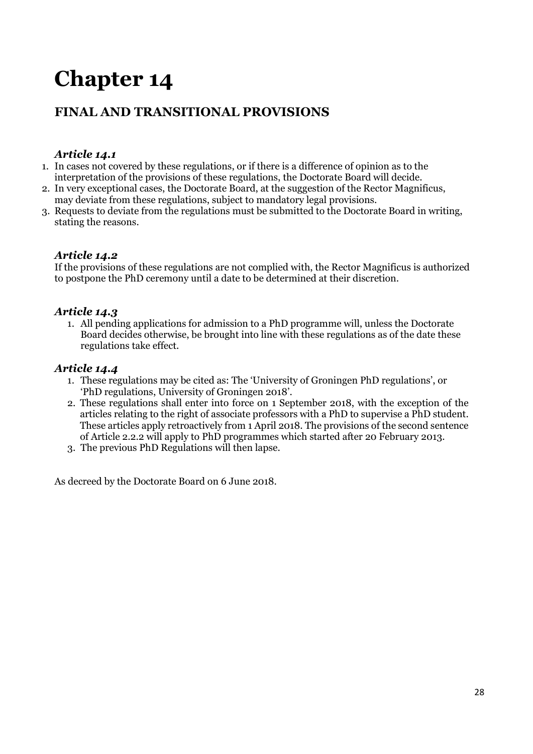# Chapter 14

## FINAL AND TRANSITIONAL PROVISIONS

### *Article 14.1*

1. In cases not covered by these regulations, or if there is a difference of opinion as to the interpretation of the provisions of these regulations, the Doctorate Board will decide.
2. In very exceptional cases, the Doctorate Board, at the suggestion of the Rector Magnificus, may deviate from these regulations, subject to mandatory legal provisions.
3. Requests to deviate from the regulations must be submitted to the Doctorate Board in writing, stating the reasons.

### *Article 14.2*

If the provisions of these regulations are not complied with, the Rector Magnificus is authorized to postpone the PhD ceremony until a date to be determined at their discretion.

### *Article 14.3*

1. All pending applications for admission to a PhD programme will, unless the Doctorate Board decides otherwise, be brought into line with these regulations as of the date these regulations take effect.

### *Article 14.4*

1. These regulations may be cited as: The 'University of Groningen PhD regulations', or 'PhD regulations, University of Groningen 2018'.
2. These regulations shall enter into force on 1 September 2018, with the exception of the articles relating to the right of associate professors with a PhD to supervise a PhD student. These articles apply retroactively from 1 April 2018. The provisions of the second sentence of Article 2.2.2 will apply to PhD programmes which started after 20 February 2013.
3. The previous PhD Regulations will then lapse.

As decreed by the Doctorate Board on 6 June 2018.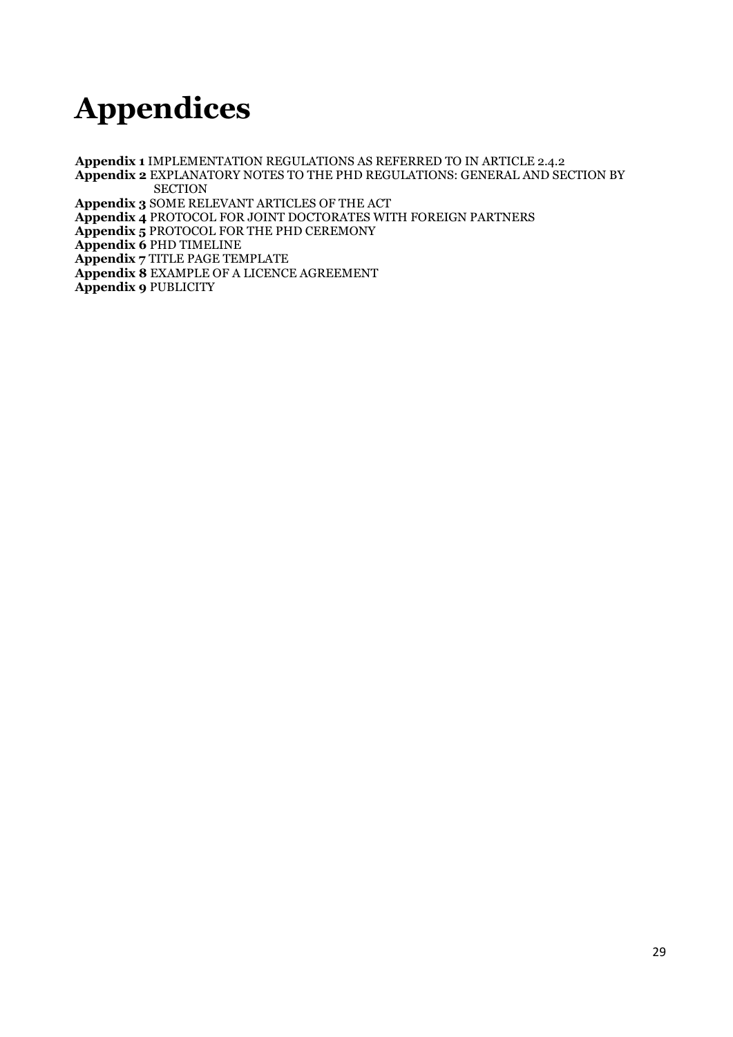# Appendices

**Appendix 1** IMPLEMENTATION REGULATIONS AS REFERRED TO IN ARTICLE 2.4.2  
**Appendix 2** EXPLANATORY NOTES TO THE PHD REGULATIONS: GENERAL AND SECTION BY SECTION  
**Appendix 3** SOME RELEVANT ARTICLES OF THE ACT  
**Appendix 4** PROTOCOL FOR JOINT DOCTORATES WITH FOREIGN PARTNERS  
**Appendix 5** PROTOCOL FOR THE PHD CEREMONY  
**Appendix 6** PHD TIMELINE  
**Appendix 7** TITLE PAGE TEMPLATE  
**Appendix 8** EXAMPLE OF A LICENCE AGREEMENT  
**Appendix 9** PUBLICITY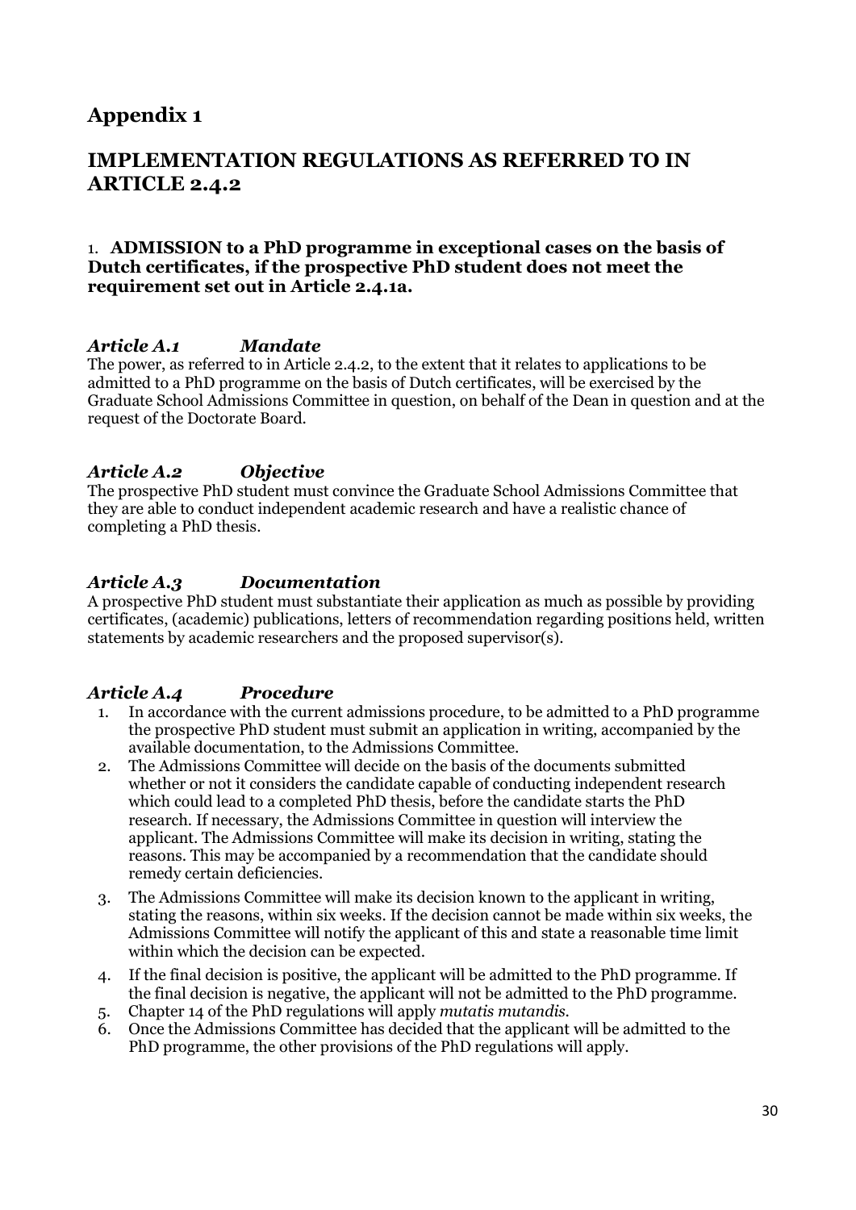# Appendix 1

# IMPLEMENTATION REGULATIONS AS REFERRED TO IN ARTICLE 2.4.2

### 1. ADMISSION to a PhD programme in exceptional cases on the basis of Dutch certificates, if the prospective PhD student does not meet the requirement set out in Article 2.4.1a.

#### *Article A.1 Mandate*

The power, as referred to in Article 2.4.2, to the extent that it relates to applications to be admitted to a PhD programme on the basis of Dutch certificates, will be exercised by the Graduate School Admissions Committee in question, on behalf of the Dean in question and at the request of the Doctorate Board.

#### *Article A.2 Objective*

The prospective PhD student must convince the Graduate School Admissions Committee that they are able to conduct independent academic research and have a realistic chance of completing a PhD thesis.

#### *Article A.3 Documentation*

A prospective PhD student must substantiate their application as much as possible by providing certificates, (academic) publications, letters of recommendation regarding positions held, written statements by academic researchers and the proposed supervisor(s).

#### *Article A.4 Procedure*

1. In accordance with the current admissions procedure, to be admitted to a PhD programme the prospective PhD student must submit an application in writing, accompanied by the available documentation, to the Admissions Committee.
2. The Admissions Committee will decide on the basis of the documents submitted whether or not it considers the candidate capable of conducting independent research which could lead to a completed PhD thesis, before the candidate starts the PhD research. If necessary, the Admissions Committee in question will interview the applicant. The Admissions Committee will make its decision in writing, stating the reasons. This may be accompanied by a recommendation that the candidate should remedy certain deficiencies.
3. The Admissions Committee will make its decision known to the applicant in writing, stating the reasons, within six weeks. If the decision cannot be made within six weeks, the Admissions Committee will notify the applicant of this and state a reasonable time limit within which the decision can be expected.
4. If the final decision is positive, the applicant will be admitted to the PhD programme. If the final decision is negative, the applicant will not be admitted to the PhD programme.
5. Chapter 14 of the PhD regulations will apply *mutatis mutandis*.
6. Once the Admissions Committee has decided that the applicant will be admitted to the PhD programme, the other provisions of the PhD regulations will apply.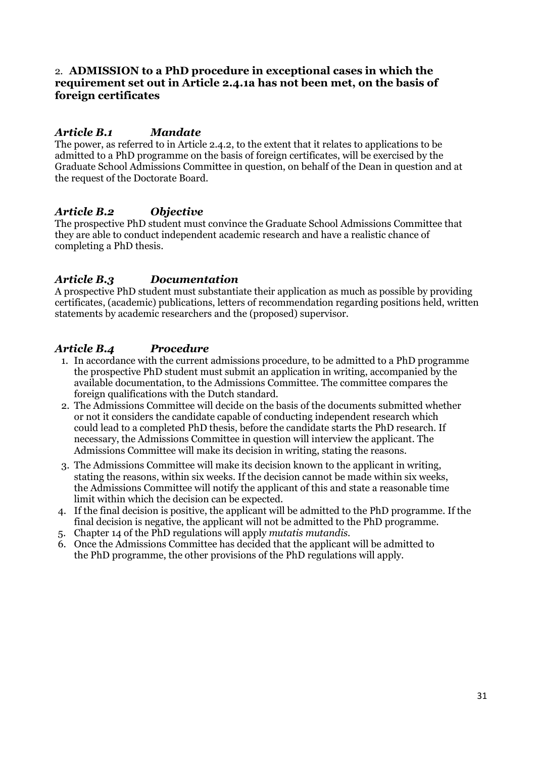## 2. ADMISSION to a PhD procedure in exceptional cases in which the requirement set out in Article 2.4.1a has not been met, on the basis of foreign certificates

### *Article B.1 Mandate*

The power, as referred to in Article 2.4.2, to the extent that it relates to applications to be admitted to a PhD programme on the basis of foreign certificates, will be exercised by the Graduate School Admissions Committee in question, on behalf of the Dean in question and at the request of the Doctorate Board.

### *Article B.2 Objective*

The prospective PhD student must convince the Graduate School Admissions Committee that they are able to conduct independent academic research and have a realistic chance of completing a PhD thesis.

### *Article B.3 Documentation*

A prospective PhD student must substantiate their application as much as possible by providing certificates, (academic) publications, letters of recommendation regarding positions held, written statements by academic researchers and the (proposed) supervisor.

### *Article B.4 Procedure*

1. In accordance with the current admissions procedure, to be admitted to a PhD programme the prospective PhD student must submit an application in writing, accompanied by the available documentation, to the Admissions Committee. The committee compares the foreign qualifications with the Dutch standard.
2. The Admissions Committee will decide on the basis of the documents submitted whether or not it considers the candidate capable of conducting independent research which could lead to a completed PhD thesis, before the candidate starts the PhD research. If necessary, the Admissions Committee in question will interview the applicant. The Admissions Committee will make its decision in writing, stating the reasons.
3. The Admissions Committee will make its decision known to the applicant in writing, stating the reasons, within six weeks. If the decision cannot be made within six weeks, the Admissions Committee will notify the applicant of this and state a reasonable time limit within which the decision can be expected.
4. If the final decision is positive, the applicant will be admitted to the PhD programme. If the final decision is negative, the applicant will not be admitted to the PhD programme.
5. Chapter 14 of the PhD regulations will apply *mutatis mutandis*.
6. Once the Admissions Committee has decided that the applicant will be admitted to the PhD programme, the other provisions of the PhD regulations will apply.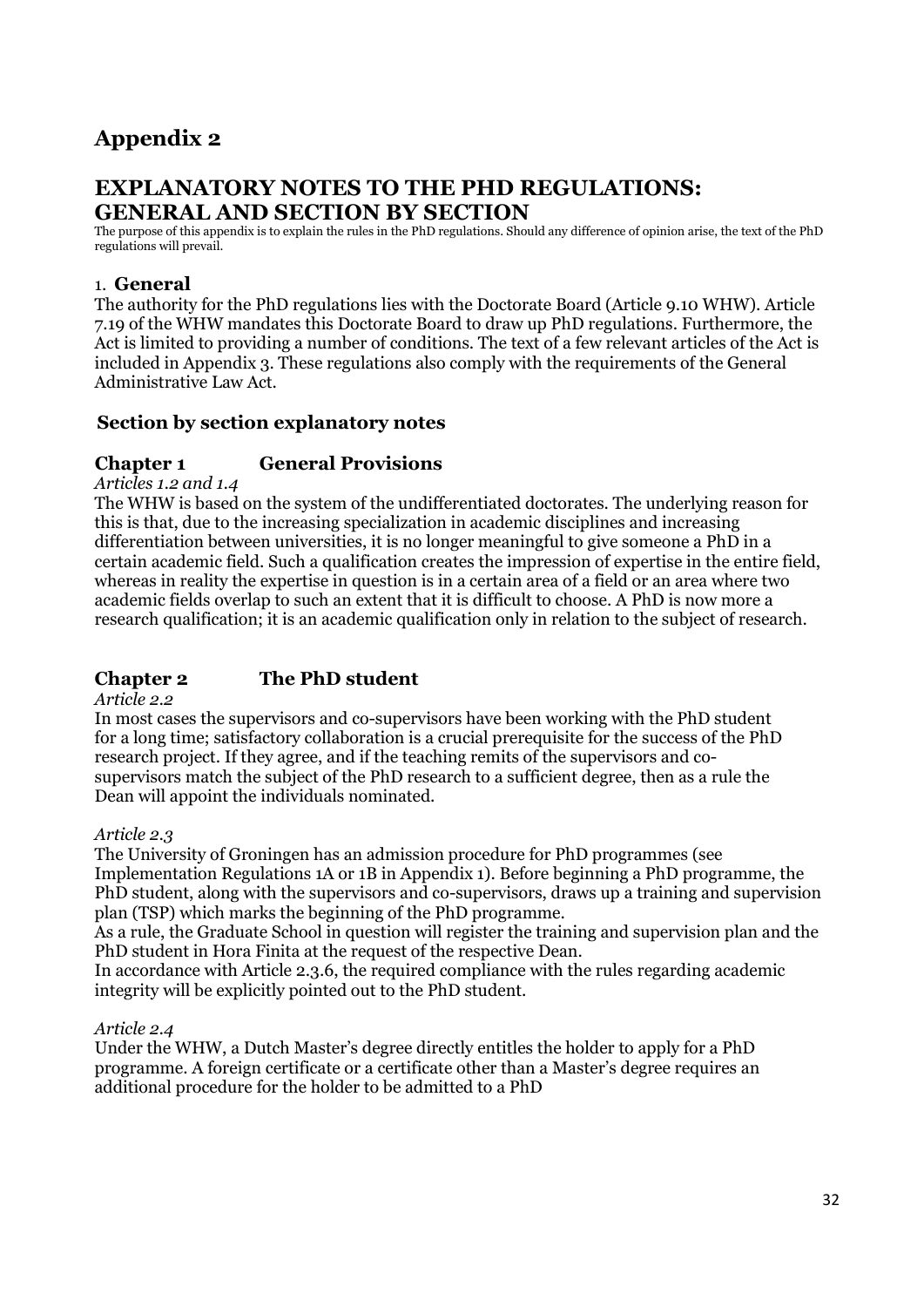# Appendix 2

## EXPLANATORY NOTES TO THE PHD REGULATIONS: GENERAL AND SECTION BY SECTION

The purpose of this appendix is to explain the rules in the PhD regulations. Should any difference of opinion arise, the text of the PhD regulations will prevail.

### 1. General

The authority for the PhD regulations lies with the Doctorate Board (Article 9.10 WHW). Article 7.19 of the WHW mandates this Doctorate Board to draw up PhD regulations. Furthermore, the Act is limited to providing a number of conditions. The text of a few relevant articles of the Act is included in Appendix 3. These regulations also comply with the requirements of the General Administrative Law Act.

### Section by section explanatory notes

### Chapter 1 General Provisions

*Articles 1.2 and 1.4*

The WHW is based on the system of the undifferentiated doctorates. The underlying reason for this is that, due to the increasing specialization in academic disciplines and increasing differentiation between universities, it is no longer meaningful to give someone a PhD in a certain academic field. Such a qualification creates the impression of expertise in the entire field, whereas in reality the expertise in question is in a certain area of a field or an area where two academic fields overlap to such an extent that it is difficult to choose. A PhD is now more a research qualification; it is an academic qualification only in relation to the subject of research.

### Chapter 2 The PhD student

*Article 2.2*

In most cases the supervisors and co-supervisors have been working with the PhD student for a long time; satisfactory collaboration is a crucial prerequisite for the success of the PhD research project. If they agree, and if the teaching remits of the supervisors and co-supervisors match the subject of the PhD research to a sufficient degree, then as a rule the Dean will appoint the individuals nominated.

*Article 2.3*

The University of Groningen has an admission procedure for PhD programmes (see Implementation Regulations 1A or 1B in Appendix 1). Before beginning a PhD programme, the PhD student, along with the supervisors and co-supervisors, draws up a training and supervision plan (TSP) which marks the beginning of the PhD programme.

As a rule, the Graduate School in question will register the training and supervision plan and the PhD student in Hora Finita at the request of the respective Dean.

In accordance with Article 2.3.6, the required compliance with the rules regarding academic integrity will be explicitly pointed out to the PhD student.

*Article 2.4*

Under the WHW, a Dutch Master's degree directly entitles the holder to apply for a PhD programme. A foreign certificate or a certificate other than a Master's degree requires an additional procedure for the holder to be admitted to a PhD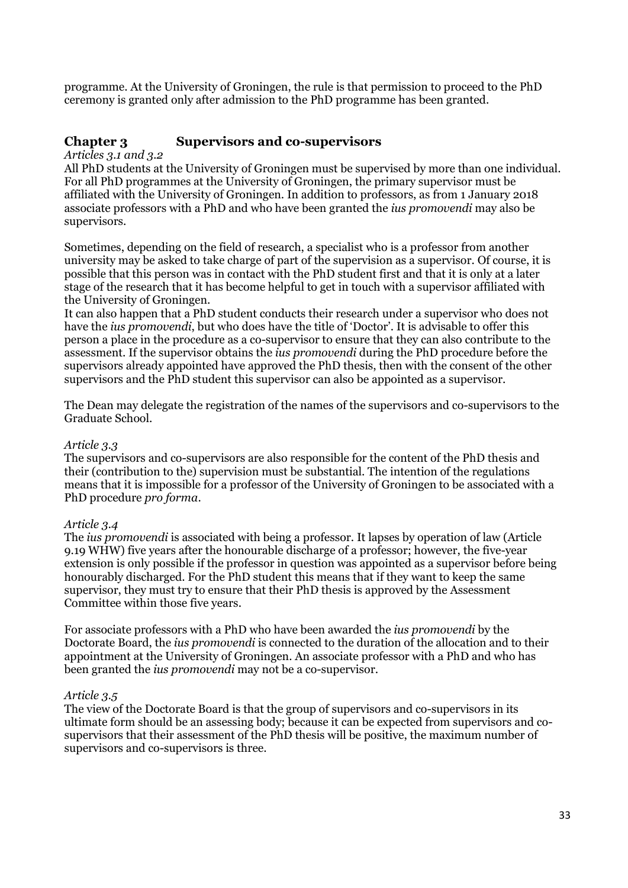programme. At the University of Groningen, the rule is that permission to proceed to the PhD ceremony is granted only after admission to the PhD programme has been granted.

## Chapter 3 Supervisors and co-supervisors

*Articles 3.1 and 3.2*

All PhD students at the University of Groningen must be supervised by more than one individual. For all PhD programmes at the University of Groningen, the primary supervisor must be affiliated with the University of Groningen. In addition to professors, as from 1 January 2018 associate professors with a PhD and who have been granted the *ius promovendi* may also be supervisors.

Sometimes, depending on the field of research, a specialist who is a professor from another university may be asked to take charge of part of the supervision as a supervisor. Of course, it is possible that this person was in contact with the PhD student first and that it is only at a later stage of the research that it has become helpful to get in touch with a supervisor affiliated with the University of Groningen.
It can also happen that a PhD student conducts their research under a supervisor who does not have the *ius promovendi*, but who does have the title of 'Doctor'. It is advisable to offer this person a place in the procedure as a co-supervisor to ensure that they can also contribute to the assessment. If the supervisor obtains the *ius promovendi* during the PhD procedure before the supervisors already appointed have approved the PhD thesis, then with the consent of the other supervisors and the PhD student this supervisor can also be appointed as a supervisor.

The Dean may delegate the registration of the names of the supervisors and co-supervisors to the Graduate School.

*Article 3.3*

The supervisors and co-supervisors are also responsible for the content of the PhD thesis and their (contribution to the) supervision must be substantial. The intention of the regulations means that it is impossible for a professor of the University of Groningen to be associated with a PhD procedure *pro forma*.

*Article 3.4*

The *ius promovendi* is associated with being a professor. It lapses by operation of law (Article 9.19 WHW) five years after the honourable discharge of a professor; however, the five-year extension is only possible if the professor in question was appointed as a supervisor before being honourably discharged. For the PhD student this means that if they want to keep the same supervisor, they must try to ensure that their PhD thesis is approved by the Assessment Committee within those five years.

For associate professors with a PhD who have been awarded the *ius promovendi* by the Doctorate Board, the *ius promovendi* is connected to the duration of the allocation and to their appointment at the University of Groningen. An associate professor with a PhD and who has been granted the *ius promovendi* may not be a co-supervisor.

*Article 3.5*

The view of the Doctorate Board is that the group of supervisors and co-supervisors in its ultimate form should be an assessing body; because it can be expected from supervisors and co-supervisors that their assessment of the PhD thesis will be positive, the maximum number of supervisors and co-supervisors is three.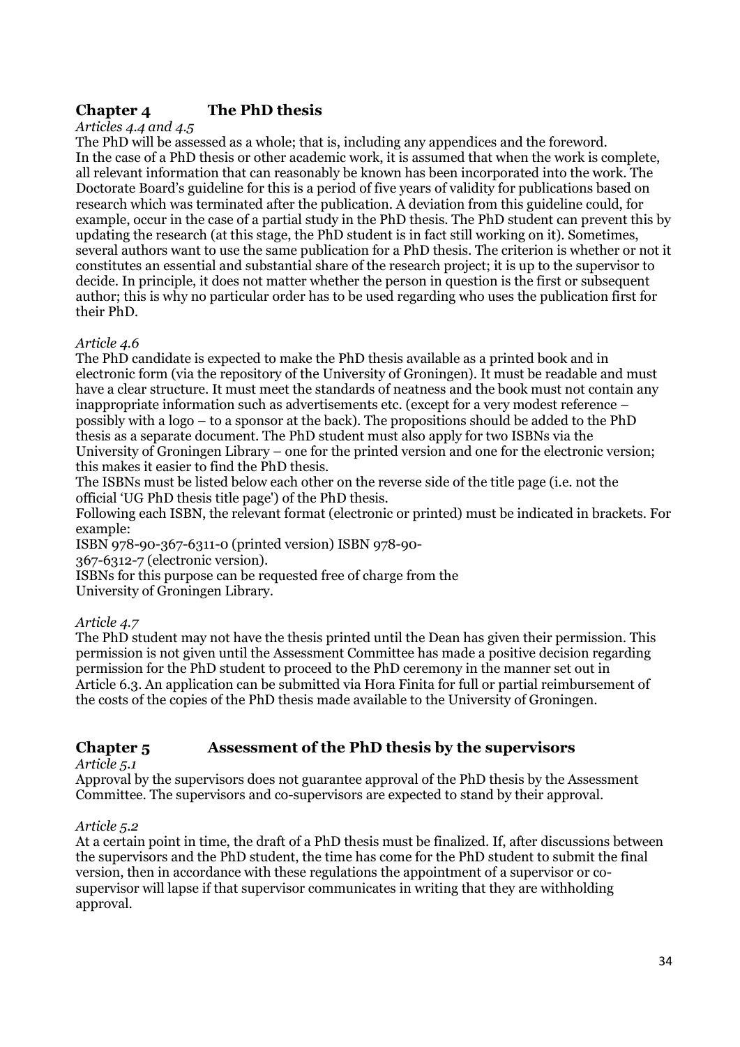## Chapter 4 The PhD thesis

*Articles 4.4 and 4.5*

The PhD will be assessed as a whole; that is, including any appendices and the foreword. In the case of a PhD thesis or other academic work, it is assumed that when the work is complete, all relevant information that can reasonably be known has been incorporated into the work. The Doctorate Board's guideline for this is a period of five years of validity for publications based on research which was terminated after the publication. A deviation from this guideline could, for example, occur in the case of a partial study in the PhD thesis. The PhD student can prevent this by updating the research (at this stage, the PhD student is in fact still working on it). Sometimes, several authors want to use the same publication for a PhD thesis. The criterion is whether or not it constitutes an essential and substantial share of the research project; it is up to the supervisor to decide. In principle, it does not matter whether the person in question is the first or subsequent author; this is why no particular order has to be used regarding who uses the publication first for their PhD.

*Article 4.6*

The PhD candidate is expected to make the PhD thesis available as a printed book and in electronic form (via the repository of the University of Groningen). It must be readable and must have a clear structure. It must meet the standards of neatness and the book must not contain any inappropriate information such as advertisements etc. (except for a very modest reference – possibly with a logo – to a sponsor at the back). The propositions should be added to the PhD thesis as a separate document. The PhD student must also apply for two ISBNs via the University of Groningen Library – one for the printed version and one for the electronic version; this makes it easier to find the PhD thesis.

The ISBNs must be listed below each other on the reverse side of the title page (i.e. not the official 'UG PhD thesis title page') of the PhD thesis.

Following each ISBN, the relevant format (electronic or printed) must be indicated in brackets. For example:

ISBN 978-90-367-6311-0 (printed version) ISBN 978-90-367-6312-7 (electronic version).

ISBNs for this purpose can be requested free of charge from the University of Groningen Library.

*Article 4.7*

The PhD student may not have the thesis printed until the Dean has given their permission. This permission is not given until the Assessment Committee has made a positive decision regarding permission for the PhD student to proceed to the PhD ceremony in the manner set out in Article 6.3. An application can be submitted via Hora Finita for full or partial reimbursement of the costs of the copies of the PhD thesis made available to the University of Groningen.

## Chapter 5 Assessment of the PhD thesis by the supervisors

*Article 5.1*

Approval by the supervisors does not guarantee approval of the PhD thesis by the Assessment Committee. The supervisors and co-supervisors are expected to stand by their approval.

*Article 5.2*

At a certain point in time, the draft of a PhD thesis must be finalized. If, after discussions between the supervisors and the PhD student, the time has come for the PhD student to submit the final version, then in accordance with these regulations the appointment of a supervisor or co-supervisor will lapse if that supervisor communicates in writing that they are withholding approval.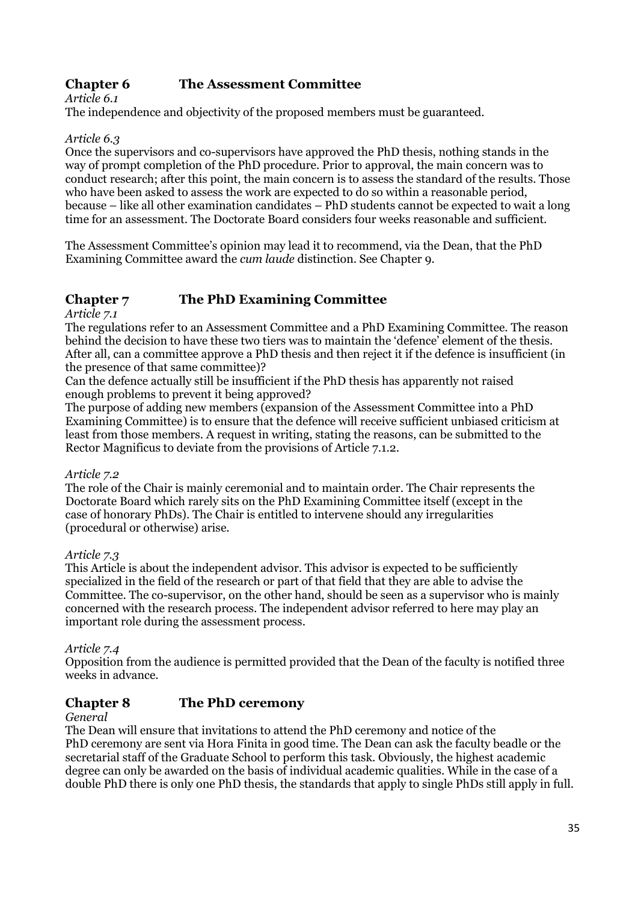## Chapter 6 The Assessment Committee

*Article 6.1*

The independence and objectivity of the proposed members must be guaranteed.

*Article 6.3*

Once the supervisors and co-supervisors have approved the PhD thesis, nothing stands in the way of prompt completion of the PhD procedure. Prior to approval, the main concern was to conduct research; after this point, the main concern is to assess the standard of the results. Those who have been asked to assess the work are expected to do so within a reasonable period, because – like all other examination candidates – PhD students cannot be expected to wait a long time for an assessment. The Doctorate Board considers four weeks reasonable and sufficient.

The Assessment Committee's opinion may lead it to recommend, via the Dean, that the PhD Examining Committee award the *cum laude* distinction. See Chapter 9.

## Chapter 7 The PhD Examining Committee

*Article 7.1*

The regulations refer to an Assessment Committee and a PhD Examining Committee. The reason behind the decision to have these two tiers was to maintain the 'defence' element of the thesis. After all, can a committee approve a PhD thesis and then reject it if the defence is insufficient (in the presence of that same committee)?

Can the defence actually still be insufficient if the PhD thesis has apparently not raised enough problems to prevent it being approved?

The purpose of adding new members (expansion of the Assessment Committee into a PhD Examining Committee) is to ensure that the defence will receive sufficient unbiased criticism at least from those members. A request in writing, stating the reasons, can be submitted to the Rector Magnificus to deviate from the provisions of Article 7.1.2.

*Article 7.2*

The role of the Chair is mainly ceremonial and to maintain order. The Chair represents the Doctorate Board which rarely sits on the PhD Examining Committee itself (except in the case of honorary PhDs). The Chair is entitled to intervene should any irregularities (procedural or otherwise) arise.

*Article 7.3*

This Article is about the independent advisor. This advisor is expected to be sufficiently specialized in the field of the research or part of that field that they are able to advise the Committee. The co-supervisor, on the other hand, should be seen as a supervisor who is mainly concerned with the research process. The independent advisor referred to here may play an important role during the assessment process.

*Article 7.4*

Opposition from the audience is permitted provided that the Dean of the faculty is notified three weeks in advance.

## Chapter 8 The PhD ceremony

*General*

The Dean will ensure that invitations to attend the PhD ceremony and notice of the PhD ceremony are sent via Hora Finita in good time. The Dean can ask the faculty beadle or the secretarial staff of the Graduate School to perform this task. Obviously, the highest academic degree can only be awarded on the basis of individual academic qualities. While in the case of a double PhD there is only one PhD thesis, the standards that apply to single PhDs still apply in full.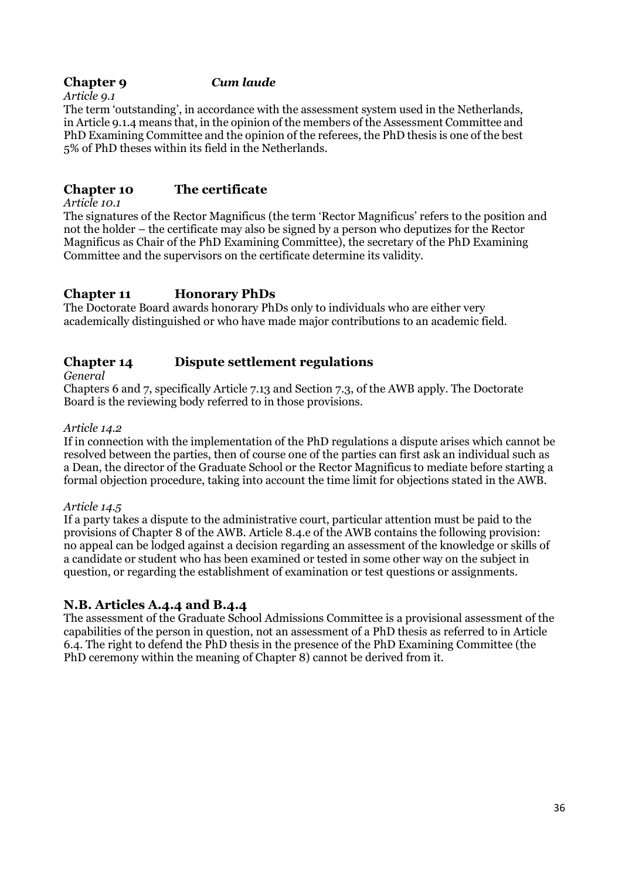## Chapter 9 *Cum laude*

*Article 9.1*

The term 'outstanding', in accordance with the assessment system used in the Netherlands, in Article 9.1.4 means that, in the opinion of the members of the Assessment Committee and PhD Examining Committee and the opinion of the referees, the PhD thesis is one of the best 5% of PhD theses within its field in the Netherlands.

## Chapter 10 The certificate

*Article 10.1*

The signatures of the Rector Magnificus (the term 'Rector Magnificus' refers to the position and not the holder – the certificate may also be signed by a person who deputizes for the Rector Magnificus as Chair of the PhD Examining Committee), the secretary of the PhD Examining Committee and the supervisors on the certificate determine its validity.

## Chapter 11 Honorary PhDs

The Doctorate Board awards honorary PhDs only to individuals who are either very academically distinguished or who have made major contributions to an academic field.

## Chapter 14 Dispute settlement regulations

*General*

Chapters 6 and 7, specifically Article 7.13 and Section 7.3, of the AWB apply. The Doctorate Board is the reviewing body referred to in those provisions.

*Article 14.2*

If in connection with the implementation of the PhD regulations a dispute arises which cannot be resolved between the parties, then of course one of the parties can first ask an individual such as a Dean, the director of the Graduate School or the Rector Magnificus to mediate before starting a formal objection procedure, taking into account the time limit for objections stated in the AWB.

*Article 14.5*

If a party takes a dispute to the administrative court, particular attention must be paid to the provisions of Chapter 8 of the AWB. Article 8.4.e of the AWB contains the following provision: no appeal can be lodged against a decision regarding an assessment of the knowledge or skills of a candidate or student who has been examined or tested in some other way on the subject in question, or regarding the establishment of examination or test questions or assignments.

## N.B. Articles A.4.4 and B.4.4

The assessment of the Graduate School Admissions Committee is a provisional assessment of the capabilities of the person in question, not an assessment of a PhD thesis as referred to in Article 6.4. The right to defend the PhD thesis in the presence of the PhD Examining Committee (the PhD ceremony within the meaning of Chapter 8) cannot be derived from it.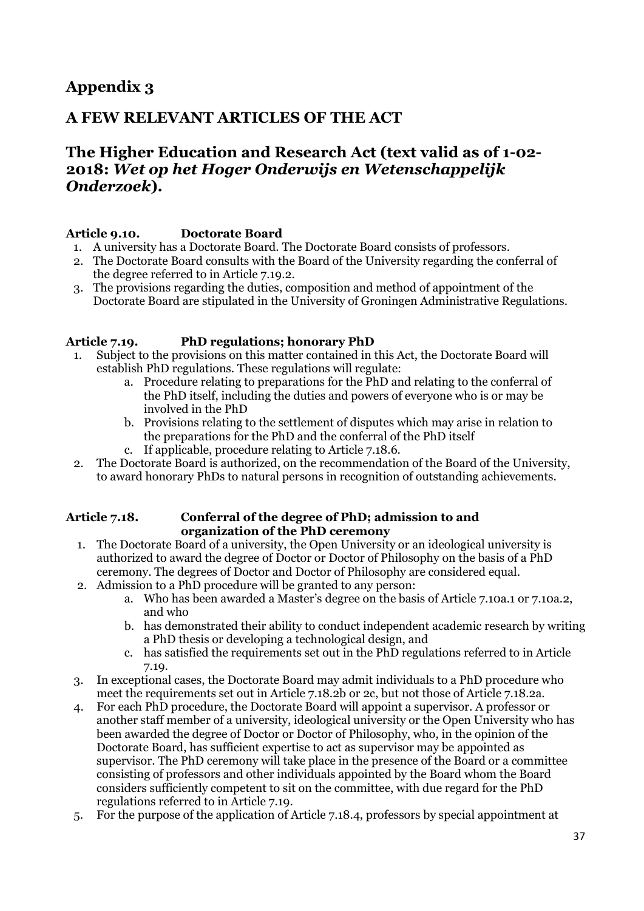# Appendix 3

## A FEW RELEVANT ARTICLES OF THE ACT

## The Higher Education and Research Act (text valid as of 1-02-2018: *Wet op het Hoger Onderwijs en Wetenschappelijk Onderzoek*).

### Article 9.10. Doctorate Board

1. A university has a Doctorate Board. The Doctorate Board consists of professors.
2. The Doctorate Board consults with the Board of the University regarding the conferral of the degree referred to in Article 7.19.2.
3. The provisions regarding the duties, composition and method of appointment of the Doctorate Board are stipulated in the University of Groningen Administrative Regulations.

### Article 7.19. PhD regulations; honorary PhD

1. Subject to the provisions on this matter contained in this Act, the Doctorate Board will establish PhD regulations. These regulations will regulate:
    a. Procedure relating to preparations for the PhD and relating to the conferral of the PhD itself, including the duties and powers of everyone who is or may be involved in the PhD
    b. Provisions relating to the settlement of disputes which may arise in relation to the preparations for the PhD and the conferral of the PhD itself
    c. If applicable, procedure relating to Article 7.18.6.
2. The Doctorate Board is authorized, on the recommendation of the Board of the University, to award honorary PhDs to natural persons in recognition of outstanding achievements.

### Article 7.18. Conferral of the degree of PhD; admission to and organization of the PhD ceremony

1. The Doctorate Board of a university, the Open University or an ideological university is authorized to award the degree of Doctor or Doctor of Philosophy on the basis of a PhD ceremony. The degrees of Doctor and Doctor of Philosophy are considered equal.
2. Admission to a PhD procedure will be granted to any person:
    a. Who has been awarded a Master's degree on the basis of Article 7.10a.1 or 7.10a.2, and who
    b. has demonstrated their ability to conduct independent academic research by writing a PhD thesis or developing a technological design, and
    c. has satisfied the requirements set out in the PhD regulations referred to in Article 7.19.
3. In exceptional cases, the Doctorate Board may admit individuals to a PhD procedure who meet the requirements set out in Article 7.18.2b or 2c, but not those of Article 7.18.2a.
4. For each PhD procedure, the Doctorate Board will appoint a supervisor. A professor or another staff member of a university, ideological university or the Open University who has been awarded the degree of Doctor or Doctor of Philosophy, who, in the opinion of the Doctorate Board, has sufficient expertise to act as supervisor may be appointed as supervisor. The PhD ceremony will take place in the presence of the Board or a committee consisting of professors and other individuals appointed by the Board whom the Board considers sufficiently competent to sit on the committee, with due regard for the PhD regulations referred to in Article 7.19.
5. For the purpose of the application of Article 7.18.4, professors by special appointment at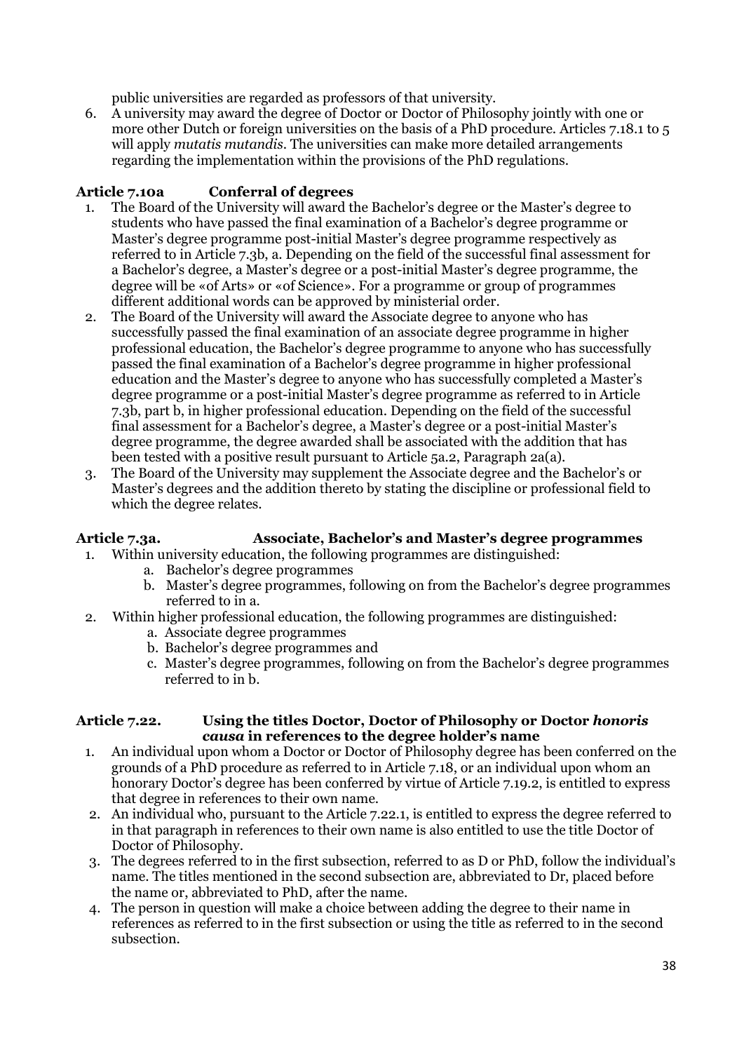public universities are regarded as professors of that university.

6. A university may award the degree of Doctor or Doctor of Philosophy jointly with one or more other Dutch or foreign universities on the basis of a PhD procedure. Articles 7.18.1 to 5 will apply *mutatis mutandis*. The universities can make more detailed arrangements regarding the implementation within the provisions of the PhD regulations.

### Article 7.10a Conferral of degrees

1. The Board of the University will award the Bachelor's degree or the Master's degree to students who have passed the final examination of a Bachelor's degree programme or Master's degree programme post-initial Master's degree programme respectively as referred to in Article 7.3b, a. Depending on the field of the successful final assessment for a Bachelor's degree, a Master's degree or a post-initial Master's degree programme, the degree will be «of Arts» or «of Science». For a programme or group of programmes different additional words can be approved by ministerial order.
2. The Board of the University will award the Associate degree to anyone who has successfully passed the final examination of an associate degree programme in higher professional education, the Bachelor's degree programme to anyone who has successfully passed the final examination of a Bachelor's degree programme in higher professional education and the Master's degree to anyone who has successfully completed a Master's degree programme or a post-initial Master's degree programme as referred to in Article 7.3b, part b, in higher professional education. Depending on the field of the successful final assessment for a Bachelor's degree, a Master's degree or a post-initial Master's degree programme, the degree awarded shall be associated with the addition that has been tested with a positive result pursuant to Article 5a.2, Paragraph 2a(a).
3. The Board of the University may supplement the Associate degree and the Bachelor's or Master's degrees and the addition thereto by stating the discipline or professional field to which the degree relates.

### Article 7.3a. Associate, Bachelor's and Master's degree programmes

1. Within university education, the following programmes are distinguished:
   a. Bachelor's degree programmes
   b. Master's degree programmes, following on from the Bachelor's degree programmes referred to in a.
2. Within higher professional education, the following programmes are distinguished:
   a. Associate degree programmes
   b. Bachelor's degree programmes and
   c. Master's degree programmes, following on from the Bachelor's degree programmes referred to in b.

### Article 7.22. Using the titles Doctor, Doctor of Philosophy or Doctor *honoris causa* in references to the degree holder's name

1. An individual upon whom a Doctor or Doctor of Philosophy degree has been conferred on the grounds of a PhD procedure as referred to in Article 7.18, or an individual upon whom an honorary Doctor's degree has been conferred by virtue of Article 7.19.2, is entitled to express that degree in references to their own name.
2. An individual who, pursuant to the Article 7.22.1, is entitled to express the degree referred to in that paragraph in references to their own name is also entitled to use the title Doctor of Doctor of Philosophy.
3. The degrees referred to in the first subsection, referred to as D or PhD, follow the individual's name. The titles mentioned in the second subsection are, abbreviated to Dr, placed before the name or, abbreviated to PhD, after the name.
4. The person in question will make a choice between adding the degree to their name in references as referred to in the first subsection or using the title as referred to in the second subsection.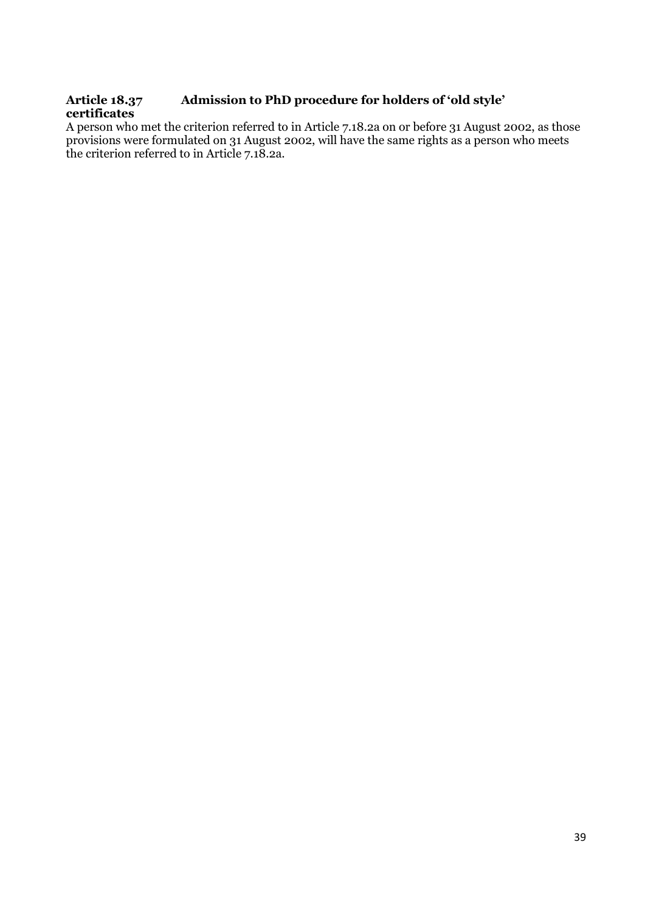**Article 18.37 Admission to PhD procedure for holders of 'old style' certificates**

A person who met the criterion referred to in Article 7.18.2a on or before 31 August 2002, as those provisions were formulated on 31 August 2002, will have the same rights as a person who meets the criterion referred to in Article 7.18.2a.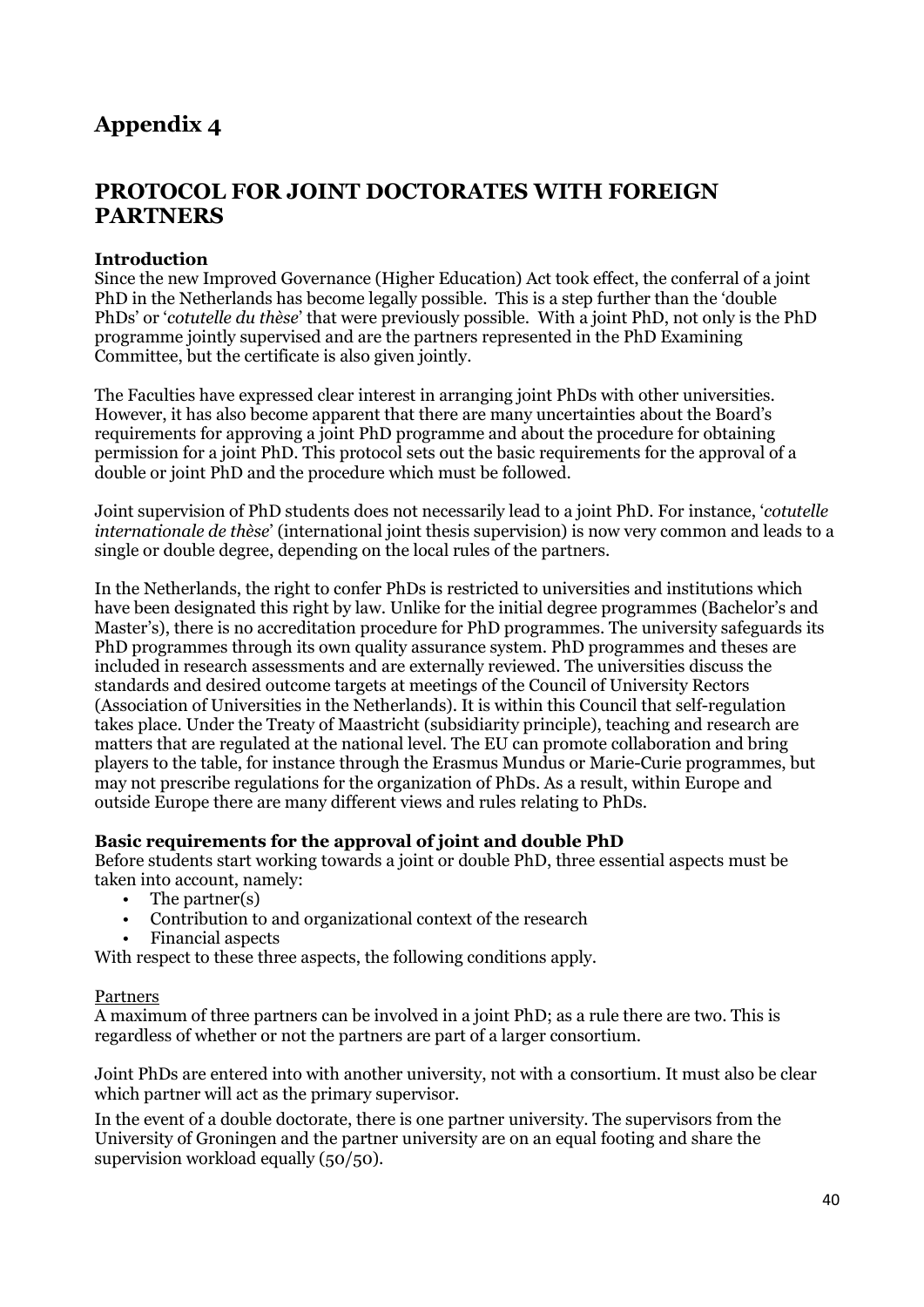# Appendix 4

## PROTOCOL FOR JOINT DOCTORATES WITH FOREIGN PARTNERS

**Introduction**

Since the new Improved Governance (Higher Education) Act took effect, the conferral of a joint PhD in the Netherlands has become legally possible. This is a step further than the 'double PhDs' or '*cotutelle du thèse*' that were previously possible. With a joint PhD, not only is the PhD programme jointly supervised and are the partners represented in the PhD Examining Committee, but the certificate is also given jointly.

The Faculties have expressed clear interest in arranging joint PhDs with other universities. However, it has also become apparent that there are many uncertainties about the Board's requirements for approving a joint PhD programme and about the procedure for obtaining permission for a joint PhD. This protocol sets out the basic requirements for the approval of a double or joint PhD and the procedure which must be followed.

Joint supervision of PhD students does not necessarily lead to a joint PhD. For instance, '*cotutelle internationale de thèse*' (international joint thesis supervision) is now very common and leads to a single or double degree, depending on the local rules of the partners.

In the Netherlands, the right to confer PhDs is restricted to universities and institutions which have been designated this right by law. Unlike for the initial degree programmes (Bachelor's and Master's), there is no accreditation procedure for PhD programmes. The university safeguards its PhD programmes through its own quality assurance system. PhD programmes and theses are included in research assessments and are externally reviewed. The universities discuss the standards and desired outcome targets at meetings of the Council of University Rectors (Association of Universities in the Netherlands). It is within this Council that self-regulation takes place. Under the Treaty of Maastricht (subsidiarity principle), teaching and research are matters that are regulated at the national level. The EU can promote collaboration and bring players to the table, for instance through the Erasmus Mundus or Marie-Curie programmes, but may not prescribe regulations for the organization of PhDs. As a result, within Europe and outside Europe there are many different views and rules relating to PhDs.

**Basic requirements for the approval of joint and double PhD**

Before students start working towards a joint or double PhD, three essential aspects must be taken into account, namely:

- The partner(s)
- Contribution to and organizational context of the research
- Financial aspects

With respect to these three aspects, the following conditions apply.

Partners

A maximum of three partners can be involved in a joint PhD; as a rule there are two. This is regardless of whether or not the partners are part of a larger consortium.

Joint PhDs are entered into with another university, not with a consortium. It must also be clear which partner will act as the primary supervisor.

In the event of a double doctorate, there is one partner university. The supervisors from the University of Groningen and the partner university are on an equal footing and share the supervision workload equally (50/50).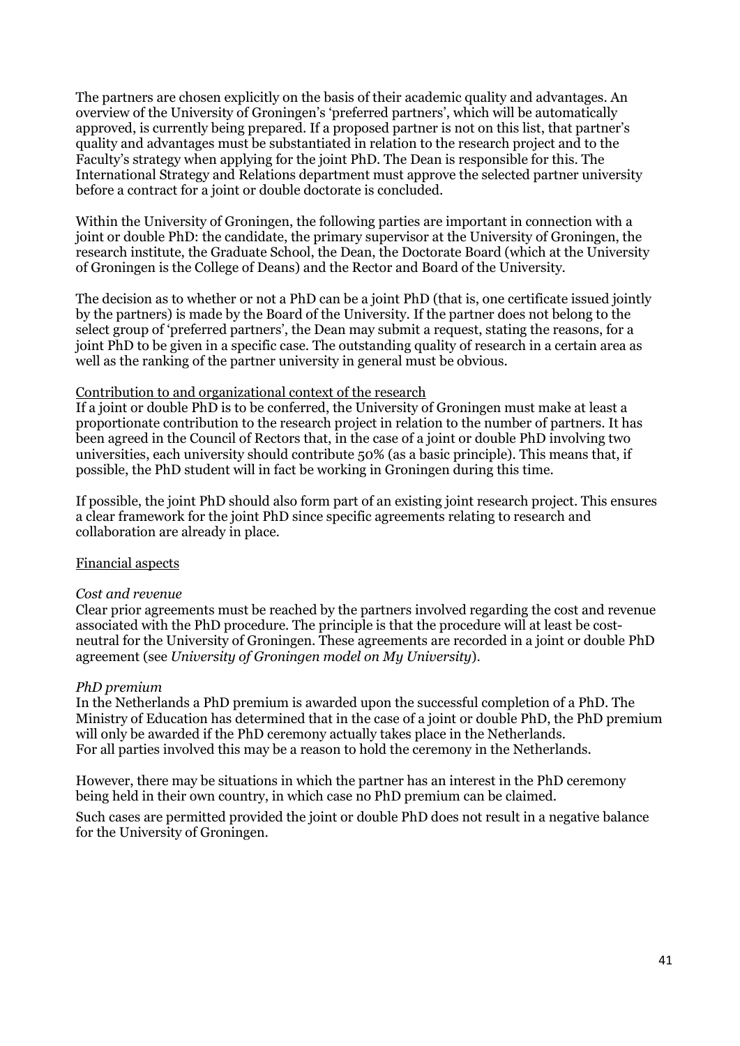The partners are chosen explicitly on the basis of their academic quality and advantages. An overview of the University of Groningen's 'preferred partners', which will be automatically approved, is currently being prepared. If a proposed partner is not on this list, that partner's quality and advantages must be substantiated in relation to the research project and to the Faculty's strategy when applying for the joint PhD. The Dean is responsible for this. The International Strategy and Relations department must approve the selected partner university before a contract for a joint or double doctorate is concluded.

Within the University of Groningen, the following parties are important in connection with a joint or double PhD: the candidate, the primary supervisor at the University of Groningen, the research institute, the Graduate School, the Dean, the Doctorate Board (which at the University of Groningen is the College of Deans) and the Rector and Board of the University.

The decision as to whether or not a PhD can be a joint PhD (that is, one certificate issued jointly by the partners) is made by the Board of the University. If the partner does not belong to the select group of 'preferred partners', the Dean may submit a request, stating the reasons, for a joint PhD to be given in a specific case. The outstanding quality of research in a certain area as well as the ranking of the partner university in general must be obvious.

<u>Contribution to and organizational context of the research</u>

If a joint or double PhD is to be conferred, the University of Groningen must make at least a proportionate contribution to the research project in relation to the number of partners. It has been agreed in the Council of Rectors that, in the case of a joint or double PhD involving two universities, each university should contribute 50% (as a basic principle). This means that, if possible, the PhD student will in fact be working in Groningen during this time.

If possible, the joint PhD should also form part of an existing joint research project. This ensures a clear framework for the joint PhD since specific agreements relating to research and collaboration are already in place.

<u>Financial aspects</u>

*Cost and revenue*

Clear prior agreements must be reached by the partners involved regarding the cost and revenue associated with the PhD procedure. The principle is that the procedure will at least be cost-neutral for the University of Groningen. These agreements are recorded in a joint or double PhD agreement (see *University of Groningen model on My University*).

*PhD premium*

In the Netherlands a PhD premium is awarded upon the successful completion of a PhD. The Ministry of Education has determined that in the case of a joint or double PhD, the PhD premium will only be awarded if the PhD ceremony actually takes place in the Netherlands. For all parties involved this may be a reason to hold the ceremony in the Netherlands.

However, there may be situations in which the partner has an interest in the PhD ceremony being held in their own country, in which case no PhD premium can be claimed.

Such cases are permitted provided the joint or double PhD does not result in a negative balance for the University of Groningen.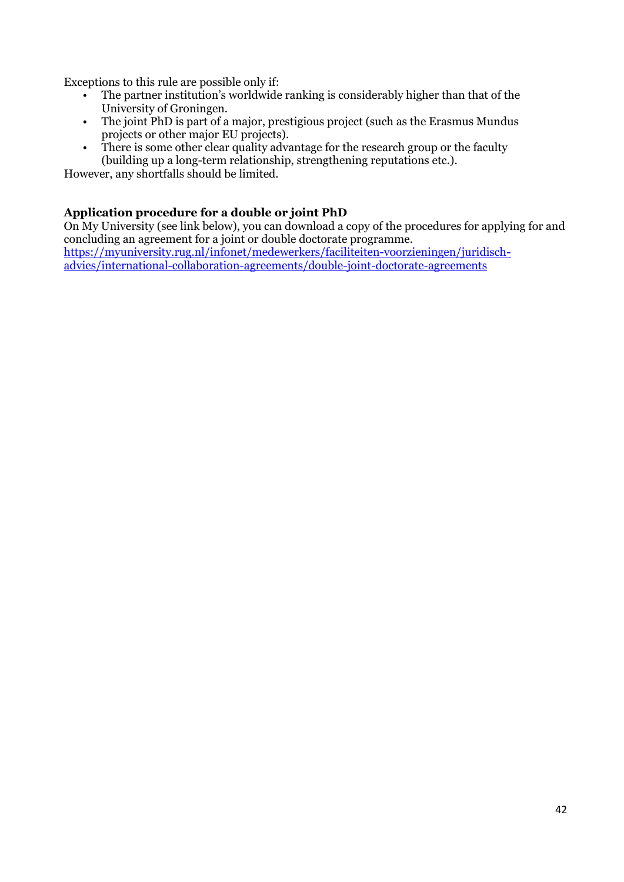Exceptions to this rule are possible only if:

- The partner institution's worldwide ranking is considerably higher than that of the University of Groningen.
- The joint PhD is part of a major, prestigious project (such as the Erasmus Mundus projects or other major EU projects).
- There is some other clear quality advantage for the research group or the faculty (building up a long-term relationship, strengthening reputations etc.).

However, any shortfalls should be limited.

**Application procedure for a double or joint PhD**

On My University (see link below), you can download a copy of the procedures for applying for and concluding an agreement for a joint or double doctorate programme.
[https://myuniversity.rug.nl/infonet/medewerkers/faciliteiten-voorzieningen/juridisch-advies/international-collaboration-agreements/double-joint-doctorate-agreements](https://myuniversity.rug.nl/infonet/medewerkers/faciliteiten-voorzieningen/juridisch-advies/international-collaboration-agreements/double-joint-doctorate-agreements)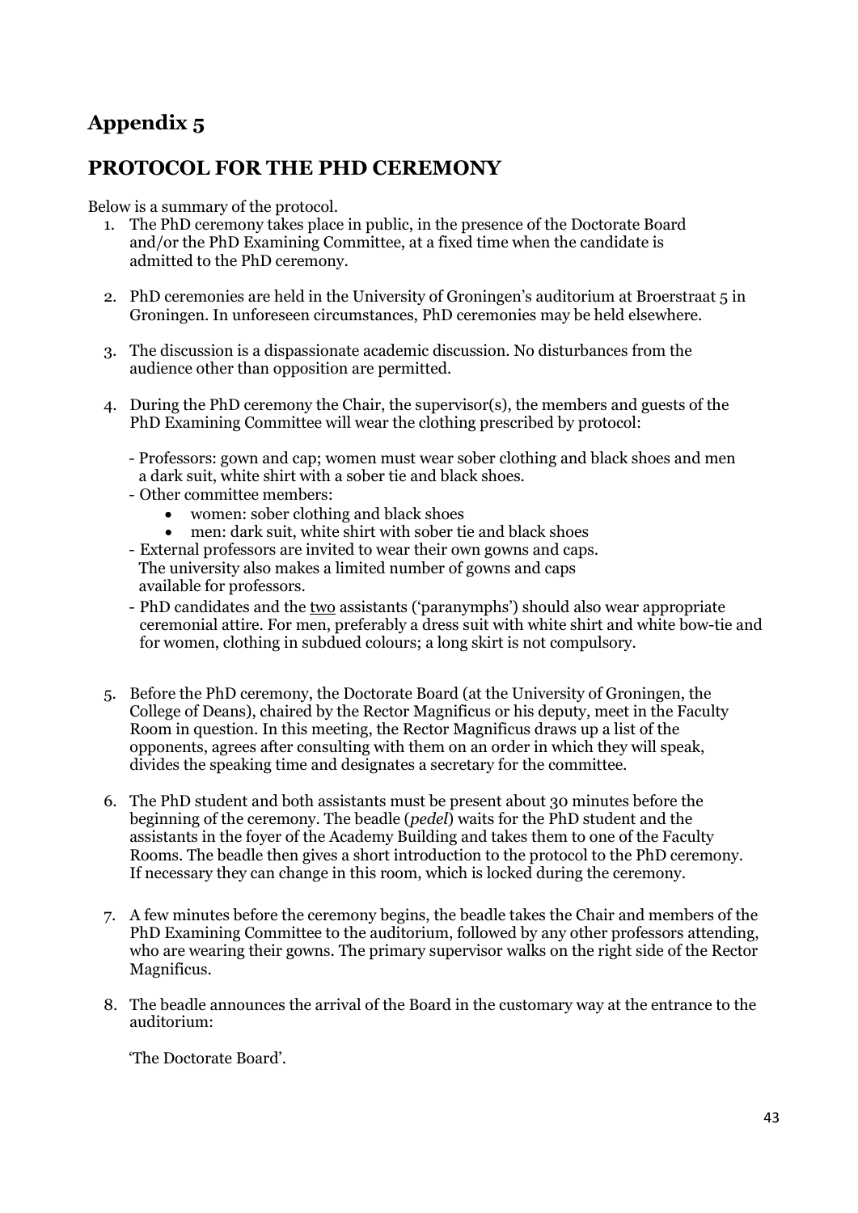# Appendix 5

## PROTOCOL FOR THE PHD CEREMONY

Below is a summary of the protocol.

1. The PhD ceremony takes place in public, in the presence of the Doctorate Board and/or the PhD Examining Committee, at a fixed time when the candidate is admitted to the PhD ceremony.

2. PhD ceremonies are held in the University of Groningen's auditorium at Broerstraat 5 in Groningen. In unforeseen circumstances, PhD ceremonies may be held elsewhere.

3. The discussion is a dispassionate academic discussion. No disturbances from the audience other than opposition are permitted.

4. During the PhD ceremony the Chair, the supervisor(s), the members and guests of the PhD Examining Committee will wear the clothing prescribed by protocol:

   - Professors: gown and cap; women must wear sober clothing and black shoes and men a dark suit, white shirt with a sober tie and black shoes.
   - Other committee members:
     - women: sober clothing and black shoes
     - men: dark suit, white shirt with sober tie and black shoes
   - External professors are invited to wear their own gowns and caps. The university also makes a limited number of gowns and caps available for professors.
   - PhD candidates and the two assistants ('paranymphs') should also wear appropriate ceremonial attire. For men, preferably a dress suit with white shirt and white bow-tie and for women, clothing in subdued colours; a long skirt is not compulsory.

5. Before the PhD ceremony, the Doctorate Board (at the University of Groningen, the College of Deans), chaired by the Rector Magnificus or his deputy, meet in the Faculty Room in question. In this meeting, the Rector Magnificus draws up a list of the opponents, agrees after consulting with them on an order in which they will speak, divides the speaking time and designates a secretary for the committee.

6. The PhD student and both assistants must be present about 30 minutes before the beginning of the ceremony. The beadle (*pedel*) waits for the PhD student and the assistants in the foyer of the Academy Building and takes them to one of the Faculty Rooms. The beadle then gives a short introduction to the protocol to the PhD ceremony. If necessary they can change in this room, which is locked during the ceremony.

7. A few minutes before the ceremony begins, the beadle takes the Chair and members of the PhD Examining Committee to the auditorium, followed by any other professors attending, who are wearing their gowns. The primary supervisor walks on the right side of the Rector Magnificus.

8. The beadle announces the arrival of the Board in the customary way at the entrance to the auditorium:

   'The Doctorate Board'.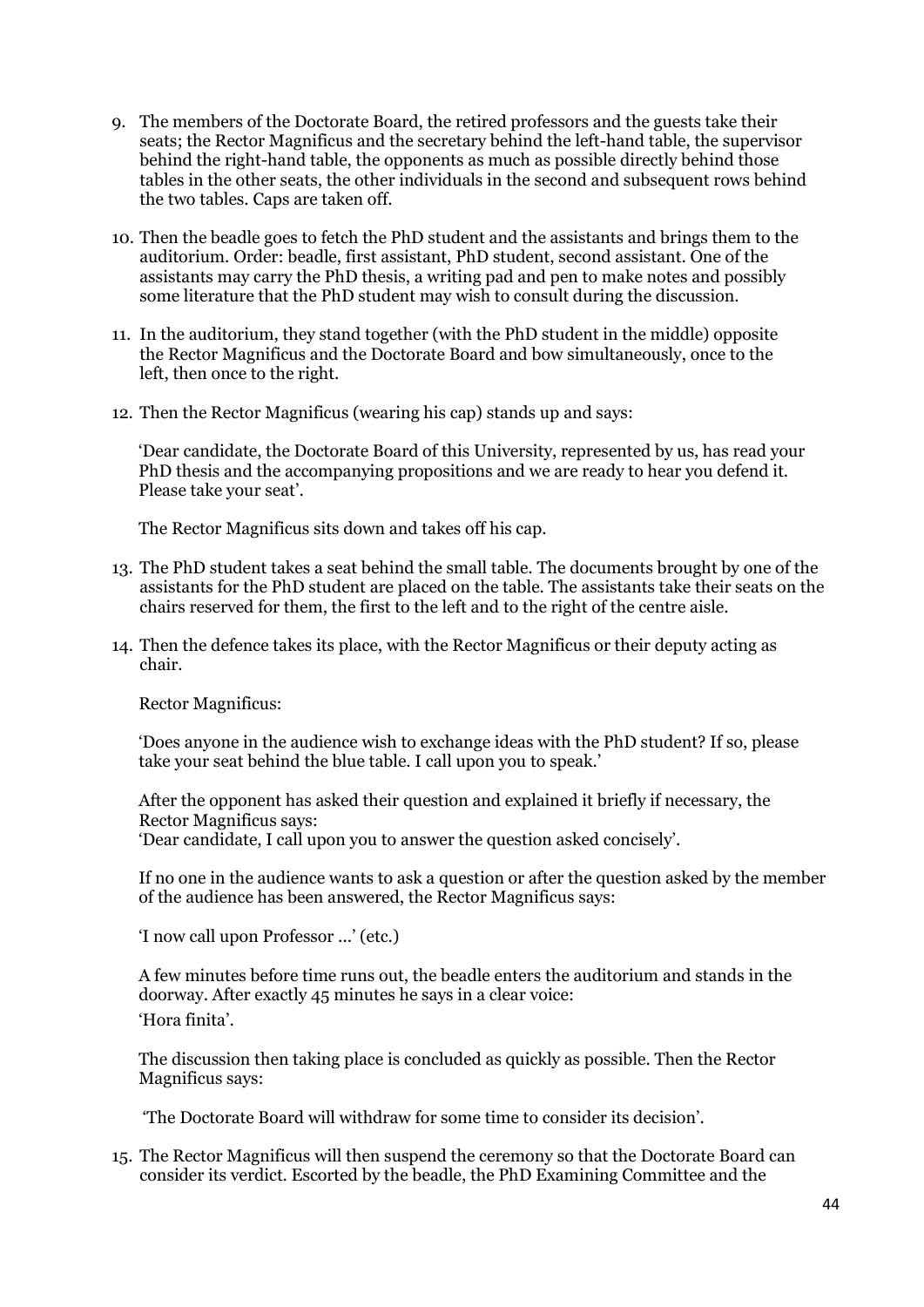9. The members of the Doctorate Board, the retired professors and the guests take their seats; the Rector Magnificus and the secretary behind the left-hand table, the supervisor behind the right-hand table, the opponents as much as possible directly behind those tables in the other seats, the other individuals in the second and subsequent rows behind the two tables. Caps are taken off.

10. Then the beadle goes to fetch the PhD student and the assistants and brings them to the auditorium. Order: beadle, first assistant, PhD student, second assistant. One of the assistants may carry the PhD thesis, a writing pad and pen to make notes and possibly some literature that the PhD student may wish to consult during the discussion.

11. In the auditorium, they stand together (with the PhD student in the middle) opposite the Rector Magnificus and the Doctorate Board and bow simultaneously, once to the left, then once to the right.

12. Then the Rector Magnificus (wearing his cap) stands up and says:

    'Dear candidate, the Doctorate Board of this University, represented by us, has read your PhD thesis and the accompanying propositions and we are ready to hear you defend it. Please take your seat'.

    The Rector Magnificus sits down and takes off his cap.

13. The PhD student takes a seat behind the small table. The documents brought by one of the assistants for the PhD student are placed on the table. The assistants take their seats on the chairs reserved for them, the first to the left and to the right of the centre aisle.

14. Then the defence takes its place, with the Rector Magnificus or their deputy acting as chair.

    Rector Magnificus:

    'Does anyone in the audience wish to exchange ideas with the PhD student? If so, please take your seat behind the blue table. I call upon you to speak.'

    After the opponent has asked their question and explained it briefly if necessary, the Rector Magnificus says:
    'Dear candidate, I call upon you to answer the question asked concisely'.

    If no one in the audience wants to ask a question or after the question asked by the member of the audience has been answered, the Rector Magnificus says:

    'I now call upon Professor ...' (etc.)

    A few minutes before time runs out, the beadle enters the auditorium and stands in the doorway. After exactly 45 minutes he says in a clear voice:
    'Hora finita'.

    The discussion then taking place is concluded as quickly as possible. Then the Rector Magnificus says:

    'The Doctorate Board will withdraw for some time to consider its decision'.

15. The Rector Magnificus will then suspend the ceremony so that the Doctorate Board can consider its verdict. Escorted by the beadle, the PhD Examining Committee and the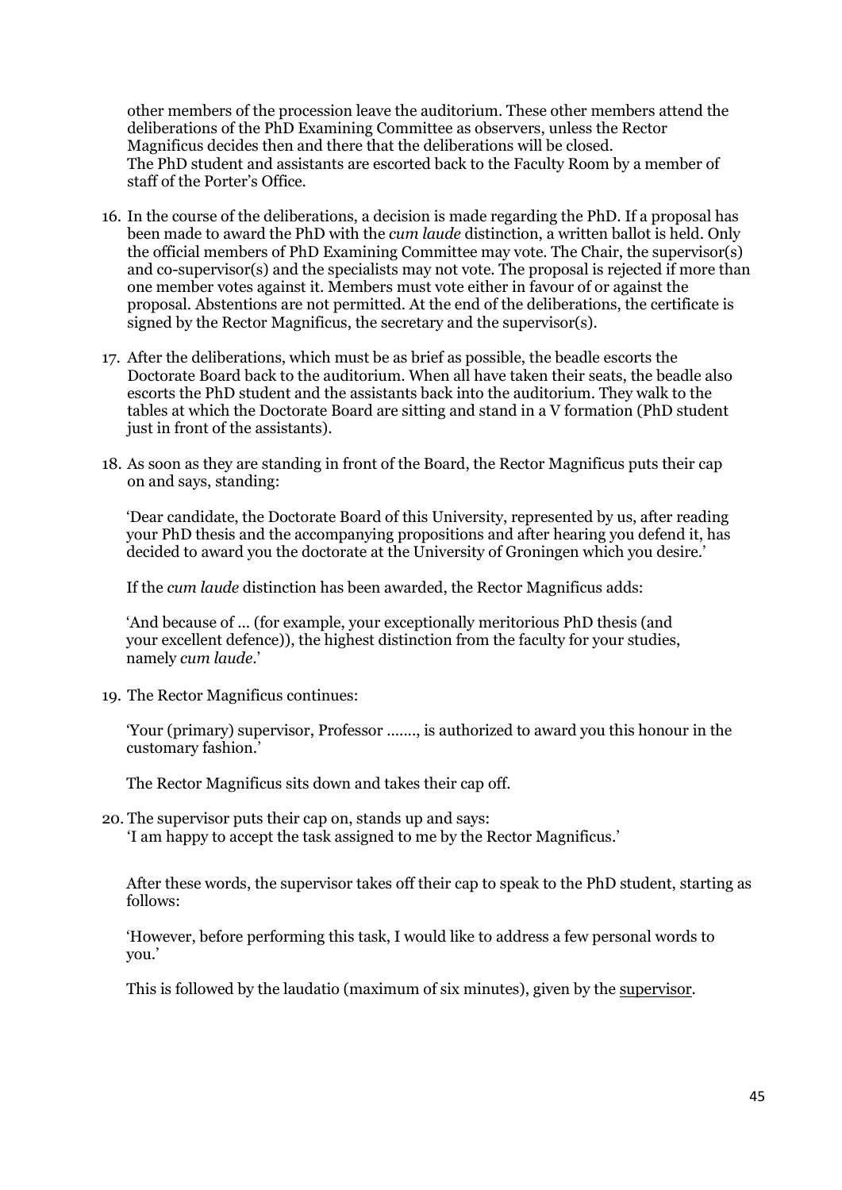other members of the procession leave the auditorium. These other members attend the deliberations of the PhD Examining Committee as observers, unless the Rector Magnificus decides then and there that the deliberations will be closed.
The PhD student and assistants are escorted back to the Faculty Room by a member of staff of the Porter's Office.

16. In the course of the deliberations, a decision is made regarding the PhD. If a proposal has been made to award the PhD with the *cum laude* distinction, a written ballot is held. Only the official members of PhD Examining Committee may vote. The Chair, the supervisor(s) and co-supervisor(s) and the specialists may not vote. The proposal is rejected if more than one member votes against it. Members must vote either in favour of or against the proposal. Abstentions are not permitted. At the end of the deliberations, the certificate is signed by the Rector Magnificus, the secretary and the supervisor(s).

17. After the deliberations, which must be as brief as possible, the beadle escorts the Doctorate Board back to the auditorium. When all have taken their seats, the beadle also escorts the PhD student and the assistants back into the auditorium. They walk to the tables at which the Doctorate Board are sitting and stand in a V formation (PhD student just in front of the assistants).

18. As soon as they are standing in front of the Board, the Rector Magnificus puts their cap on and says, standing:

    'Dear candidate, the Doctorate Board of this University, represented by us, after reading your PhD thesis and the accompanying propositions and after hearing you defend it, has decided to award you the doctorate at the University of Groningen which you desire.'

    If the *cum laude* distinction has been awarded, the Rector Magnificus adds:

    'And because of ... (for example, your exceptionally meritorious PhD thesis (and your excellent defence)), the highest distinction from the faculty for your studies, namely *cum laude*.'

19. The Rector Magnificus continues:

    'Your (primary) supervisor, Professor ......., is authorized to award you this honour in the customary fashion.'

    The Rector Magnificus sits down and takes their cap off.

20. The supervisor puts their cap on, stands up and says:
    'I am happy to accept the task assigned to me by the Rector Magnificus.'

    After these words, the supervisor takes off their cap to speak to the PhD student, starting as follows:

    'However, before performing this task, I would like to address a few personal words to you.'

    This is followed by the laudatio (maximum of six minutes), given by the supervisor.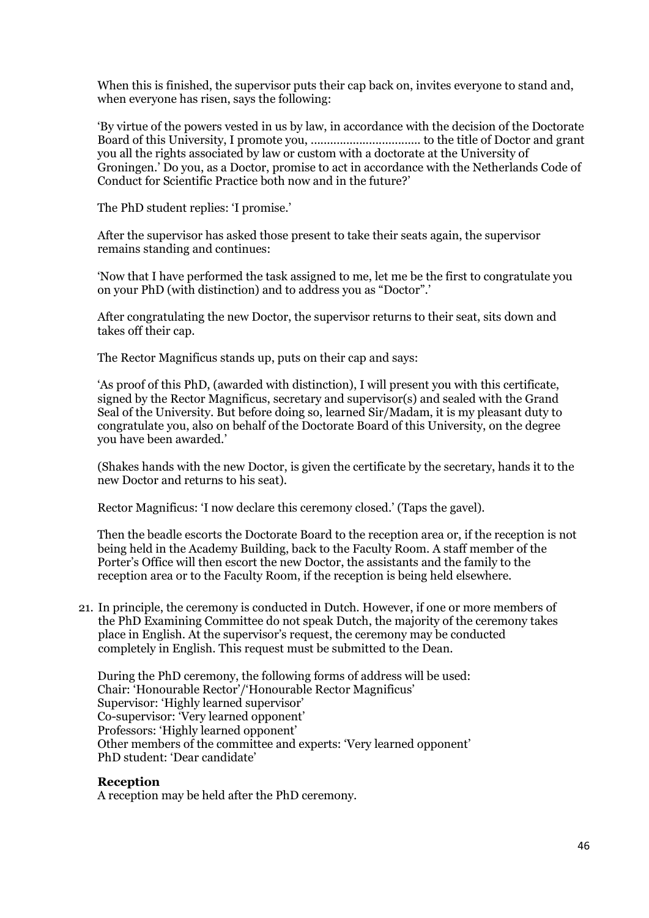When this is finished, the supervisor puts their cap back on, invites everyone to stand and, when everyone has risen, says the following:

'By virtue of the powers vested in us by law, in accordance with the decision of the Doctorate Board of this University, I promote you, ................................ to the title of Doctor and grant you all the rights associated by law or custom with a doctorate at the University of Groningen.' Do you, as a Doctor, promise to act in accordance with the Netherlands Code of Conduct for Scientific Practice both now and in the future?'

The PhD student replies: 'I promise.'

After the supervisor has asked those present to take their seats again, the supervisor remains standing and continues:

'Now that I have performed the task assigned to me, let me be the first to congratulate you on your PhD (with distinction) and to address you as "Doctor".'

After congratulating the new Doctor, the supervisor returns to their seat, sits down and takes off their cap.

The Rector Magnificus stands up, puts on their cap and says:

'As proof of this PhD, (awarded with distinction), I will present you with this certificate, signed by the Rector Magnificus, secretary and supervisor(s) and sealed with the Grand Seal of the University. But before doing so, learned Sir/Madam, it is my pleasant duty to congratulate you, also on behalf of the Doctorate Board of this University, on the degree you have been awarded.'

(Shakes hands with the new Doctor, is given the certificate by the secretary, hands it to the new Doctor and returns to his seat).

Rector Magnificus: 'I now declare this ceremony closed.' (Taps the gavel).

Then the beadle escorts the Doctorate Board to the reception area or, if the reception is not being held in the Academy Building, back to the Faculty Room. A staff member of the Porter's Office will then escort the new Doctor, the assistants and the family to the reception area or to the Faculty Room, if the reception is being held elsewhere.

21. In principle, the ceremony is conducted in Dutch. However, if one or more members of the PhD Examining Committee do not speak Dutch, the majority of the ceremony takes place in English. At the supervisor's request, the ceremony may be conducted completely in English. This request must be submitted to the Dean.

During the PhD ceremony, the following forms of address will be used:
Chair: 'Honourable Rector'/'Honourable Rector Magnificus'
Supervisor: 'Highly learned supervisor'
Co-supervisor: 'Very learned opponent'
Professors: 'Highly learned opponent'
Other members of the committee and experts: 'Very learned opponent'
PhD student: 'Dear candidate'

**Reception**
A reception may be held after the PhD ceremony.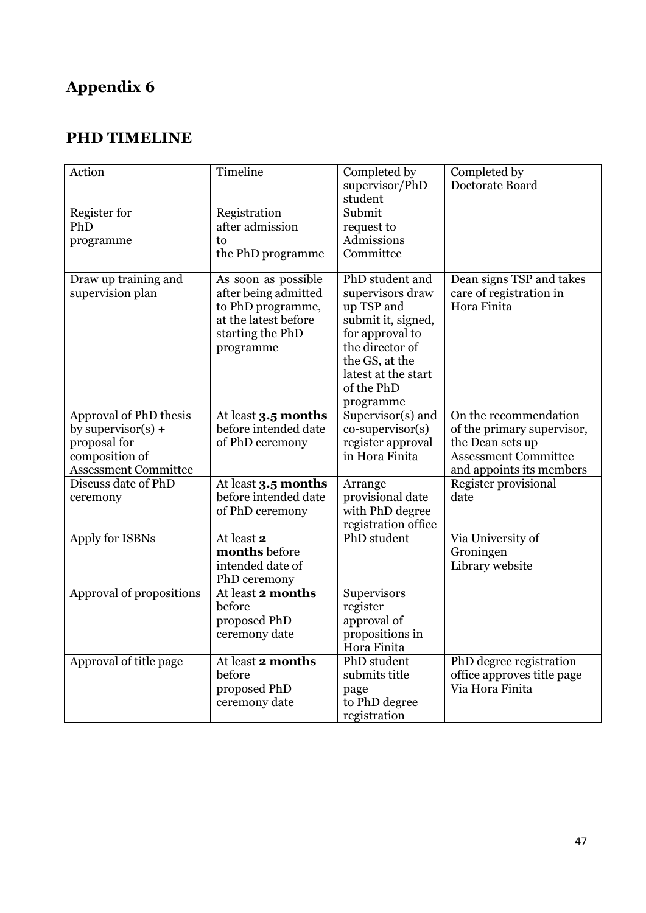# Appendix 6

## PHD TIMELINE

| Action | Timeline | Completed by supervisor/PhD student | Completed by Doctorate Board |
|---|---|---|---|
| Register for PhD programme | Registration after admission to the PhD programme | Submit request to Admissions Committee | |
| Draw up training and supervision plan | As soon as possible after being admitted to PhD programme, at the latest before starting the PhD programme | PhD student and supervisors draw up TSP and submit it, signed, for approval to the director of the GS, at the latest at the start of the PhD programme | Dean signs TSP and takes care of registration in Hora Finita |
| Approval of PhD thesis by supervisor(s) + proposal for composition of Assessment Committee | At least **3.5 months** before intended date of PhD ceremony | Supervisor(s) and co-supervisor(s) register approval in Hora Finita | On the recommendation of the primary supervisor, the Dean sets up Assessment Committee and appoints its members |
| Discuss date of PhD ceremony | At least **3.5 months** before intended date of PhD ceremony | Arrange provisional date with PhD degree registration office | Register provisional date |
| Apply for ISBNs | At least **2 months** before intended date of PhD ceremony | PhD student | Via University of Groningen Library website |
| Approval of propositions | At least **2 months** before proposed PhD ceremony date | Supervisors register approval of propositions in Hora Finita | |
| Approval of title page | At least **2 months** before proposed PhD ceremony date | PhD student submits title page to PhD degree registration | PhD degree registration office approves title page Via Hora Finita |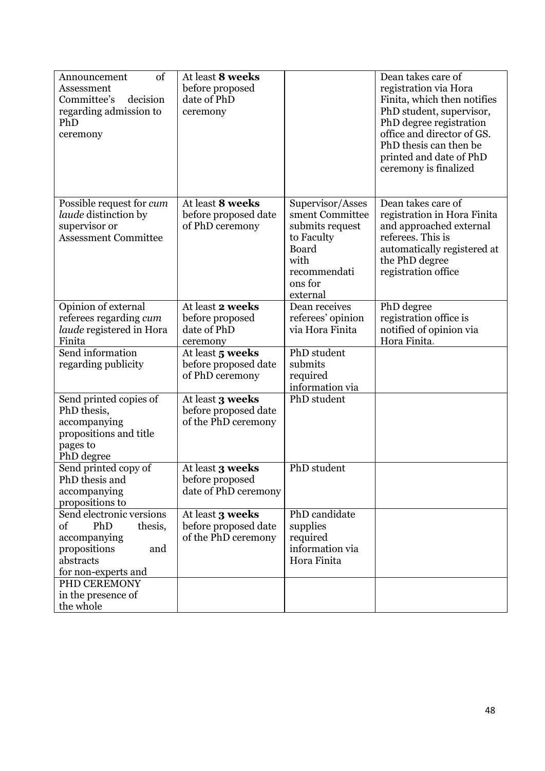| Announcement of Assessment Committee's decision regarding admission to PhD ceremony | At least **8 weeks** before proposed date of PhD ceremony | | Dean takes care of registration via Hora Finita, which then notifies PhD student, supervisor, PhD degree registration office and director of GS. PhD thesis can then be printed and date of PhD ceremony is finalized |
|---|---|---|---|
| Possible request for *cum laude* distinction by supervisor or Assessment Committee | At least **8 weeks** before proposed date of PhD ceremony | Supervisor/Assessment Committee submits request to Faculty Board with recommendations for external | Dean takes care of registration in Hora Finita and approached external referees. This is automatically registered at the PhD degree registration office |
| Opinion of external referees regarding *cum laude* registered in Hora Finita | At least **2 weeks** before proposed date of PhD ceremony | Dean receives referees' opinion via Hora Finita | PhD degree registration office is notified of opinion via Hora Finita. |
| Send information regarding publicity | At least **5 weeks** before proposed date of PhD ceremony | PhD student submits required information via | |
| Send printed copies of PhD thesis, accompanying propositions and title pages to PhD degree | At least **3 weeks** before proposed date of the PhD ceremony | PhD student | |
| Send printed copy of PhD thesis and accompanying propositions to | At least **3 weeks** before proposed date of PhD ceremony | PhD student | |
| Send electronic versions of PhD thesis, accompanying propositions and abstracts for non-experts and | At least **3 weeks** before proposed date of the PhD ceremony | PhD candidate supplies required information via Hora Finita | |
| PHD CEREMONY in the presence of the whole | | | |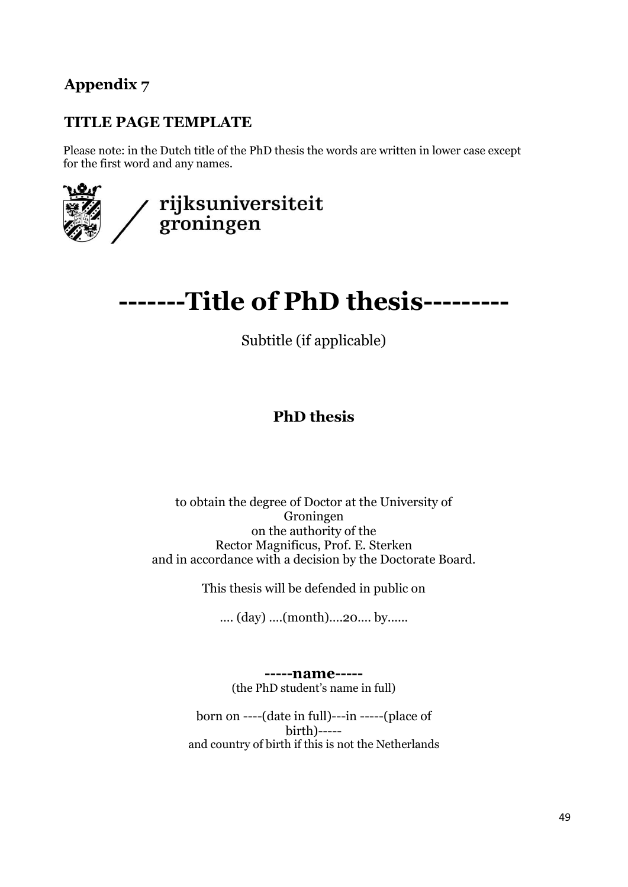## Appendix 7

### TITLE PAGE TEMPLATE

Please note: in the Dutch title of the PhD thesis the words are written in lower case except for the first word and any names.

rijksuniversiteit groningen

# -------Title of PhD thesis---------

Subtitle (if applicable)

**PhD thesis**

to obtain the degree of Doctor at the University of Groningen
on the authority of the
Rector Magnificus, Prof. E. Sterken
and in accordance with a decision by the Doctorate Board.

This thesis will be defended in public on

.... (day) ....(month)....20.... by......

**-----name-----**
(the PhD student's name in full)

born on ----(date in full)---in -----(place of birth)-----
and country of birth if this is not the Netherlands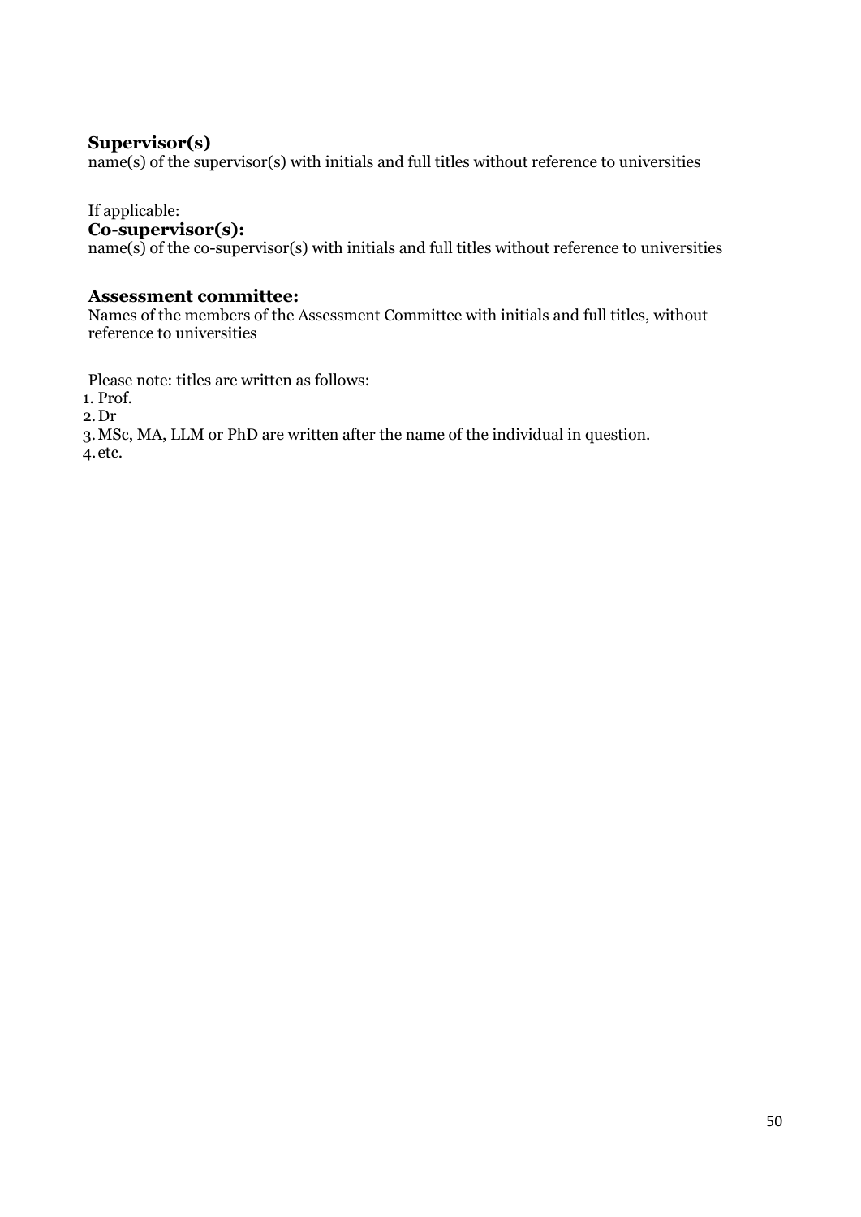**Supervisor(s)**
name(s) of the supervisor(s) with initials and full titles without reference to universities

If applicable:
**Co-supervisor(s):**
name(s) of the co-supervisor(s) with initials and full titles without reference to universities

**Assessment committee:**
Names of the members of the Assessment Committee with initials and full titles, without reference to universities

Please note: titles are written as follows:

1. Prof.
2. Dr
3. MSc, MA, LLM or PhD are written after the name of the individual in question.
4. etc.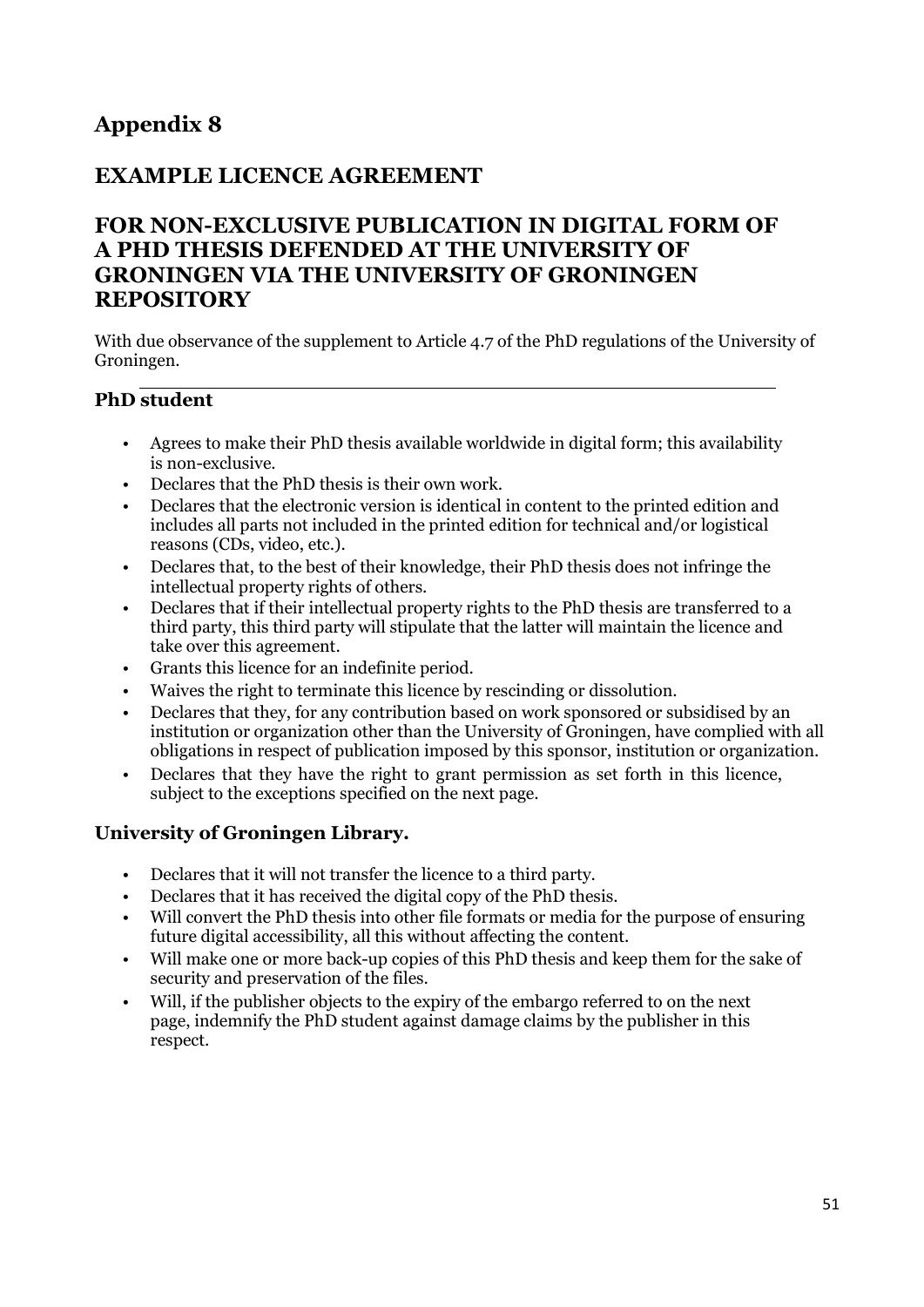# Appendix 8

## EXAMPLE LICENCE AGREEMENT

## FOR NON-EXCLUSIVE PUBLICATION IN DIGITAL FORM OF A PHD THESIS DEFENDED AT THE UNIVERSITY OF GRONINGEN VIA THE UNIVERSITY OF GRONINGEN REPOSITORY

With due observance of the supplement to Article 4.7 of the PhD regulations of the University of Groningen.

### PhD student

- Agrees to make their PhD thesis available worldwide in digital form; this availability is non-exclusive.
- Declares that the PhD thesis is their own work.
- Declares that the electronic version is identical in content to the printed edition and includes all parts not included in the printed edition for technical and/or logistical reasons (CDs, video, etc.).
- Declares that, to the best of their knowledge, their PhD thesis does not infringe the intellectual property rights of others.
- Declares that if their intellectual property rights to the PhD thesis are transferred to a third party, this third party will stipulate that the latter will maintain the licence and take over this agreement.
- Grants this licence for an indefinite period.
- Waives the right to terminate this licence by rescinding or dissolution.
- Declares that they, for any contribution based on work sponsored or subsidised by an institution or organization other than the University of Groningen, have complied with all obligations in respect of publication imposed by this sponsor, institution or organization.
- Declares that they have the right to grant permission as set forth in this licence, subject to the exceptions specified on the next page.

### University of Groningen Library.

- Declares that it will not transfer the licence to a third party.
- Declares that it has received the digital copy of the PhD thesis.
- Will convert the PhD thesis into other file formats or media for the purpose of ensuring future digital accessibility, all this without affecting the content.
- Will make one or more back-up copies of this PhD thesis and keep them for the sake of security and preservation of the files.
- Will, if the publisher objects to the expiry of the embargo referred to on the next page, indemnify the PhD student against damage claims by the publisher in this respect.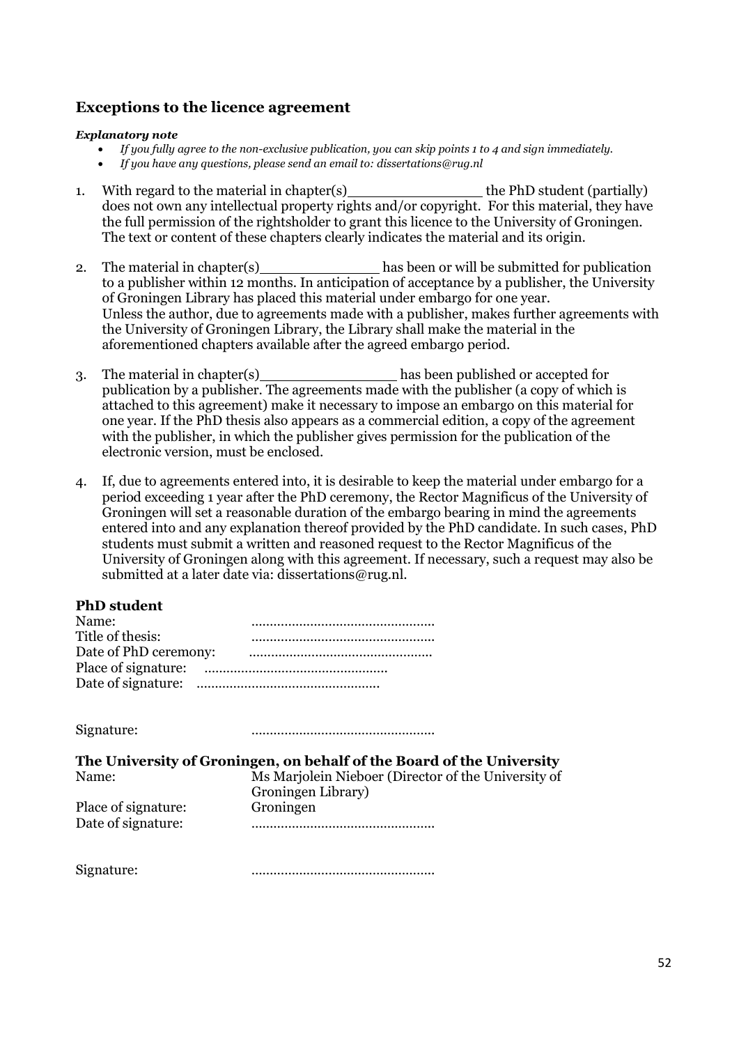## Exceptions to the licence agreement

***Explanatory note***

- *If you fully agree to the non-exclusive publication, you can skip points 1 to 4 and sign immediately.*
- *If you have any questions, please send an email to: dissertations@rug.nl*

1. With regard to the material in chapter(s)_______________ the PhD student (partially) does not own any intellectual property rights and/or copyright. For this material, they have the full permission of the rightsholder to grant this licence to the University of Groningen. The text or content of these chapters clearly indicates the material and its origin.

2. The material in chapter(s)_____________ has been or will be submitted for publication to a publisher within 12 months. In anticipation of acceptance by a publisher, the University of Groningen Library has placed this material under embargo for one year.
   Unless the author, due to agreements made with a publisher, makes further agreements with the University of Groningen Library, the Library shall make the material in the aforementioned chapters available after the agreed embargo period.

3. The material in chapter(s)_______________ has been published or accepted for publication by a publisher. The agreements made with the publisher (a copy of which is attached to this agreement) make it necessary to impose an embargo on this material for one year. If the PhD thesis also appears as a commercial edition, a copy of the agreement with the publisher, in which the publisher gives permission for the publication of the electronic version, must be enclosed.

4. If, due to agreements entered into, it is desirable to keep the material under embargo for a period exceeding 1 year after the PhD ceremony, the Rector Magnificus of the University of Groningen will set a reasonable duration of the embargo bearing in mind the agreements entered into and any explanation thereof provided by the PhD candidate. In such cases, PhD students must submit a written and reasoned request to the Rector Magnificus of the University of Groningen along with this agreement. If necessary, such a request may also be submitted at a later date via: dissertations@rug.nl.

**PhD student**

Name: ………………………………………….
Title of thesis: ………………………………………….
Date of PhD ceremony: ………………………………………….
Place of signature: ………………………………………….
Date of signature: ………………………………………….

Signature: ………………………………………….

**The University of Groningen, on behalf of the Board of the University**

Name: Ms Marjolein Nieboer (Director of the University of Groningen Library)
Place of signature: Groningen
Date of signature: ………………………………………….

Signature: ………………………………………….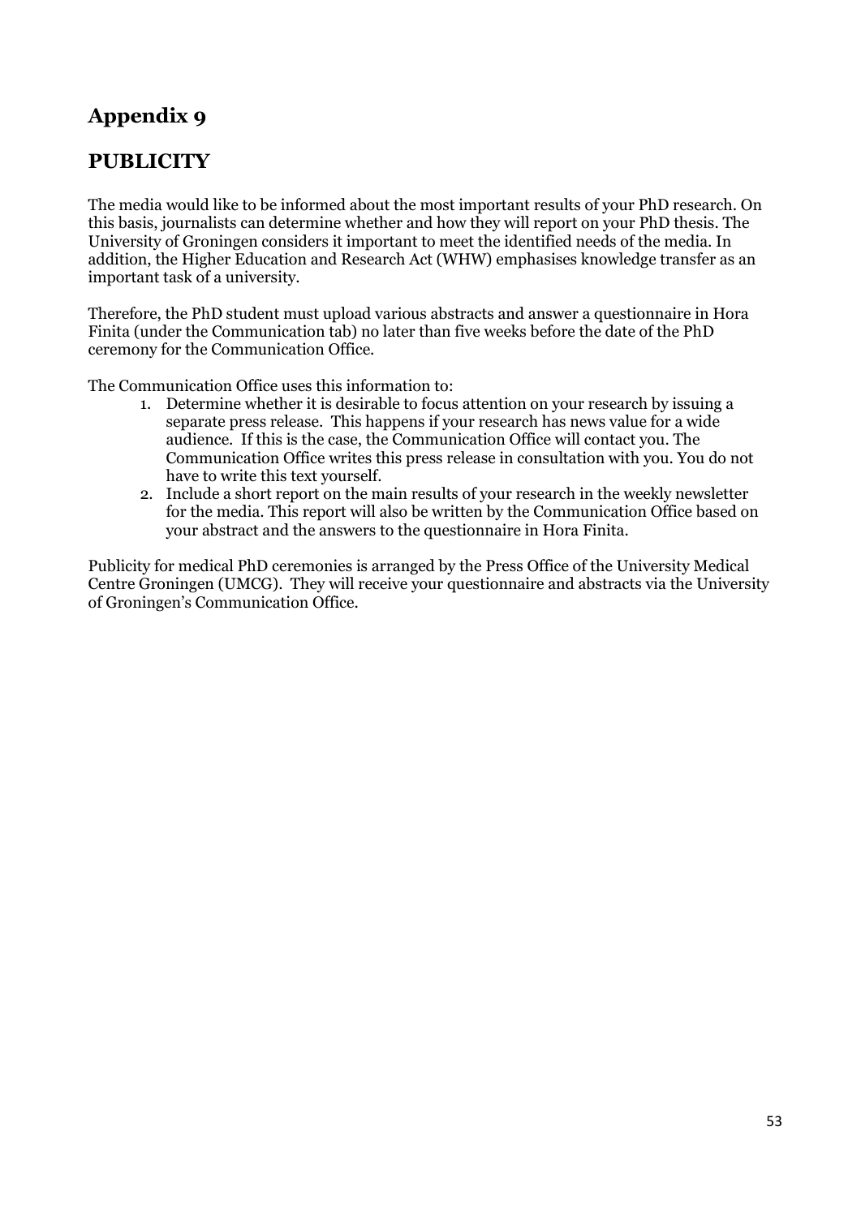# Appendix 9

# PUBLICITY

The media would like to be informed about the most important results of your PhD research. On this basis, journalists can determine whether and how they will report on your PhD thesis. The University of Groningen considers it important to meet the identified needs of the media. In addition, the Higher Education and Research Act (WHW) emphasises knowledge transfer as an important task of a university.

Therefore, the PhD student must upload various abstracts and answer a questionnaire in Hora Finita (under the Communication tab) no later than five weeks before the date of the PhD ceremony for the Communication Office.

The Communication Office uses this information to:

1. Determine whether it is desirable to focus attention on your research by issuing a separate press release. This happens if your research has news value for a wide audience. If this is the case, the Communication Office will contact you. The Communication Office writes this press release in consultation with you. You do not have to write this text yourself.
2. Include a short report on the main results of your research in the weekly newsletter for the media. This report will also be written by the Communication Office based on your abstract and the answers to the questionnaire in Hora Finita.

Publicity for medical PhD ceremonies is arranged by the Press Office of the University Medical Centre Groningen (UMCG). They will receive your questionnaire and abstracts via the University of Groningen's Communication Office.